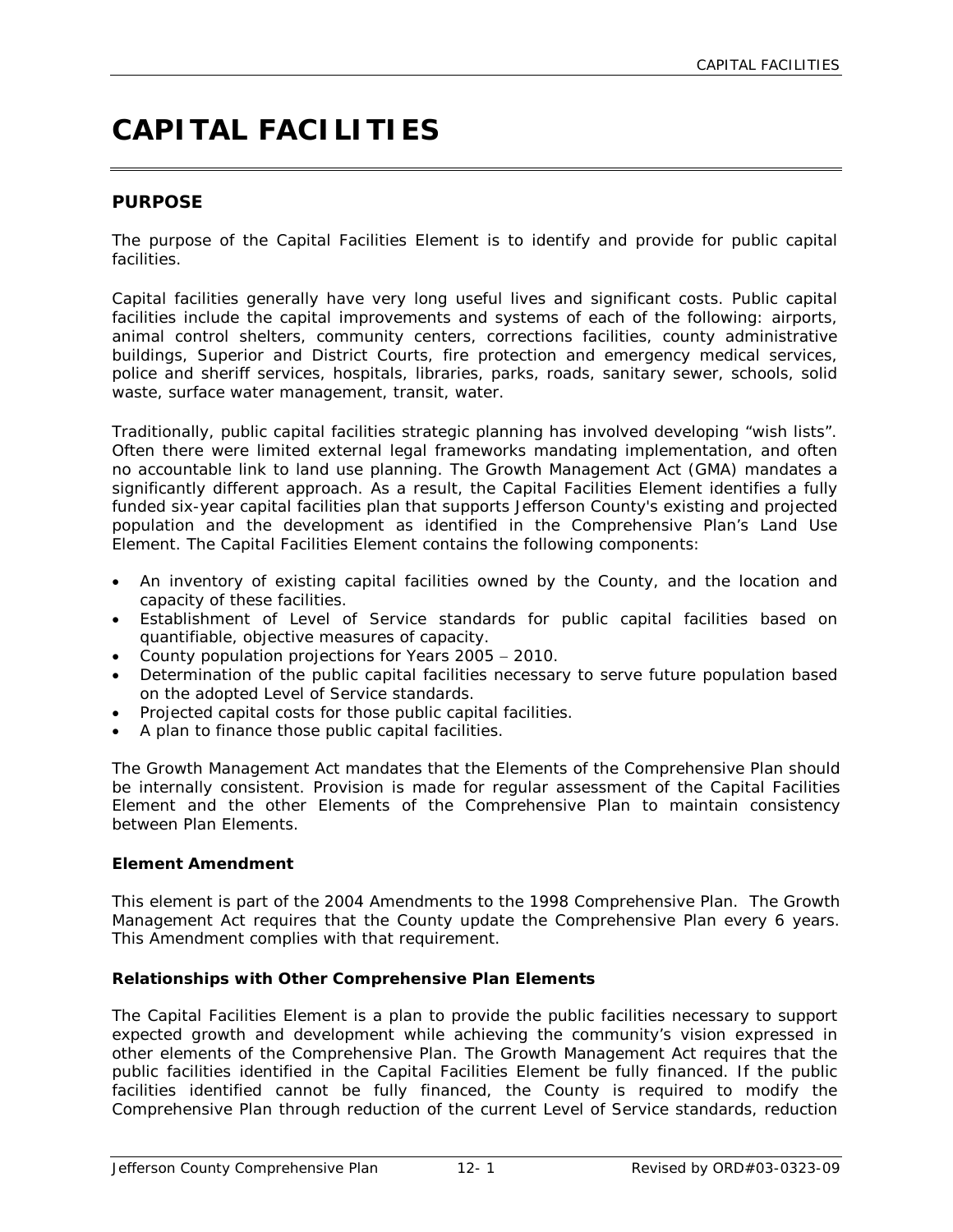# CAPITAL FACILITIES

## PURPOSE

The purpose of the Capital Facilities Element is to identify and provide for public capital facilities.

Capital facilities generally have very long useful lives and significant costs. Public capital facilities include the capital improvements and systems of each of the following: airports, animal control shelters, community centers, corrections facilities, county administrative buildings, Superior and District Courts, fire protection and emergency medical services, police and sheriff services, hospitals, libraries, parks, roads, sanitary sewer, schools, solid waste, surface water management, transit, water.

Traditionally, public capital facilities strategic planning has involved developing "wish lists". Often there were limited external legal frameworks mandating implementation, and often no accountable link to land use planning. The Growth Management Act (GMA) mandates a significantly different approach. As a result, the Capital Facilities Element identifies a fully funded six-year capital facilities plan that supports Jefferson County's existing and projected population and the development as identified in the Comprehensive Plan's Land Use Element. The Capital Facilities Element contains the following components:

- An inventory of existing capital facilities owned by the County, and the location and capacity of these facilities.
- Establishment of Level of Service standards for public capital facilities based on quantifiable, objective measures of capacity.
- County population projections for Years 2005 – 2010.
- Determination of the public capital facilities necessary to serve future population based on the adopted Level of Service standards.
- Projected capital costs for those public capital facilities.
- A plan to finance those public capital facilities.

The Growth Management Act mandates that the Elements of the Comprehensive Plan should be internally consistent. Provision is made for regular assessment of the Capital Facilities Element and the other Elements of the Comprehensive Plan to maintain consistency between Plan Elements.

### Element Amendment

This element is part of the 2004 Amendments to the 1998 Comprehensive Plan. The Growth Management Act requires that the County update the Comprehensive Plan every 6 years. This Amendment complies with that requirement.

### Relationships with Other Comprehensive Plan Elements

The Capital Facilities Element is a plan to provide the public facilities necessary to support expected growth and development while achieving the community's vision expressed in other elements of the Comprehensive Plan. The Growth Management Act requires that the public facilities identified in the Capital Facilities Element be fully financed. If the public facilities identified cannot be fully financed, the County is required to modify the Comprehensive Plan through reduction of the current Level of Service standards, reduction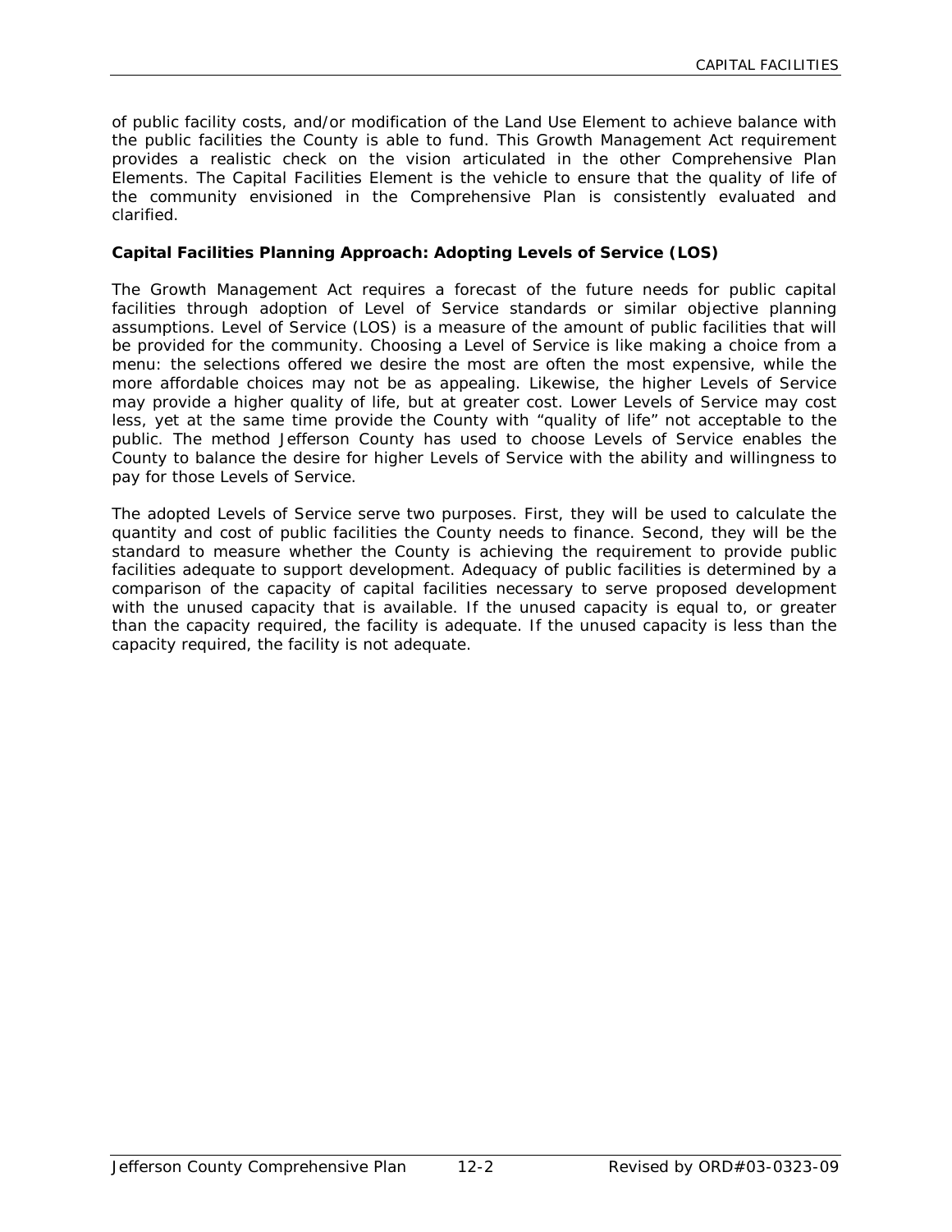of public facility costs, and/or modification of the Land Use Element to achieve balance with the public facilities the County is able to fund. This Growth Management Act requirement provides a realistic check on the vision articulated in the other Comprehensive Plan Elements. The Capital Facilities Element is the vehicle to ensure that the quality of life of the community envisioned in the Comprehensive Plan is consistently evaluated and clarified.

**Capital Facilities Planning Approach: Adopting Levels of Service (LOS)**

The Growth Management Act requires a forecast of the future needs for public capital facilities through adoption of Level of Service standards or similar objective planning assumptions. Level of Service (LOS) is a measure of the amount of public facilities that will be provided for the community. Choosing a Level of Service is like making a choice from a menu: the selections offered we desire the most are often the most expensive, while the more affordable choices may not be as appealing. Likewise, the higher Levels of Service may provide a higher quality of life, but at greater cost. Lower Levels of Service may cost less, yet at the same time provide the County with "quality of life" not acceptable to the public. The method Jefferson County has used to choose Levels of Service enables the County to balance the desire for higher Levels of Service with the ability and willingness to pay for those Levels of Service.

The adopted Levels of Service serve two purposes. First, they will be used to calculate the quantity and cost of public facilities the County needs to finance. Second, they will be the standard to measure whether the County is achieving the requirement to provide public facilities adequate to support development. Adequacy of public facilities is determined by a comparison of the capacity of capital facilities necessary to serve proposed development with the unused capacity that is available. If the unused capacity is equal to, or greater than the capacity required, the facility is adequate. If the unused capacity is less than the capacity required, the facility is not adequate.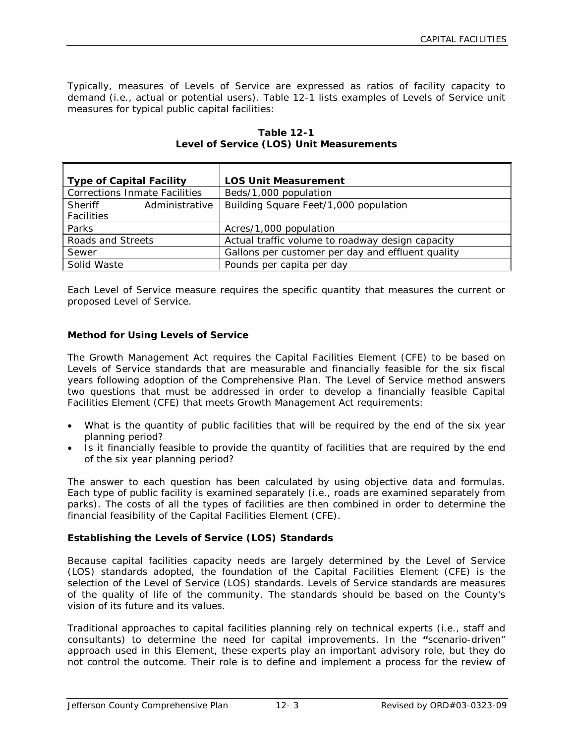Typically, measures of Levels of Service are expressed as ratios of facility capacity to demand (i.e., actual or potential users). Table 12-1 lists examples of Levels of Service unit measures for typical public capital facilities:

**Table 12-1**
**Level of Service (LOS) Unit Measurements**

| Type of Capital Facility | LOS Unit Measurement |
|---|---|
| Corrections Inmate Facilities | Beds/1,000 population |
| Sheriff Administrative Facilities | Building Square Feet/1,000 population |
| Parks | Acres/1,000 population |
| Roads and Streets | Actual traffic volume to roadway design capacity |
| Sewer | Gallons per customer per day and effluent quality |
| Solid Waste | Pounds per capita per day |

Each Level of Service measure requires the specific quantity that measures the current or proposed Level of Service.

### Method for Using Levels of Service

The Growth Management Act requires the Capital Facilities Element (CFE) to be based on Levels of Service standards that are measurable and financially feasible for the six fiscal years following adoption of the Comprehensive Plan. The Level of Service method answers two questions that must be addressed in order to develop a financially feasible Capital Facilities Element (CFE) that meets Growth Management Act requirements:

- What is the quantity of public facilities that will be required by the end of the six year planning period?
- Is it financially feasible to provide the quantity of facilities that are required by the end of the six year planning period?

The answer to each question has been calculated by using objective data and formulas. Each type of public facility is examined separately (i.e., roads are examined separately from parks). The costs of all the types of facilities are then combined in order to determine the financial feasibility of the Capital Facilities Element (CFE).

### Establishing the Levels of Service (LOS) Standards

Because capital facilities capacity needs are largely determined by the Level of Service (LOS) standards adopted, the foundation of the Capital Facilities Element (CFE) is the selection of the Level of Service (LOS) standards. Levels of Service standards are measures of the quality of life of the community. The standards should be based on the County's vision of its future and its values.

Traditional approaches to capital facilities planning rely on technical experts (i.e., staff and consultants) to determine the need for capital improvements. In the "scenario-driven" approach used in this Element, these experts play an important advisory role, but they do not control the outcome. Their role is to define and implement a process for the review of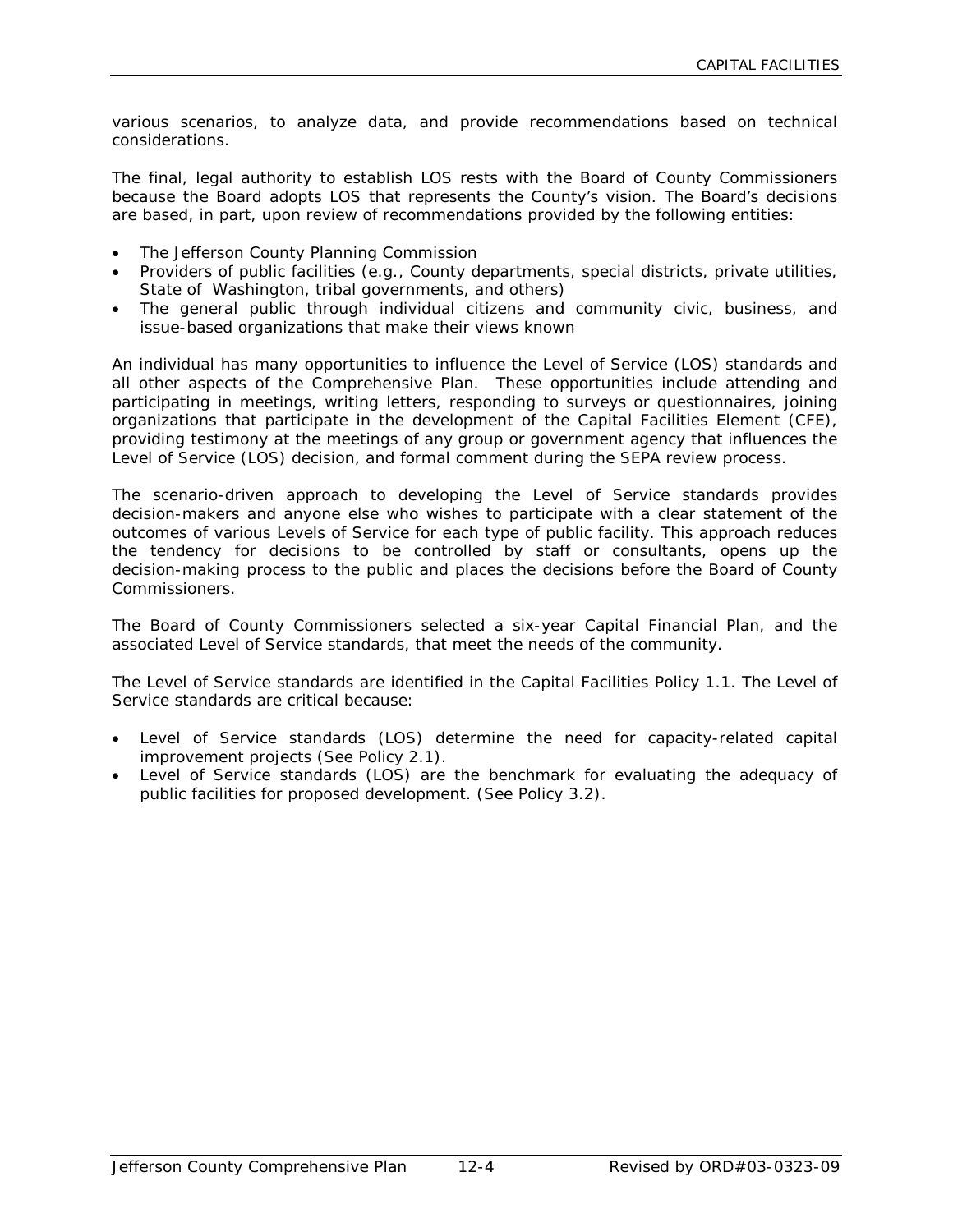various scenarios, to analyze data, and provide recommendations based on technical considerations.

The final, legal authority to establish LOS rests with the Board of County Commissioners because the Board adopts LOS that represents the County's vision. The Board's decisions are based, in part, upon review of recommendations provided by the following entities:

- The Jefferson County Planning Commission
- Providers of public facilities (e.g., County departments, special districts, private utilities, State of Washington, tribal governments, and others)
- The general public through individual citizens and community civic, business, and issue-based organizations that make their views known

An individual has many opportunities to influence the Level of Service (LOS) standards and all other aspects of the Comprehensive Plan. These opportunities include attending and participating in meetings, writing letters, responding to surveys or questionnaires, joining organizations that participate in the development of the Capital Facilities Element (CFE), providing testimony at the meetings of any group or government agency that influences the Level of Service (LOS) decision, and formal comment during the SEPA review process.

The scenario-driven approach to developing the Level of Service standards provides decision-makers and anyone else who wishes to participate with a clear statement of the outcomes of various Levels of Service for each type of public facility. This approach reduces the tendency for decisions to be controlled by staff or consultants, opens up the decision-making process to the public and places the decisions before the Board of County Commissioners.

The Board of County Commissioners selected a six-year Capital Financial Plan, and the associated Level of Service standards, that meet the needs of the community.

The Level of Service standards are identified in the Capital Facilities Policy 1.1. The Level of Service standards are critical because:

- Level of Service standards (LOS) determine the need for capacity-related capital improvement projects (See Policy 2.1).
- Level of Service standards (LOS) are the benchmark for evaluating the adequacy of public facilities for proposed development. (See Policy 3.2).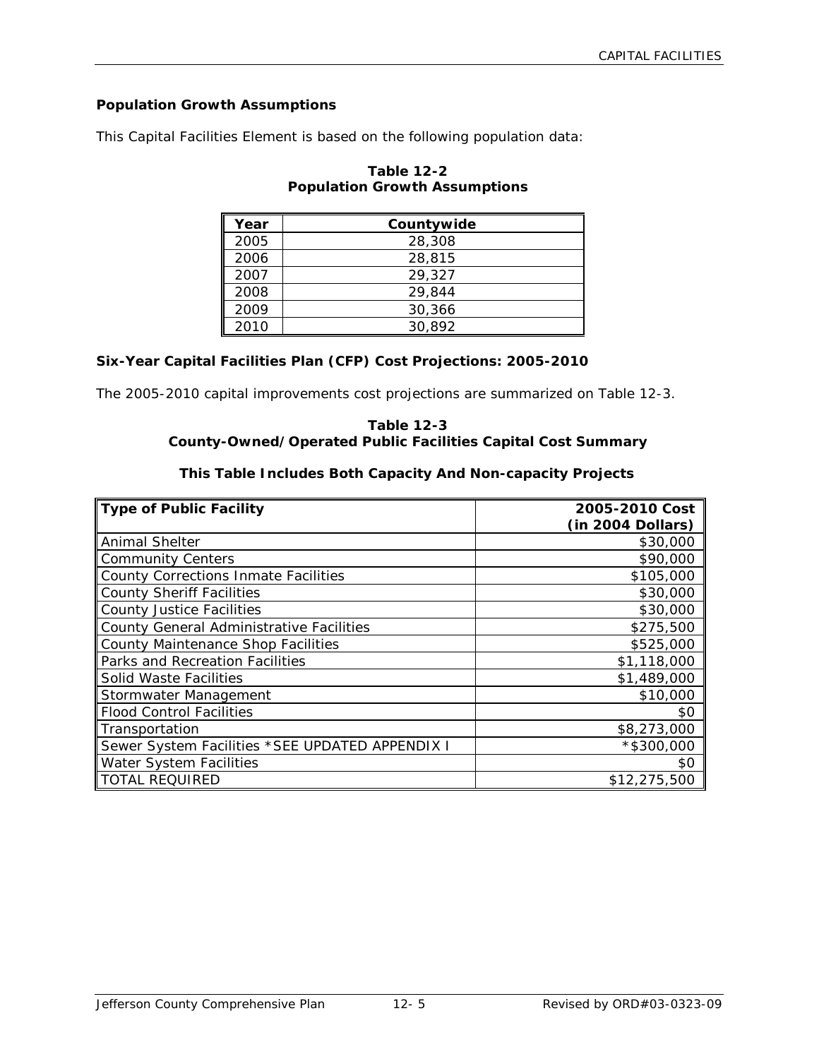### Population Growth Assumptions

This Capital Facilities Element is based on the following population data:

**Table 12-2**
**Population Growth Assumptions**

| Year | Countywide |
|---|---|
| 2005 | 28,308 |
| 2006 | 28,815 |
| 2007 | 29,327 |
| 2008 | 29,844 |
| 2009 | 30,366 |
| 2010 | 30,892 |

### Six-Year Capital Facilities Plan (CFP) Cost Projections: 2005-2010

The 2005-2010 capital improvements cost projections are summarized on Table 12-3.

**Table 12-3**
**County-Owned/Operated Public Facilities Capital Cost Summary**

**This Table Includes Both Capacity And Non-capacity Projects**

| Type of Public Facility | 2005-2010 Cost (in 2004 Dollars) |
|---|---|
| Animal Shelter | $30,000 |
| Community Centers | $90,000 |
| County Corrections Inmate Facilities | $105,000 |
| County Sheriff Facilities | $30,000 |
| County Justice Facilities | $30,000 |
| County General Administrative Facilities | $275,500 |
| County Maintenance Shop Facilities | $525,000 |
| Parks and Recreation Facilities | $1,118,000 |
| Solid Waste Facilities | $1,489,000 |
| Stormwater Management | $10,000 |
| Flood Control Facilities | $0 |
| Transportation | $8,273,000 |
| Sewer System Facilities *SEE UPDATED APPENDIX I | *$300,000 |
| Water System Facilities | $0 |
| TOTAL REQUIRED | $12,275,500 |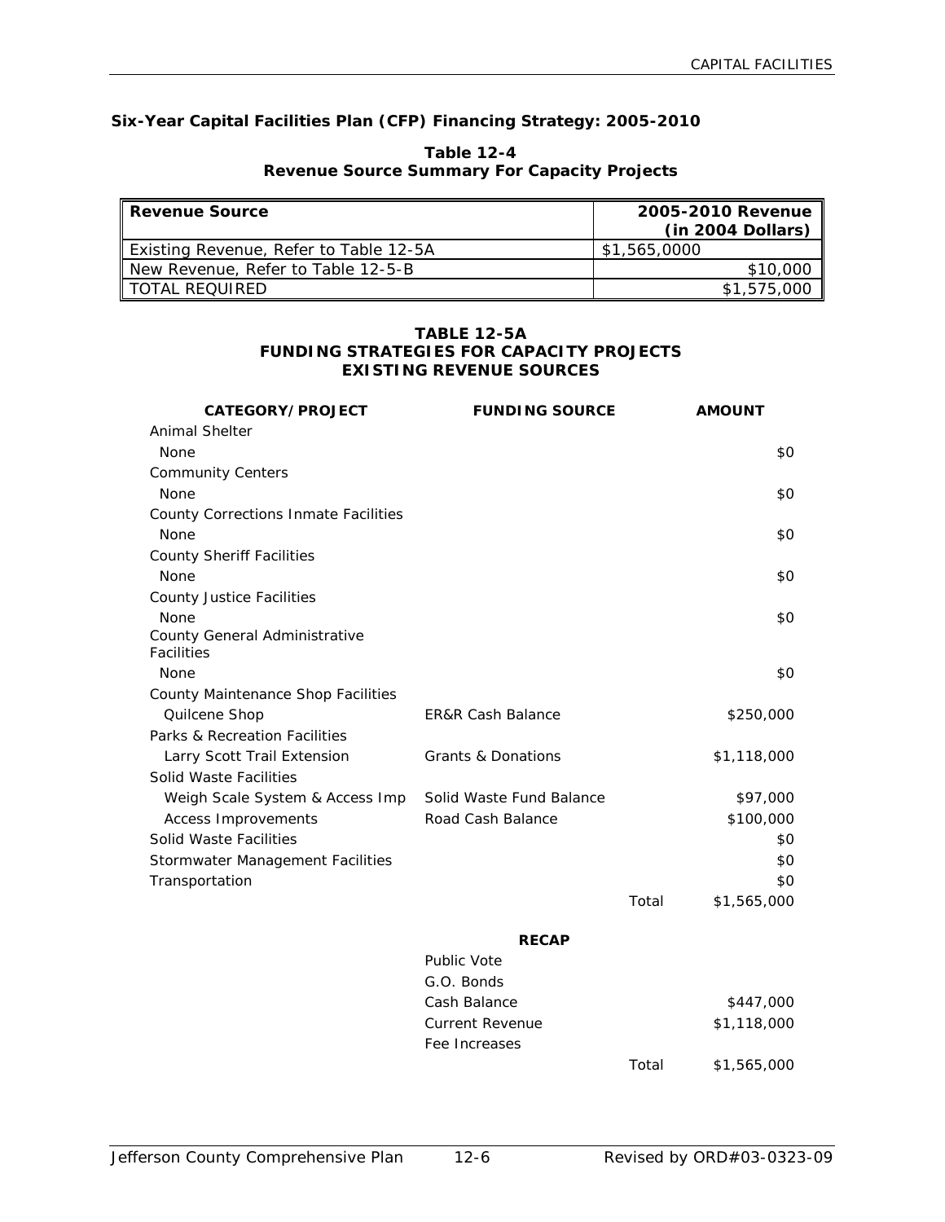## Six-Year Capital Facilities Plan (CFP) Financing Strategy: 2005-2010

**Table 12-4**
**Revenue Source Summary For Capacity Projects**

| Revenue Source | 2005-2010 Revenue (in 2004 Dollars) |
|---|---|
| Existing Revenue, Refer to Table 12-5A | $1,565,0000 |
| New Revenue, Refer to Table 12-5-B | $10,000 |
| TOTAL REQUIRED | $1,575,000 |

**TABLE 12-5A**
**FUNDING STRATEGIES FOR CAPACITY PROJECTS**
**EXISTING REVENUE SOURCES**

| CATEGORY/PROJECT | FUNDING SOURCE | | AMOUNT |
|---|---|---|---|
| Animal Shelter | | | |
| None | | | $0 |
| Community Centers | | | |
| None | | | $0 |
| County Corrections Inmate Facilities | | | |
| None | | | $0 |
| County Sheriff Facilities | | | |
| None | | | $0 |
| County Justice Facilities | | | |
| None | | | $0 |
| County General Administrative Facilities | | | |
| None | | | $0 |
| County Maintenance Shop Facilities | | | |
| Quilcene Shop | ER&R Cash Balance | | $250,000 |
| Parks & Recreation Facilities | | | |
| Larry Scott Trail Extension | Grants & Donations | | $1,118,000 |
| Solid Waste Facilities | | | |
| Weigh Scale System & Access Imp | Solid Waste Fund Balance | | $97,000 |
| Access Improvements | Road Cash Balance | | $100,000 |
| Solid Waste Facilities | | | $0 |
| Stormwater Management Facilities | | | $0 |
| Transportation | | | $0 |
| | | Total | $1,565,000 |

**RECAP**

| | | |
|---|---|---|
| Public Vote | | |
| G.O. Bonds | | |
| Cash Balance | | $447,000 |
| Current Revenue | | $1,118,000 |
| Fee Increases | | |
| | Total | $1,565,000 |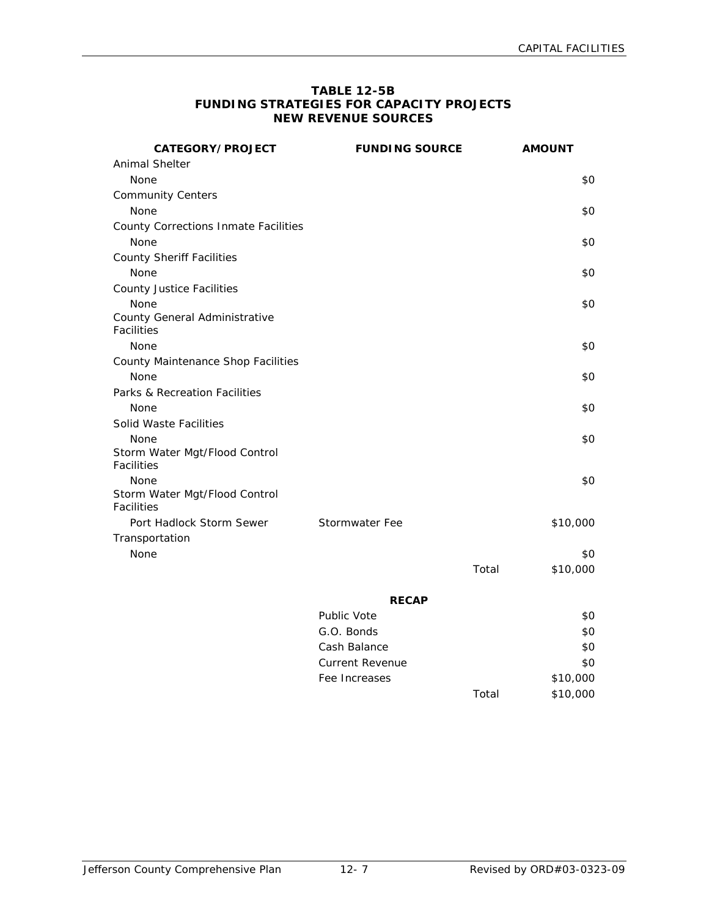**TABLE 12-5B**
**FUNDING STRATEGIES FOR CAPACITY PROJECTS**
**NEW REVENUE SOURCES**

| CATEGORY/PROJECT | FUNDING SOURCE | | AMOUNT |
|---|---|---|---|
| Animal Shelter | | | |
| None | | | $0 |
| Community Centers | | | |
| None | | | $0 |
| County Corrections Inmate Facilities | | | |
| None | | | $0 |
| County Sheriff Facilities | | | |
| None | | | $0 |
| County Justice Facilities | | | |
| None | | | $0 |
| County General Administrative Facilities | | | |
| None | | | $0 |
| County Maintenance Shop Facilities | | | |
| None | | | $0 |
| Parks & Recreation Facilities | | | |
| None | | | $0 |
| Solid Waste Facilities | | | |
| None | | | $0 |
| Storm Water Mgt/Flood Control Facilities | | | |
| None | | | $0 |
| Storm Water Mgt/Flood Control Facilities | | | |
| Port Hadlock Storm Sewer | Stormwater Fee | | $10,000 |
| Transportation | | | |
| None | | | $0 |
| | | Total | $10,000 |

**RECAP**

| | | |
|---|---|---|
| Public Vote | | $0 |
| G.O. Bonds | | $0 |
| Cash Balance | | $0 |
| Current Revenue | | $0 |
| Fee Increases | | $10,000 |
| | Total | $10,000 |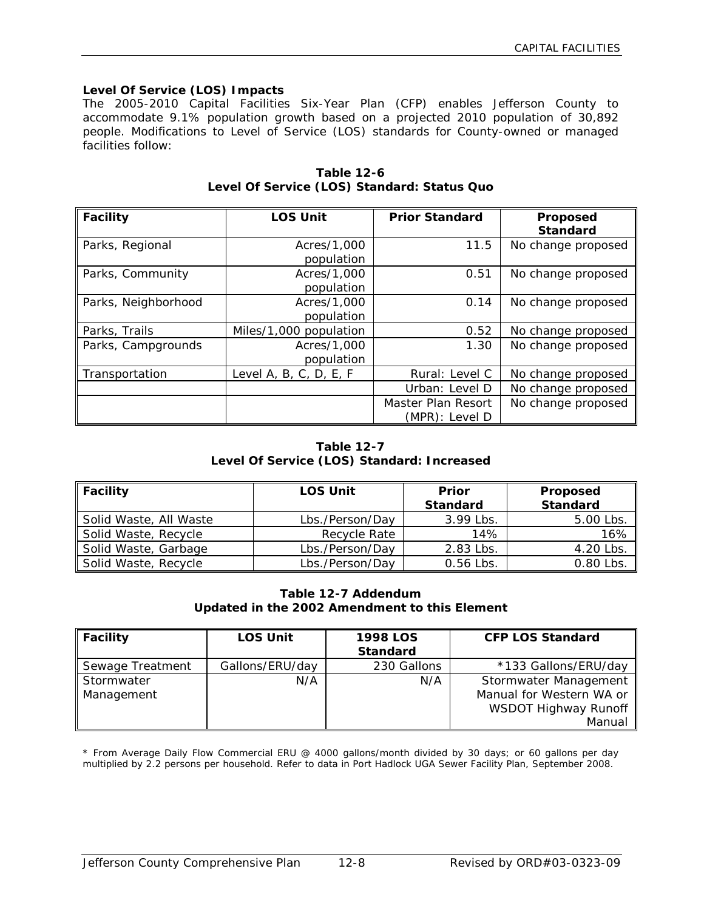### Level Of Service (LOS) Impacts

The 2005-2010 Capital Facilities Six-Year Plan (CFP) enables Jefferson County to accommodate 9.1% population growth based on a projected 2010 population of 30,892 people. Modifications to Level of Service (LOS) standards for County-owned or managed facilities follow:

**Table 12-6**
**Level Of Service (LOS) Standard: Status Quo**

| Facility | LOS Unit | Prior Standard | Proposed Standard |
|---|---|---|---|
| Parks, Regional | Acres/1,000 population | 11.5 | No change proposed |
| Parks, Community | Acres/1,000 population | 0.51 | No change proposed |
| Parks, Neighborhood | Acres/1,000 population | 0.14 | No change proposed |
| Parks, Trails | Miles/1,000 population | 0.52 | No change proposed |
| Parks, Campgrounds | Acres/1,000 population | 1.30 | No change proposed |
| Transportation | Level A, B, C, D, E, F | Rural: Level C | No change proposed |
| | | Urban: Level D | No change proposed |
| | | Master Plan Resort (MPR): Level D | No change proposed |

**Table 12-7**
**Level Of Service (LOS) Standard: Increased**

| Facility | LOS Unit | Prior Standard | Proposed Standard |
|---|---|---|---|
| Solid Waste, All Waste | Lbs./Person/Day | 3.99 Lbs. | 5.00 Lbs. |
| Solid Waste, Recycle | Recycle Rate | 14% | 16% |
| Solid Waste, Garbage | Lbs./Person/Day | 2.83 Lbs. | 4.20 Lbs. |
| Solid Waste, Recycle | Lbs./Person/Day | 0.56 Lbs. | 0.80 Lbs. |

**Table 12-7 Addendum**
**Updated in the 2002 Amendment to this Element**

| Facility | LOS Unit | 1998 LOS Standard | CFP LOS Standard |
|---|---|---|---|
| Sewage Treatment | Gallons/ERU/day | 230 Gallons | *133 Gallons/ERU/day |
| Stormwater Management | N/A | N/A | Stormwater Management Manual for Western WA or WSDOT Highway Runoff Manual |

* From Average Daily Flow Commercial ERU @ 4000 gallons/month divided by 30 days; or 60 gallons per day multiplied by 2.2 persons per household. Refer to data in Port Hadlock UGA Sewer Facility Plan, September 2008.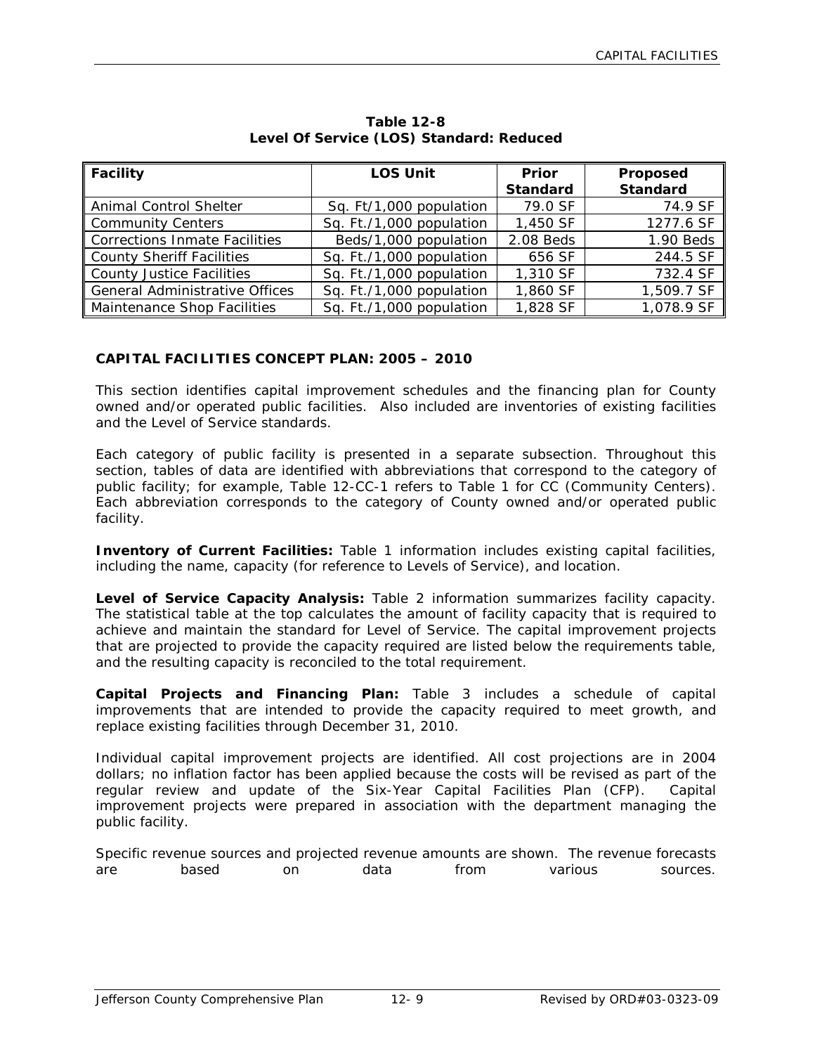**Table 12-8**
**Level Of Service (LOS) Standard: Reduced**

| Facility | LOS Unit | Prior Standard | Proposed Standard |
|---|---|---|---|
| Animal Control Shelter | Sq. Ft/1,000 population | 79.0 SF | 74.9 SF |
| Community Centers | Sq. Ft./1,000 population | 1,450 SF | 1277.6 SF |
| Corrections Inmate Facilities | Beds/1,000 population | 2.08 Beds | 1.90 Beds |
| County Sheriff Facilities | Sq. Ft./1,000 population | 656 SF | 244.5 SF |
| County Justice Facilities | Sq. Ft./1,000 population | 1,310 SF | 732.4 SF |
| General Administrative Offices | Sq. Ft./1,000 population | 1,860 SF | 1,509.7 SF |
| Maintenance Shop Facilities | Sq. Ft./1,000 population | 1,828 SF | 1,078.9 SF |

## CAPITAL FACILITIES CONCEPT PLAN: 2005 – 2010

This section identifies capital improvement schedules and the financing plan for County owned and/or operated public facilities. Also included are inventories of existing facilities and the Level of Service standards.

Each category of public facility is presented in a separate subsection. Throughout this section, tables of data are identified with abbreviations that correspond to the category of public facility; for example, Table 12-CC-1 refers to Table 1 for CC (Community Centers). Each abbreviation corresponds to the category of County owned and/or operated public facility.

**Inventory of Current Facilities:** Table 1 information includes existing capital facilities, including the name, capacity (for reference to Levels of Service), and location.

**Level of Service Capacity Analysis:** Table 2 information summarizes facility capacity. The statistical table at the top calculates the amount of facility capacity that is required to achieve and maintain the standard for Level of Service. The capital improvement projects that are projected to provide the capacity required are listed below the requirements table, and the resulting capacity is reconciled to the total requirement.

**Capital Projects and Financing Plan:** Table 3 includes a schedule of capital improvements that are intended to provide the capacity required to meet growth, and replace existing facilities through December 31, 2010.

Individual capital improvement projects are identified. All cost projections are in 2004 dollars; no inflation factor has been applied because the costs will be revised as part of the regular review and update of the Six-Year Capital Facilities Plan (CFP). Capital improvement projects were prepared in association with the department managing the public facility.

Specific revenue sources and projected revenue amounts are shown. The revenue forecasts are based on data from various sources.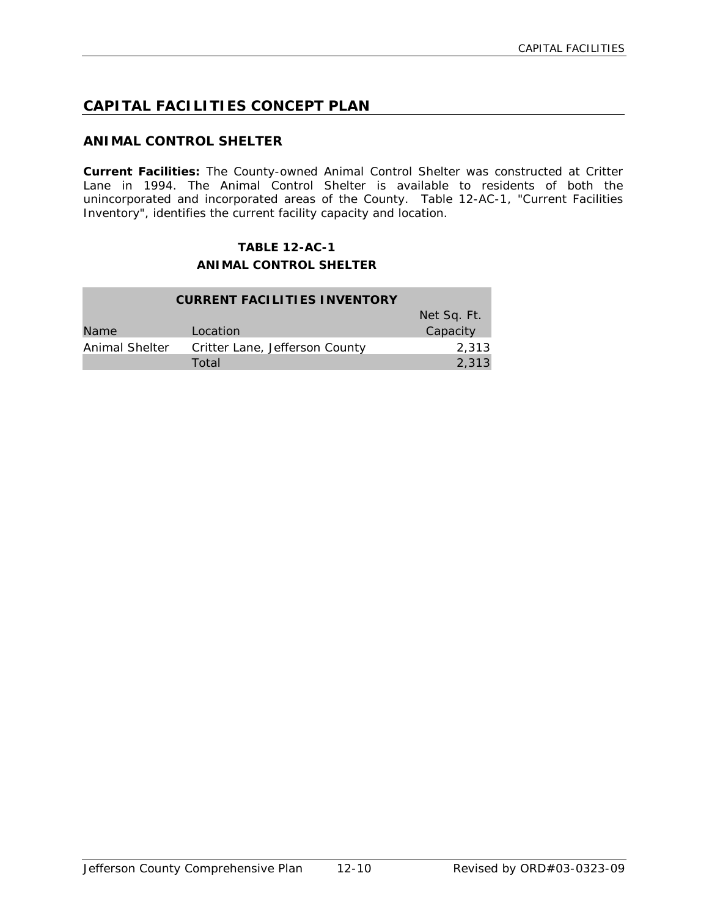## CAPITAL FACILITIES CONCEPT PLAN

### ANIMAL CONTROL SHELTER

**Current Facilities:** The County-owned Animal Control Shelter was constructed at Critter Lane in 1994. The Animal Control Shelter is available to residents of both the unincorporated and incorporated areas of the County. Table 12-AC-1, "Current Facilities Inventory", identifies the current facility capacity and location.

**TABLE 12-AC-1**
**ANIMAL CONTROL SHELTER**

| CURRENT FACILITIES INVENTORY | | |
|---|---|---|
| Name | Location | Net Sq. Ft. Capacity |
| Animal Shelter | Critter Lane, Jefferson County | 2,313 |
| | Total | 2,313 |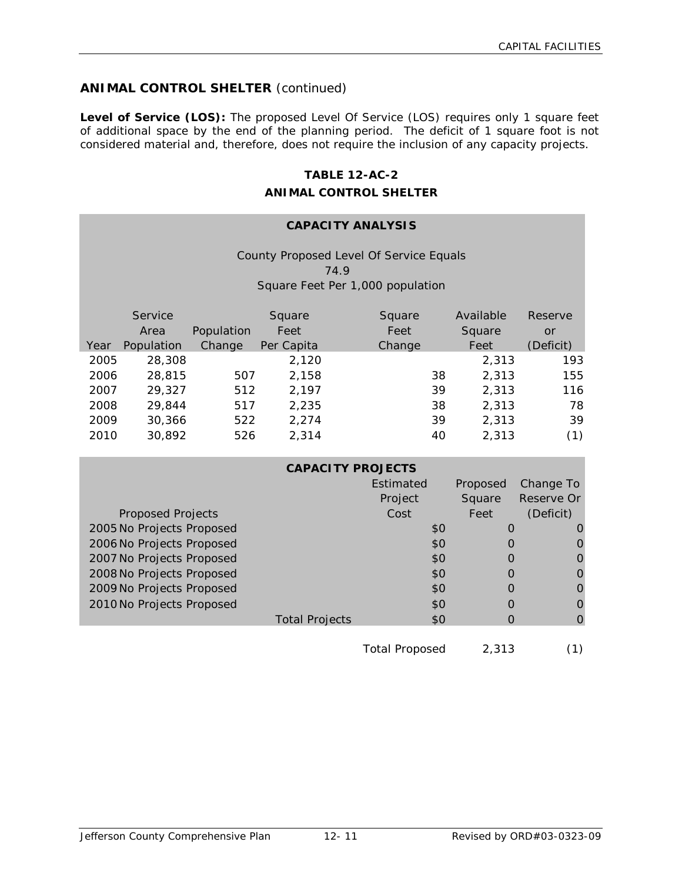## ANIMAL CONTROL SHELTER *(continued)*

**Level of Service (LOS):** The proposed Level Of Service (LOS) requires only 1 square feet of additional space by the end of the planning period. The deficit of 1 square foot is not considered material and, therefore, does not require the inclusion of any capacity projects.

**TABLE 12-AC-2**

**ANIMAL CONTROL SHELTER**

**CAPACITY ANALYSIS**

County Proposed Level Of Service Equals
74.9
Square Feet Per 1,000 population

| Year | Service Area Population | Population Change | Square Feet Per Capita | Square Feet Change | Available Square Feet | Reserve or (Deficit) |
|---|---|---|---|---|---|---|
| 2005 | 28,308 | | 2,120 | | 2,313 | 193 |
| 2006 | 28,815 | 507 | 2,158 | 38 | 2,313 | 155 |
| 2007 | 29,327 | 512 | 2,197 | 39 | 2,313 | 116 |
| 2008 | 29,844 | 517 | 2,235 | 38 | 2,313 | 78 |
| 2009 | 30,366 | 522 | 2,274 | 39 | 2,313 | 39 |
| 2010 | 30,892 | 526 | 2,314 | 40 | 2,313 | (1) |

**CAPACITY PROJECTS**

| Proposed Projects | | Estimated Project Cost | Proposed Square Feet | Change To Reserve Or (Deficit) |
|---|---|---|---|---|
| 2005 No Projects Proposed | | $0 | 0 | 0 |
| 2006 No Projects Proposed | | $0 | 0 | 0 |
| 2007 No Projects Proposed | | $0 | 0 | 0 |
| 2008 No Projects Proposed | | $0 | 0 | 0 |
| 2009 No Projects Proposed | | $0 | 0 | 0 |
| 2010 No Projects Proposed | | $0 | 0 | 0 |
| | Total Projects | $0 | 0 | 0 |
| | | Total Proposed | 2,313 | (1) |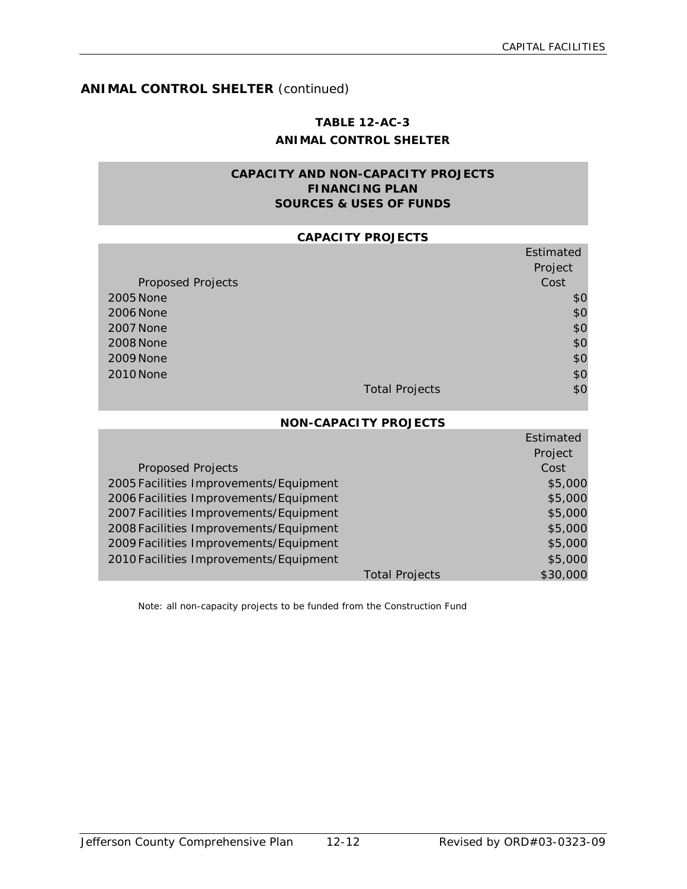## ANIMAL CONTROL SHELTER *(continued)*

**TABLE 12-AC-3**
**ANIMAL CONTROL SHELTER**

**CAPACITY AND NON-CAPACITY PROJECTS**
**FINANCING PLAN**
**SOURCES & USES OF FUNDS**

**CAPACITY PROJECTS**

| | Proposed Projects | | Estimated Project Cost |
|---|---|---|---|
| 2005 | None | | $0 |
| 2006 | None | | $0 |
| 2007 | None | | $0 |
| 2008 | None | | $0 |
| 2009 | None | | $0 |
| 2010 | None | | $0 |
| | | Total Projects | $0 |

**NON-CAPACITY PROJECTS**

| | Proposed Projects | | Estimated Project Cost |
|---|---|---|---|
| 2005 | Facilities Improvements/Equipment | | $5,000 |
| 2006 | Facilities Improvements/Equipment | | $5,000 |
| 2007 | Facilities Improvements/Equipment | | $5,000 |
| 2008 | Facilities Improvements/Equipment | | $5,000 |
| 2009 | Facilities Improvements/Equipment | | $5,000 |
| 2010 | Facilities Improvements/Equipment | | $5,000 |
| | | Total Projects | $30,000 |

Note: all non-capacity projects to be funded from the Construction Fund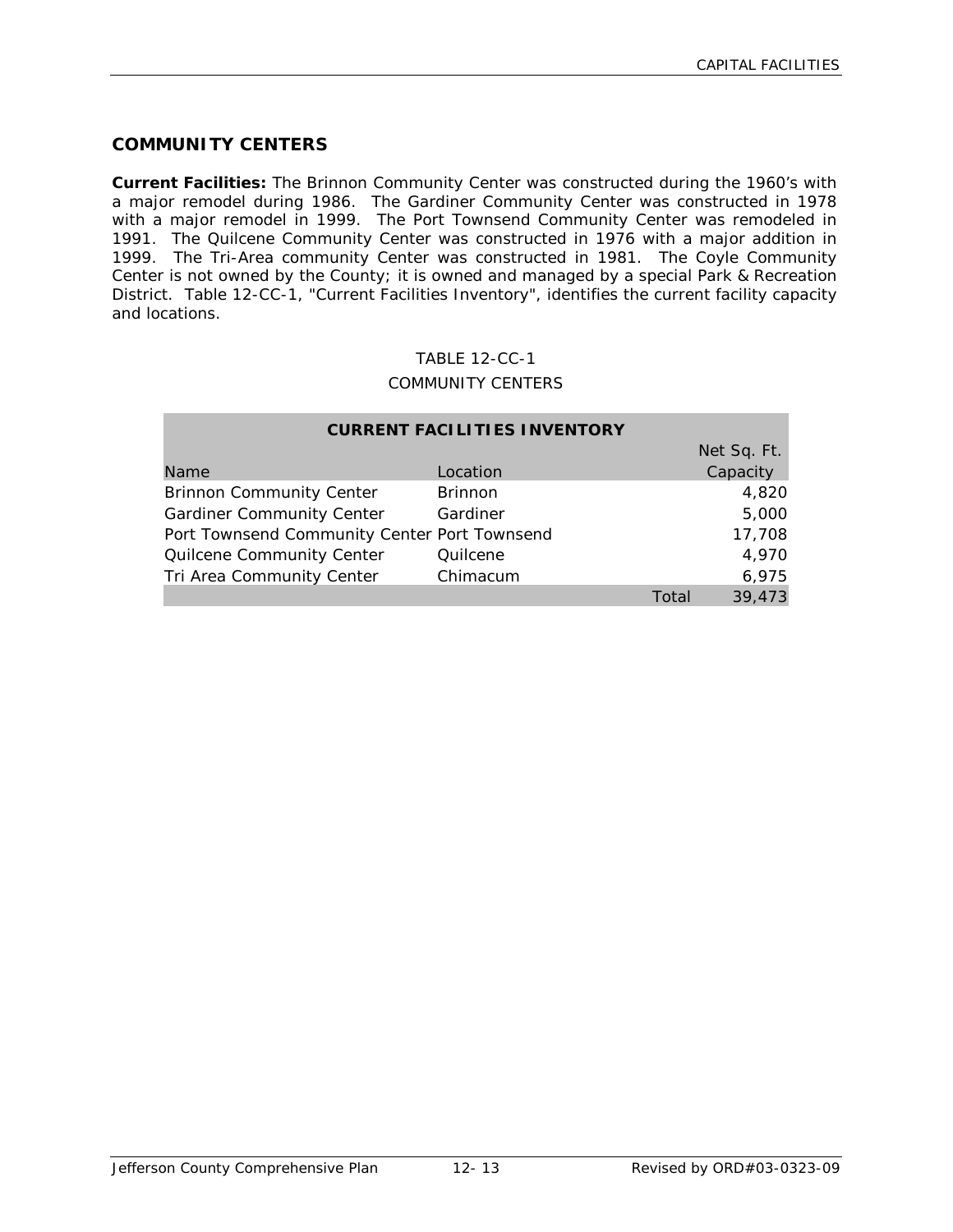## COMMUNITY CENTERS

**Current Facilities:** The Brinnon Community Center was constructed during the 1960's with a major remodel during 1986. The Gardiner Community Center was constructed in 1978 with a major remodel in 1999. The Port Townsend Community Center was remodeled in 1991. The Quilcene Community Center was constructed in 1976 with a major addition in 1999. The Tri-Area community Center was constructed in 1981. The Coyle Community Center is not owned by the County; it is owned and managed by a special Park & Recreation District. Table 12-CC-1, "Current Facilities Inventory", identifies the current facility capacity and locations.

TABLE 12-CC-1

COMMUNITY CENTERS

| **CURRENT FACILITIES INVENTORY** | | | |
|---|---|---|---|
| Name | Location | | Net Sq. Ft. Capacity |
| Brinnon Community Center | Brinnon | | 4,820 |
| Gardiner Community Center | Gardiner | | 5,000 |
| Port Townsend Community Center | Port Townsend | | 17,708 |
| Quilcene Community Center | Quilcene | | 4,970 |
| Tri Area Community Center | Chimacum | | 6,975 |
| | | Total | 39,473 |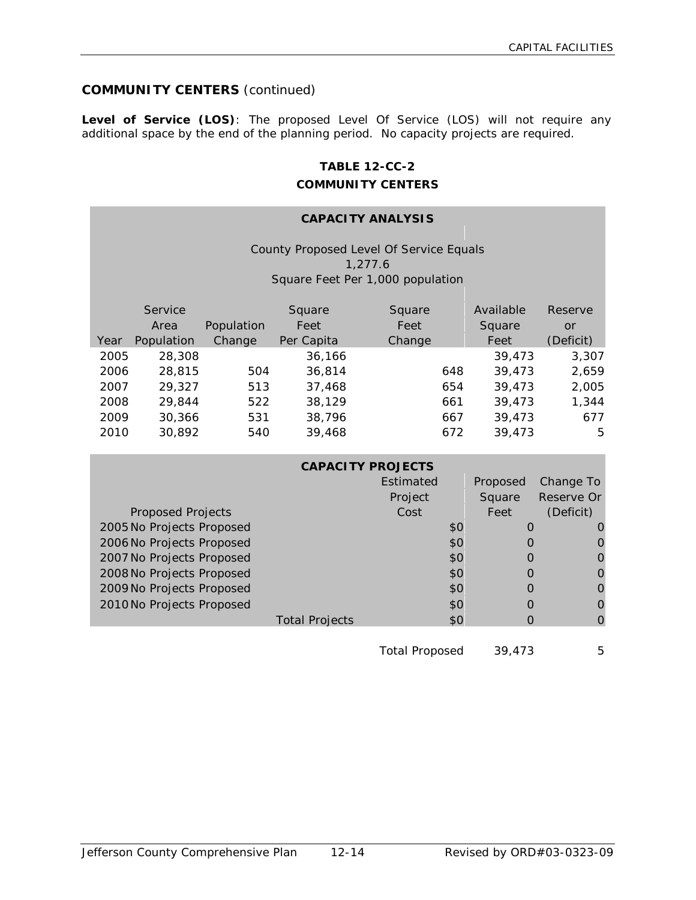## COMMUNITY CENTERS (continued)

**Level of Service (LOS)**: The proposed Level Of Service (LOS) will not require any additional space by the end of the planning period. No capacity projects are required.

**TABLE 12-CC-2**
**COMMUNITY CENTERS**

**CAPACITY ANALYSIS**

County Proposed Level Of Service Equals
1,277.6
Square Feet Per 1,000 population

| Year | Service Area Population | Population Change | Square Feet Per Capita | Square Feet Change | Available Square Feet | Reserve or (Deficit) |
|---|---|---|---|---|---|---|
| 2005 | 28,308 | | 36,166 | | 39,473 | 3,307 |
| 2006 | 28,815 | 504 | 36,814 | 648 | 39,473 | 2,659 |
| 2007 | 29,327 | 513 | 37,468 | 654 | 39,473 | 2,005 |
| 2008 | 29,844 | 522 | 38,129 | 661 | 39,473 | 1,344 |
| 2009 | 30,366 | 531 | 38,796 | 667 | 39,473 | 677 |
| 2010 | 30,892 | 540 | 39,468 | 672 | 39,473 | 5 |

**CAPACITY PROJECTS**

| Proposed Projects | | Estimated Project Cost | Proposed Square Feet | Change To Reserve Or (Deficit) |
|---|---|---|---|---|
| 2005 No Projects Proposed | | $0 | 0 | 0 |
| 2006 No Projects Proposed | | $0 | 0 | 0 |
| 2007 No Projects Proposed | | $0 | 0 | 0 |
| 2008 No Projects Proposed | | $0 | 0 | 0 |
| 2009 No Projects Proposed | | $0 | 0 | 0 |
| 2010 No Projects Proposed | | $0 | 0 | 0 |
| | Total Projects | $0 | 0 | 0 |
| | | Total Proposed | 39,473 | 5 |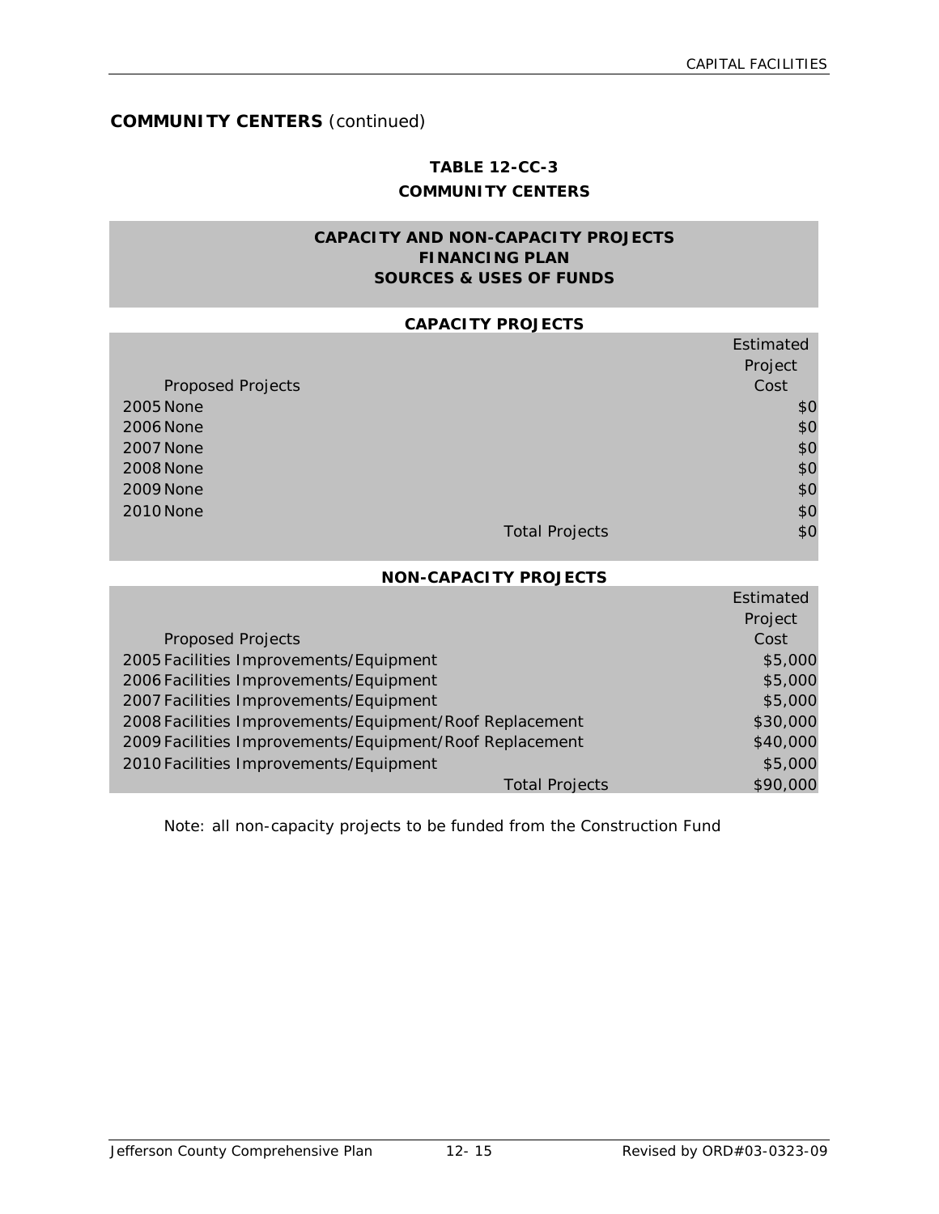## COMMUNITY CENTERS *(continued)*

**TABLE 12-CC-3**
**COMMUNITY CENTERS**

**CAPACITY AND NON-CAPACITY PROJECTS**
**FINANCING PLAN**
**SOURCES & USES OF FUNDS**

**CAPACITY PROJECTS**

| | Proposed Projects | Estimated Project Cost |
|---|---|---|
| 2005 | None | $0 |
| 2006 | None | $0 |
| 2007 | None | $0 |
| 2008 | None | $0 |
| 2009 | None | $0 |
| 2010 | None | $0 |
| | Total Projects | $0 |

**NON-CAPACITY PROJECTS**

| | Proposed Projects | Estimated Project Cost |
|---|---|---|
| 2005 | Facilities Improvements/Equipment | $5,000 |
| 2006 | Facilities Improvements/Equipment | $5,000 |
| 2007 | Facilities Improvements/Equipment | $5,000 |
| 2008 | Facilities Improvements/Equipment/Roof Replacement | $30,000 |
| 2009 | Facilities Improvements/Equipment/Roof Replacement | $40,000 |
| 2010 | Facilities Improvements/Equipment | $5,000 |
| | Total Projects | $90,000 |

Note: all non-capacity projects to be funded from the Construction Fund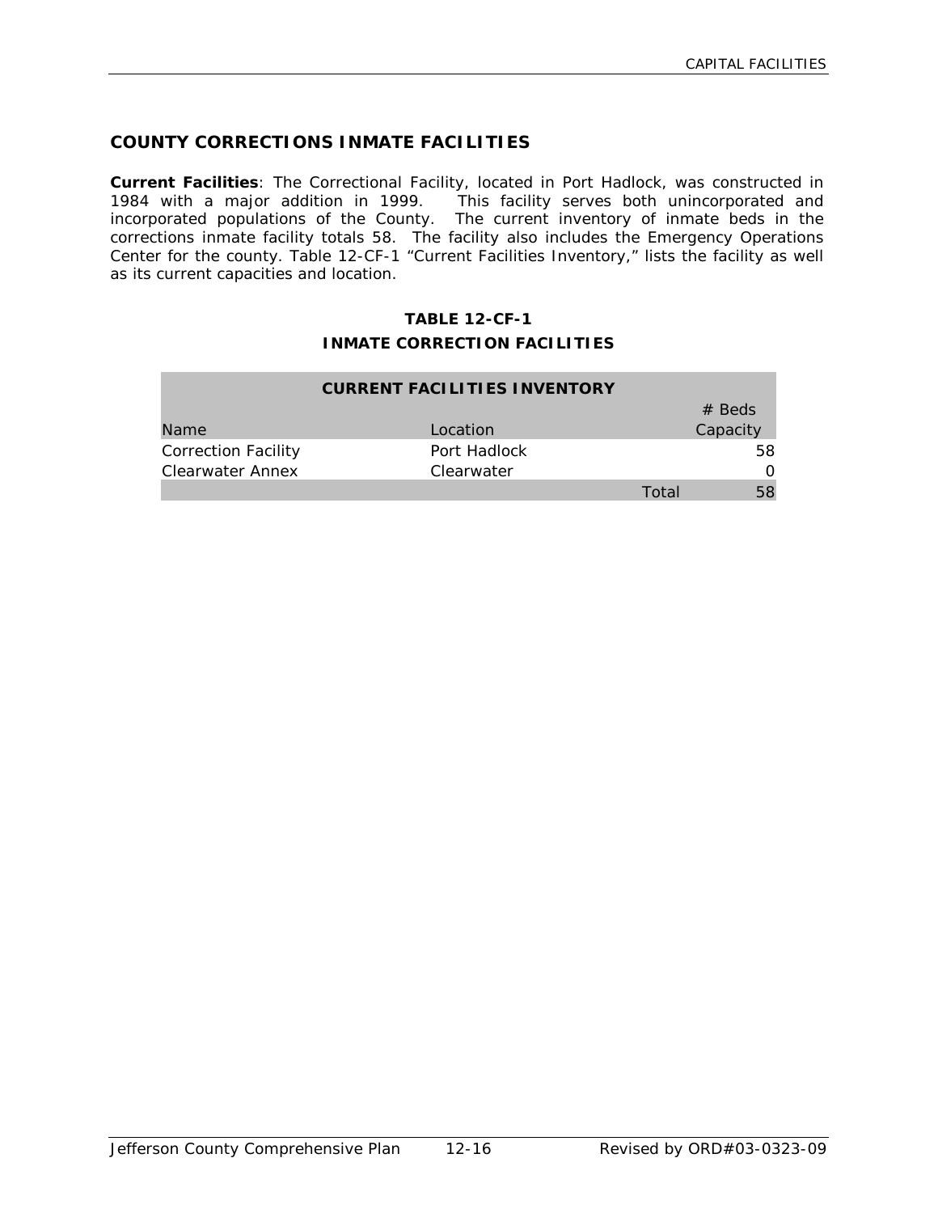## COUNTY CORRECTIONS INMATE FACILITIES

**Current Facilities**: The Correctional Facility, located in Port Hadlock, was constructed in 1984 with a major addition in 1999. This facility serves both unincorporated and incorporated populations of the County. The current inventory of inmate beds in the corrections inmate facility totals 58. The facility also includes the Emergency Operations Center for the county. Table 12-CF-1 "Current Facilities Inventory," lists the facility as well as its current capacities and location.

**TABLE 12-CF-1**

**INMATE CORRECTION FACILITIES**

| **CURRENT FACILITIES INVENTORY** | | |
|---|---|---|
| Name | Location | # Beds Capacity |
| Correction Facility | Port Hadlock | 58 |
| Clearwater Annex | Clearwater | 0 |
| | Total | 58 |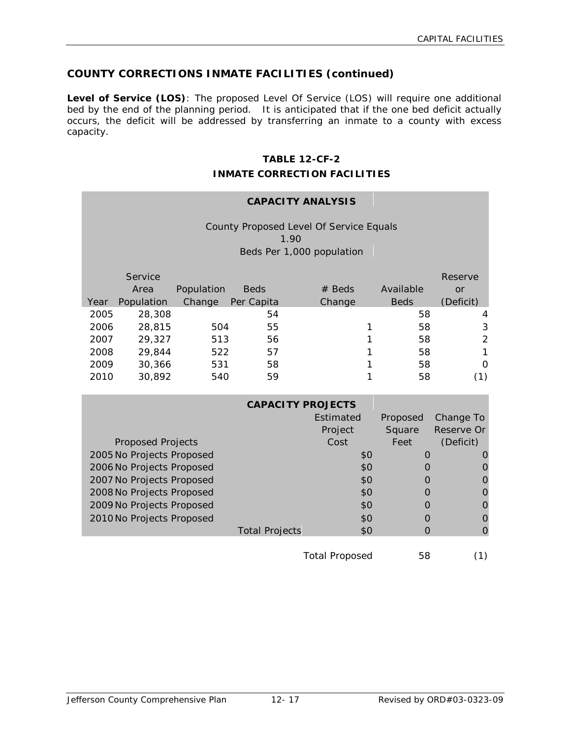## COUNTY CORRECTIONS INMATE FACILITIES (continued)

**Level of Service (LOS)**: The proposed Level Of Service (LOS) will require one additional bed by the end of the planning period. It is anticipated that if the one bed deficit actually occurs, the deficit will be addressed by transferring an inmate to a county with excess capacity.

### TABLE 12-CF-2
### INMATE CORRECTION FACILITIES

**CAPACITY ANALYSIS**

County Proposed Level Of Service Equals 1.90 Beds Per 1,000 population

| Year | Service Area Population | Population Change | Beds Per Capita | # Beds Change | Available Beds | Reserve or (Deficit) |
|---|---|---|---|---|---|---|
| 2005 | 28,308 | | 54 | | 58 | 4 |
| 2006 | 28,815 | 504 | 55 | 1 | 58 | 3 |
| 2007 | 29,327 | 513 | 56 | 1 | 58 | 2 |
| 2008 | 29,844 | 522 | 57 | 1 | 58 | 1 |
| 2009 | 30,366 | 531 | 58 | 1 | 58 | 0 |
| 2010 | 30,892 | 540 | 59 | 1 | 58 | (1) |

**CAPACITY PROJECTS**

| Proposed Projects | | Estimated Project Cost | Proposed Square Feet | Change To Reserve Or (Deficit) |
|---|---|---|---|---|
| 2005 No Projects Proposed | | $0 | 0 | 0 |
| 2006 No Projects Proposed | | $0 | 0 | 0 |
| 2007 No Projects Proposed | | $0 | 0 | 0 |
| 2008 No Projects Proposed | | $0 | 0 | 0 |
| 2009 No Projects Proposed | | $0 | 0 | 0 |
| 2010 No Projects Proposed | | $0 | 0 | 0 |
| | Total Projects | $0 | 0 | 0 |
| | | Total Proposed | 58 | (1) |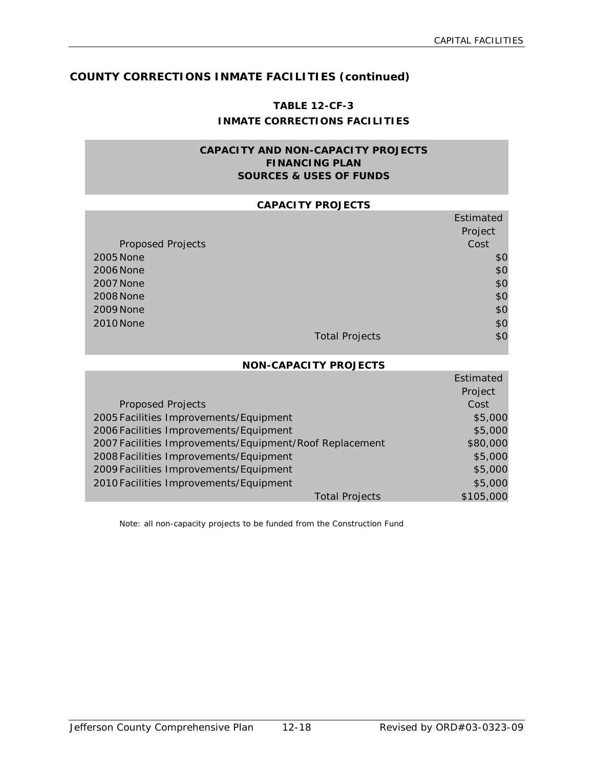## COUNTY CORRECTIONS INMATE FACILITIES (continued)

### TABLE 12-CF-3
### INMATE CORRECTIONS FACILITIES

**CAPACITY AND NON-CAPACITY PROJECTS**
**FINANCING PLAN**
**SOURCES & USES OF FUNDS**

**CAPACITY PROJECTS**

| | Proposed Projects | Estimated Project Cost |
|---|---|---|
| 2005 | None | $0 |
| 2006 | None | $0 |
| 2007 | None | $0 |
| 2008 | None | $0 |
| 2009 | None | $0 |
| 2010 | None | $0 |
| | Total Projects | $0 |

**NON-CAPACITY PROJECTS**

| | Proposed Projects | Estimated Project Cost |
|---|---|---|
| 2005 | Facilities Improvements/Equipment | $5,000 |
| 2006 | Facilities Improvements/Equipment | $5,000 |
| 2007 | Facilities Improvements/Equipment/Roof Replacement | $80,000 |
| 2008 | Facilities Improvements/Equipment | $5,000 |
| 2009 | Facilities Improvements/Equipment | $5,000 |
| 2010 | Facilities Improvements/Equipment | $5,000 |
| | Total Projects | $105,000 |

Note: all non-capacity projects to be funded from the Construction Fund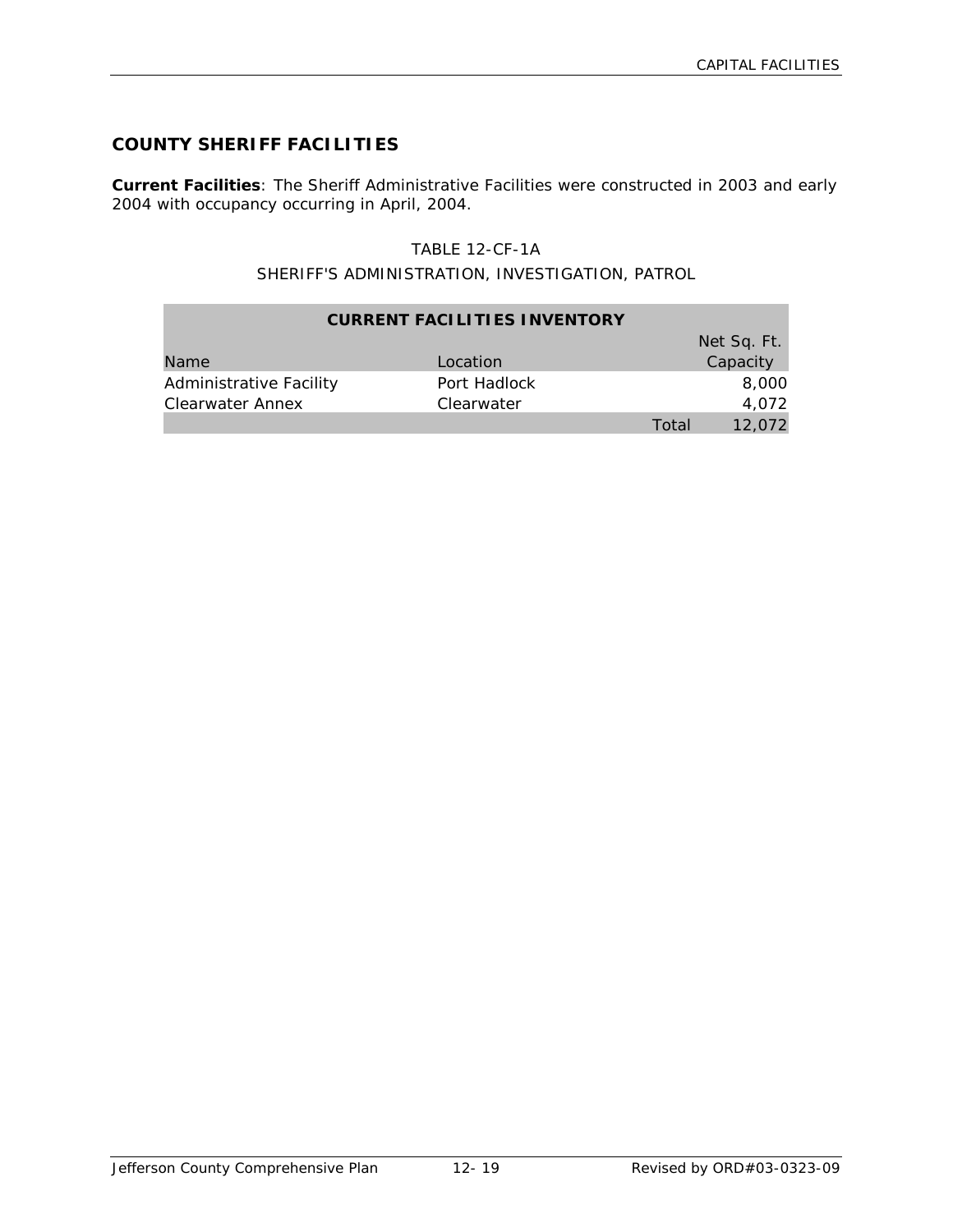## COUNTY SHERIFF FACILITIES

**Current Facilities**: The Sheriff Administrative Facilities were constructed in 2003 and early 2004 with occupancy occurring in April, 2004.

TABLE 12-CF-1A

SHERIFF'S ADMINISTRATION, INVESTIGATION, PATROL

| CURRENT FACILITIES INVENTORY | | | |
|---|---|---|---|
| Name | Location | | Net Sq. Ft. Capacity |
| Administrative Facility | Port Hadlock | | 8,000 |
| Clearwater Annex | Clearwater | | 4,072 |
| | | Total | 12,072 |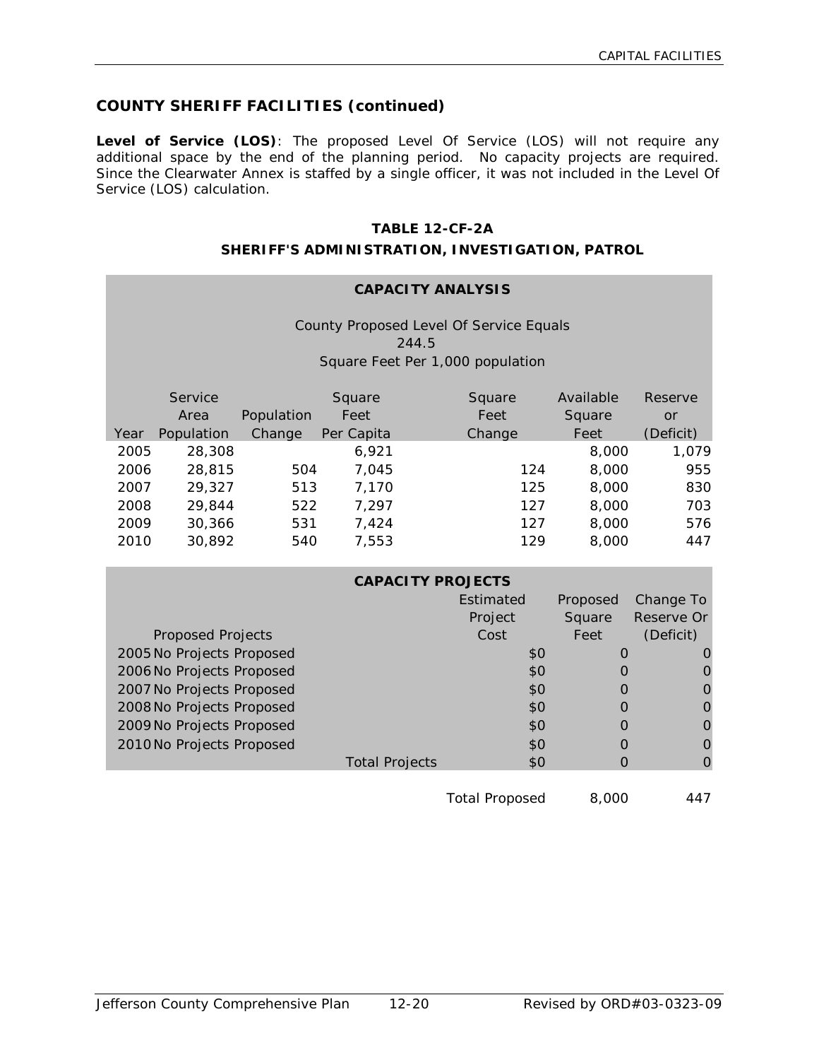## COUNTY SHERIFF FACILITIES (continued)

**Level of Service (LOS)**: The proposed Level Of Service (LOS) will not require any additional space by the end of the planning period. No capacity projects are required. Since the Clearwater Annex is staffed by a single officer, it was not included in the Level Of Service (LOS) calculation.

### TABLE 12-CF-2A
### SHERIFF'S ADMINISTRATION, INVESTIGATION, PATROL

**CAPACITY ANALYSIS**

County Proposed Level Of Service Equals
244.5
Square Feet Per 1,000 population

| Year | Service Area Population | Population Change | Square Feet Per Capita | Square Feet Change | Available Square Feet | Reserve or (Deficit) |
|---|---|---|---|---|---|---|
| 2005 | 28,308 | | 6,921 | | 8,000 | 1,079 |
| 2006 | 28,815 | 504 | 7,045 | 124 | 8,000 | 955 |
| 2007 | 29,327 | 513 | 7,170 | 125 | 8,000 | 830 |
| 2008 | 29,844 | 522 | 7,297 | 127 | 8,000 | 703 |
| 2009 | 30,366 | 531 | 7,424 | 127 | 8,000 | 576 |
| 2010 | 30,892 | 540 | 7,553 | 129 | 8,000 | 447 |

**CAPACITY PROJECTS**

| Proposed Projects | | Estimated Project Cost | Proposed Square Feet | Change To Reserve Or (Deficit) |
|---|---|---|---|---|
| 2005 No Projects Proposed | | $0 | 0 | 0 |
| 2006 No Projects Proposed | | $0 | 0 | 0 |
| 2007 No Projects Proposed | | $0 | 0 | 0 |
| 2008 No Projects Proposed | | $0 | 0 | 0 |
| 2009 No Projects Proposed | | $0 | 0 | 0 |
| 2010 No Projects Proposed | | $0 | 0 | 0 |
| | Total Projects | $0 | 0 | 0 |
| | | Total Proposed | 8,000 | 447 |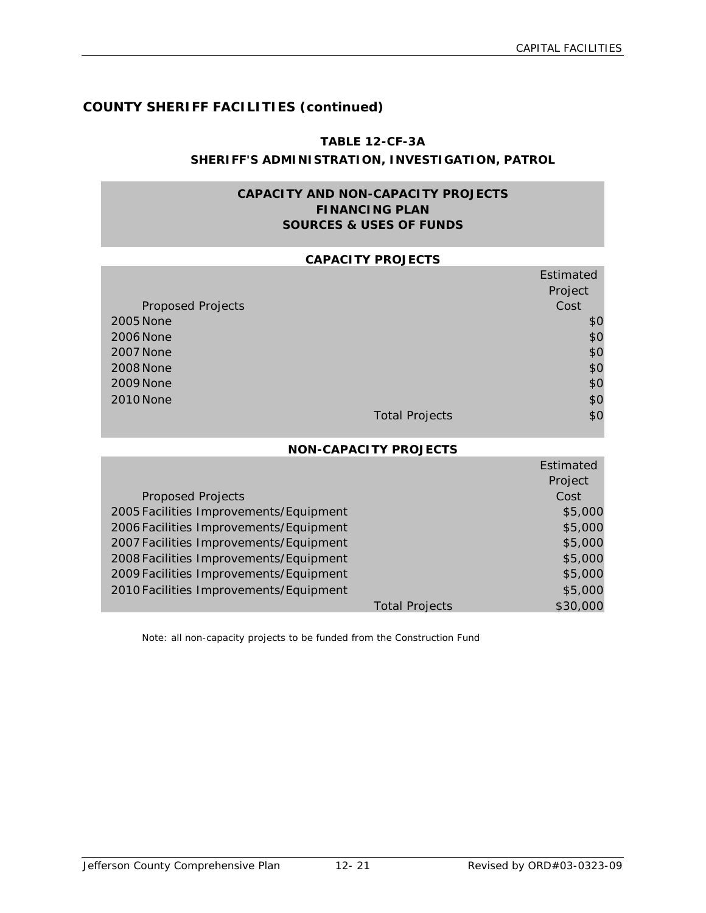## COUNTY SHERIFF FACILITIES (continued)

### TABLE 12-CF-3A
### SHERIFF'S ADMINISTRATION, INVESTIGATION, PATROL

**CAPACITY AND NON-CAPACITY PROJECTS**
**FINANCING PLAN**
**SOURCES & USES OF FUNDS**

**CAPACITY PROJECTS**

| | Proposed Projects | | Estimated Project Cost |
|---|---|---|---|
| 2005 | None | | $0 |
| 2006 | None | | $0 |
| 2007 | None | | $0 |
| 2008 | None | | $0 |
| 2009 | None | | $0 |
| 2010 | None | | $0 |
| | | Total Projects | $0 |

**NON-CAPACITY PROJECTS**

| | Proposed Projects | | Estimated Project Cost |
|---|---|---|---|
| 2005 | Facilities Improvements/Equipment | | $5,000 |
| 2006 | Facilities Improvements/Equipment | | $5,000 |
| 2007 | Facilities Improvements/Equipment | | $5,000 |
| 2008 | Facilities Improvements/Equipment | | $5,000 |
| 2009 | Facilities Improvements/Equipment | | $5,000 |
| 2010 | Facilities Improvements/Equipment | | $5,000 |
| | | Total Projects | $30,000 |

*Note: all non-capacity projects to be funded from the Construction Fund*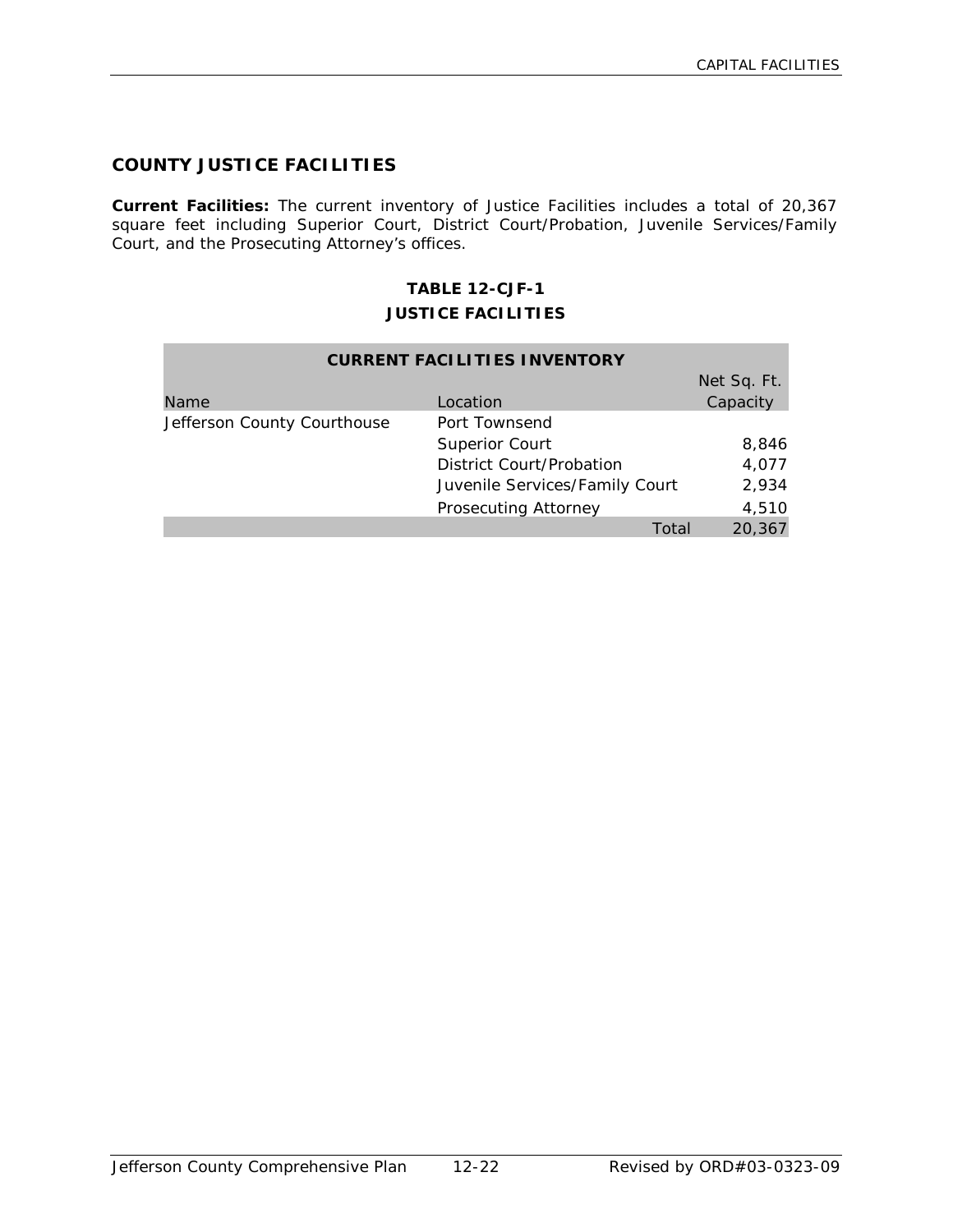## COUNTY JUSTICE FACILITIES

**Current Facilities:** The current inventory of Justice Facilities includes a total of 20,367 square feet including Superior Court, District Court/Probation, Juvenile Services/Family Court, and the Prosecuting Attorney's offices.

**TABLE 12-CJF-1**

**JUSTICE FACILITIES**

| **CURRENT FACILITIES INVENTORY** | | |
|---|---|---|
| Name | Location | Net Sq. Ft. Capacity |
| Jefferson County Courthouse | Port Townsend | |
| | Superior Court | 8,846 |
| | District Court/Probation | 4,077 |
| | Juvenile Services/Family Court | 2,934 |
| | Prosecuting Attorney | 4,510 |
| | Total | 20,367 |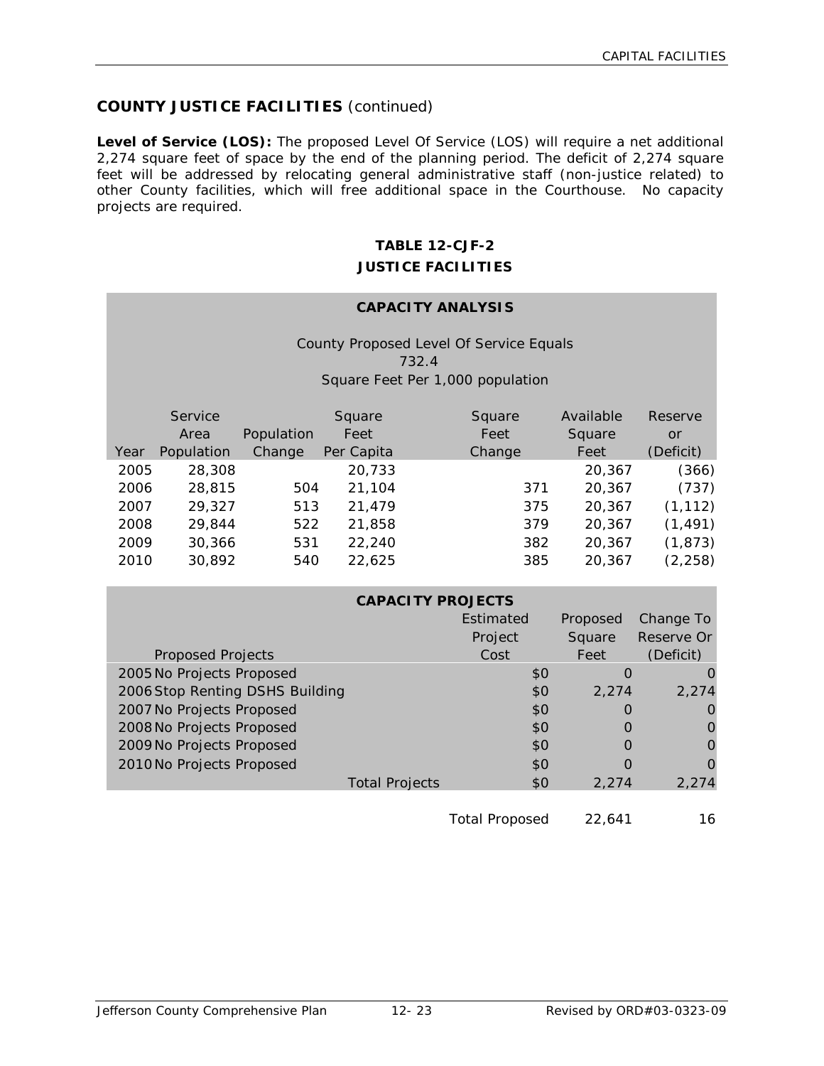## COUNTY JUSTICE FACILITIES (continued)

**Level of Service (LOS):** The proposed Level Of Service (LOS) will require a net additional 2,274 square feet of space by the end of the planning period. The deficit of 2,274 square feet will be addressed by relocating general administrative staff (non-justice related) to other County facilities, which will free additional space in the Courthouse. No capacity projects are required.

### TABLE 12-CJF-2
### JUSTICE FACILITIES

**CAPACITY ANALYSIS**

County Proposed Level Of Service Equals
732.4
Square Feet Per 1,000 population

| Year | Service Area Population | Population Change | Square Feet Per Capita | Square Feet Change | Available Square Feet | Reserve or (Deficit) |
|---|---|---|---|---|---|---|
| 2005 | 28,308 | | 20,733 | | 20,367 | (366) |
| 2006 | 28,815 | 504 | 21,104 | 371 | 20,367 | (737) |
| 2007 | 29,327 | 513 | 21,479 | 375 | 20,367 | (1,112) |
| 2008 | 29,844 | 522 | 21,858 | 379 | 20,367 | (1,491) |
| 2009 | 30,366 | 531 | 22,240 | 382 | 20,367 | (1,873) |
| 2010 | 30,892 | 540 | 22,625 | 385 | 20,367 | (2,258) |

**CAPACITY PROJECTS**

| Proposed Projects | Estimated Project Cost | Proposed Square Feet | Change To Reserve Or (Deficit) |
|---|---|---|---|
| 2005 No Projects Proposed | $0 | 0 | 0 |
| 2006 Stop Renting DSHS Building | $0 | 2,274 | 2,274 |
| 2007 No Projects Proposed | $0 | 0 | 0 |
| 2008 No Projects Proposed | $0 | 0 | 0 |
| 2009 No Projects Proposed | $0 | 0 | 0 |
| 2010 No Projects Proposed | $0 | 0 | 0 |
| Total Projects | $0 | 2,274 | 2,274 |
| Total Proposed | | 22,641 | 16 |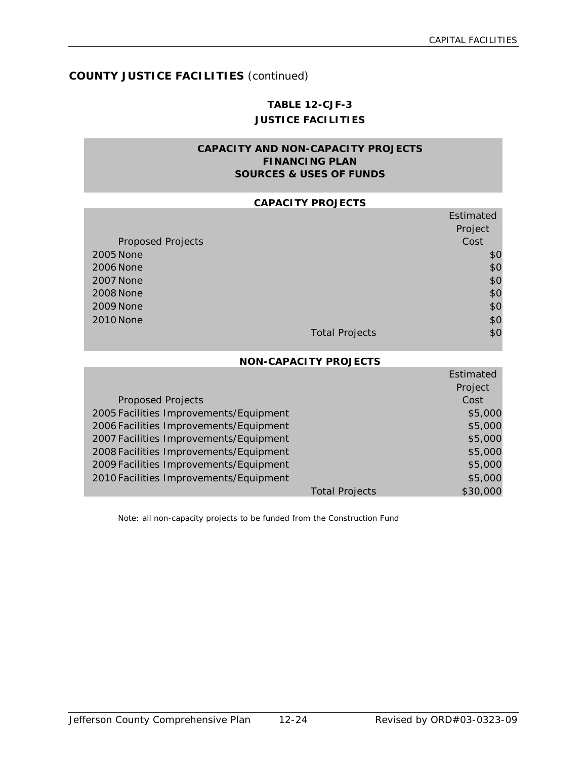## COUNTY JUSTICE FACILITIES *(continued)*

### TABLE 12-CJF-3
### JUSTICE FACILITIES

**CAPACITY AND NON-CAPACITY PROJECTS**
**FINANCING PLAN**
**SOURCES & USES OF FUNDS**

**CAPACITY PROJECTS**

| | Proposed Projects | | Estimated Project Cost |
|---|---|---|---|
| 2005 | None | | $0 |
| 2006 | None | | $0 |
| 2007 | None | | $0 |
| 2008 | None | | $0 |
| 2009 | None | | $0 |
| 2010 | None | | $0 |
| | | Total Projects | $0 |

**NON-CAPACITY PROJECTS**

| | Proposed Projects | | Estimated Project Cost |
|---|---|---|---|
| 2005 | Facilities Improvements/Equipment | | $5,000 |
| 2006 | Facilities Improvements/Equipment | | $5,000 |
| 2007 | Facilities Improvements/Equipment | | $5,000 |
| 2008 | Facilities Improvements/Equipment | | $5,000 |
| 2009 | Facilities Improvements/Equipment | | $5,000 |
| 2010 | Facilities Improvements/Equipment | | $5,000 |
| | | Total Projects | $30,000 |

Note: all non-capacity projects to be funded from the Construction Fund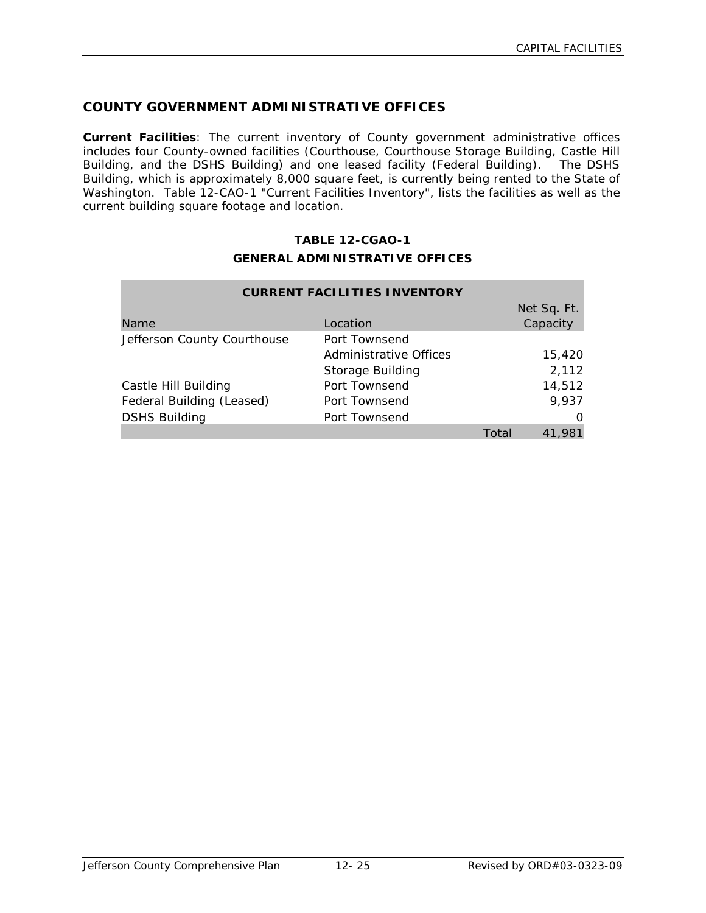## COUNTY GOVERNMENT ADMINISTRATIVE OFFICES

**Current Facilities**: The current inventory of County government administrative offices includes four County-owned facilities (Courthouse, Courthouse Storage Building, Castle Hill Building, and the DSHS Building) and one leased facility (Federal Building). The DSHS Building, which is approximately 8,000 square feet, is currently being rented to the State of Washington. Table 12-CAO-1 "Current Facilities Inventory", lists the facilities as well as the current building square footage and location.

**TABLE 12-CGAO-1**

**GENERAL ADMINISTRATIVE OFFICES**

| **CURRENT FACILITIES INVENTORY** | | |
|---|---|---|
| Name | Location | Net Sq. Ft. Capacity |
| Jefferson County Courthouse | Port Townsend | |
| | Administrative Offices | 15,420 |
| | Storage Building | 2,112 |
| Castle Hill Building | Port Townsend | 14,512 |
| Federal Building (Leased) | Port Townsend | 9,937 |
| DSHS Building | Port Townsend | 0 |
| | Total | 41,981 |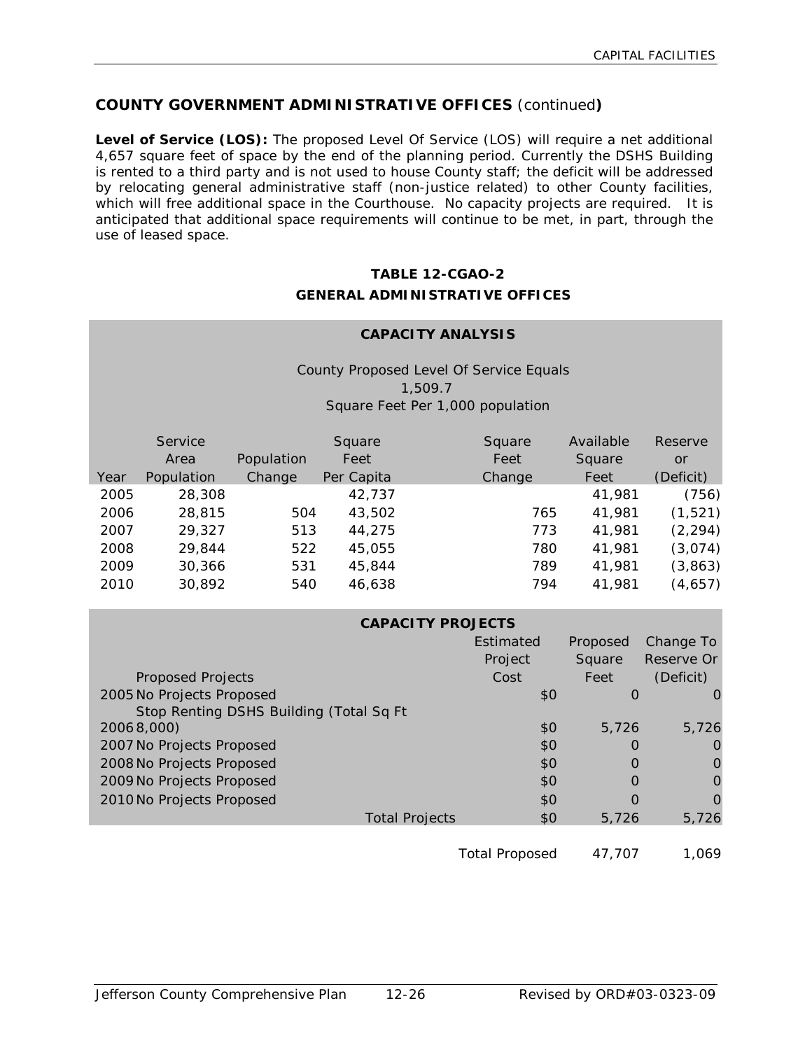## COUNTY GOVERNMENT ADMINISTRATIVE OFFICES (continued)

**Level of Service (LOS):** The proposed Level Of Service (LOS) will require a net additional 4,657 square feet of space by the end of the planning period. Currently the DSHS Building is rented to a third party and is not used to house County staff; the deficit will be addressed by relocating general administrative staff (non-justice related) to other County facilities, which will free additional space in the Courthouse. No capacity projects are required. It is anticipated that additional space requirements will continue to be met, in part, through the use of leased space.

### TABLE 12-CGAO-2
### GENERAL ADMINISTRATIVE OFFICES

**CAPACITY ANALYSIS**

County Proposed Level Of Service Equals 1,509.7 Square Feet Per 1,000 population

| Year | Service Area Population | Population Change | Square Feet Per Capita | Square Feet Change | Available Square Feet | Reserve or (Deficit) |
|---|---|---|---|---|---|---|
| 2005 | 28,308 | | 42,737 | | 41,981 | (756) |
| 2006 | 28,815 | 504 | 43,502 | 765 | 41,981 | (1,521) |
| 2007 | 29,327 | 513 | 44,275 | 773 | 41,981 | (2,294) |
| 2008 | 29,844 | 522 | 45,055 | 780 | 41,981 | (3,074) |
| 2009 | 30,366 | 531 | 45,844 | 789 | 41,981 | (3,863) |
| 2010 | 30,892 | 540 | 46,638 | 794 | 41,981 | (4,657) |

**CAPACITY PROJECTS**

| Proposed Projects | Estimated Project Cost | Proposed Square Feet | Change To Reserve Or (Deficit) |
|---|---|---|---|
| 2005 No Projects Proposed | $0 | 0 | 0 |
| 2006 Stop Renting DSHS Building (Total Sq Ft 8,000) | $0 | 5,726 | 5,726 |
| 2007 No Projects Proposed | $0 | 0 | 0 |
| 2008 No Projects Proposed | $0 | 0 | 0 |
| 2009 No Projects Proposed | $0 | 0 | 0 |
| 2010 No Projects Proposed | $0 | 0 | 0 |
| Total Projects | $0 | 5,726 | 5,726 |
| Total Proposed | | 47,707 | 1,069 |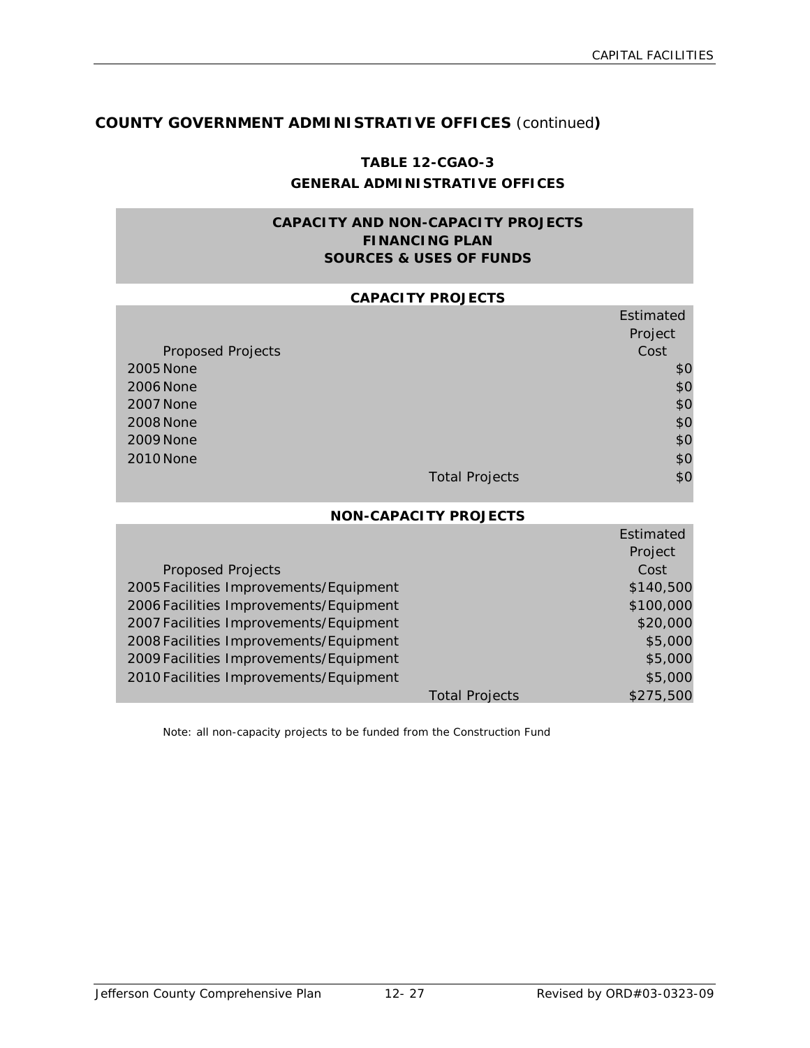## COUNTY GOVERNMENT ADMINISTRATIVE OFFICES *(continued)*

**TABLE 12-CGAO-3**
**GENERAL ADMINISTRATIVE OFFICES**

**CAPACITY AND NON-CAPACITY PROJECTS**
**FINANCING PLAN**
**SOURCES & USES OF FUNDS**

**CAPACITY PROJECTS**

| Proposed Projects | | Estimated Project Cost |
|---|---|---|
| 2005 None | | $0 |
| 2006 None | | $0 |
| 2007 None | | $0 |
| 2008 None | | $0 |
| 2009 None | | $0 |
| 2010 None | | $0 |
| | Total Projects | $0 |

**NON-CAPACITY PROJECTS**

| Proposed Projects | | Estimated Project Cost |
|---|---|---|
| 2005 Facilities Improvements/Equipment | | $140,500 |
| 2006 Facilities Improvements/Equipment | | $100,000 |
| 2007 Facilities Improvements/Equipment | | $20,000 |
| 2008 Facilities Improvements/Equipment | | $5,000 |
| 2009 Facilities Improvements/Equipment | | $5,000 |
| 2010 Facilities Improvements/Equipment | | $5,000 |
| | Total Projects | $275,500 |

Note: all non-capacity projects to be funded from the Construction Fund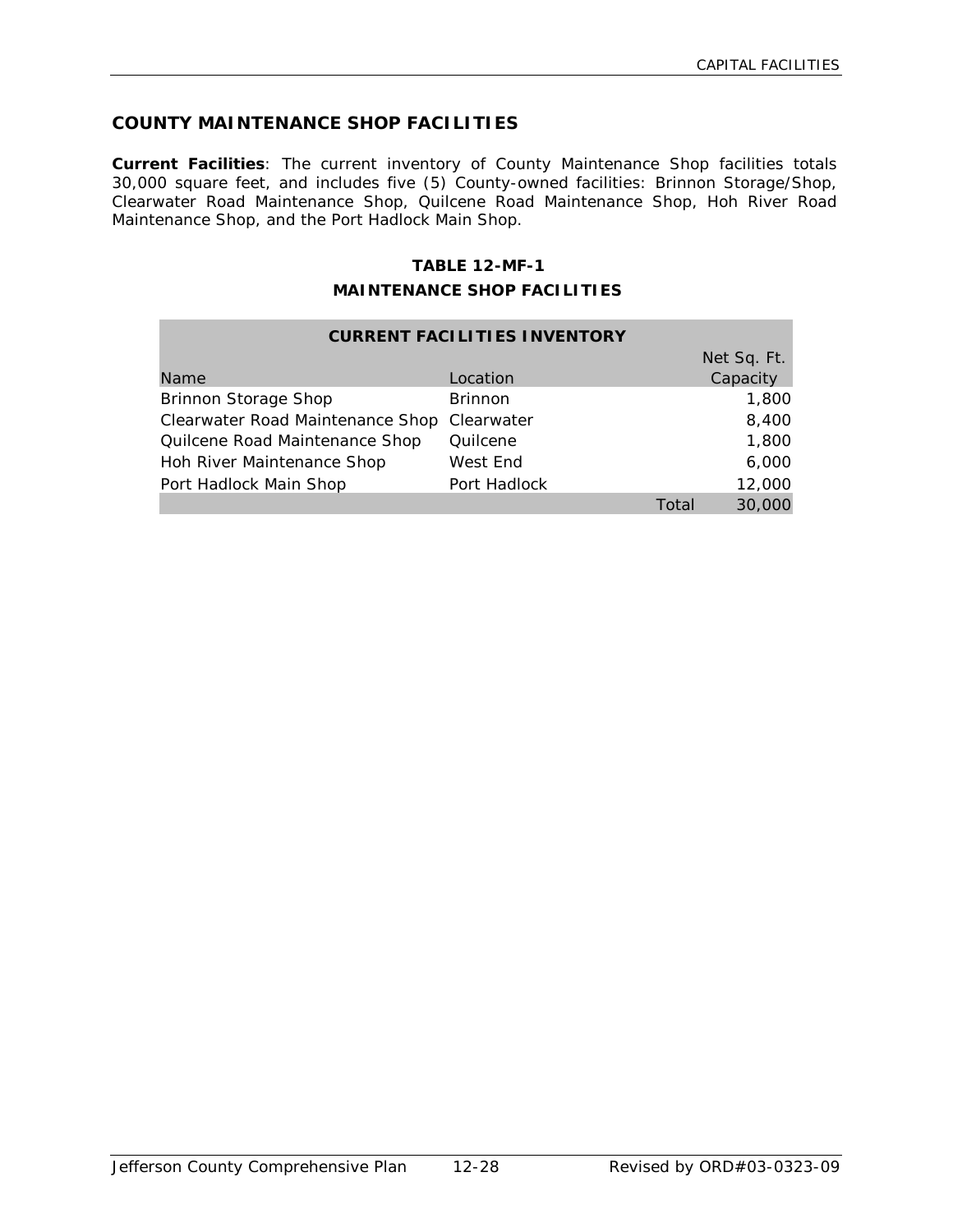## COUNTY MAINTENANCE SHOP FACILITIES

**Current Facilities**: The current inventory of County Maintenance Shop facilities totals 30,000 square feet, and includes five (5) County-owned facilities: Brinnon Storage/Shop, Clearwater Road Maintenance Shop, Quilcene Road Maintenance Shop, Hoh River Road Maintenance Shop, and the Port Hadlock Main Shop.

**TABLE 12-MF-1**

**MAINTENANCE SHOP FACILITIES**

| CURRENT FACILITIES INVENTORY | | | |
|---|---|---|---|
| Name | Location | | Net Sq. Ft. Capacity |
| Brinnon Storage Shop | Brinnon | | 1,800 |
| Clearwater Road Maintenance Shop | Clearwater | | 8,400 |
| Quilcene Road Maintenance Shop | Quilcene | | 1,800 |
| Hoh River Maintenance Shop | West End | | 6,000 |
| Port Hadlock Main Shop | Port Hadlock | | 12,000 |
| | | Total | 30,000 |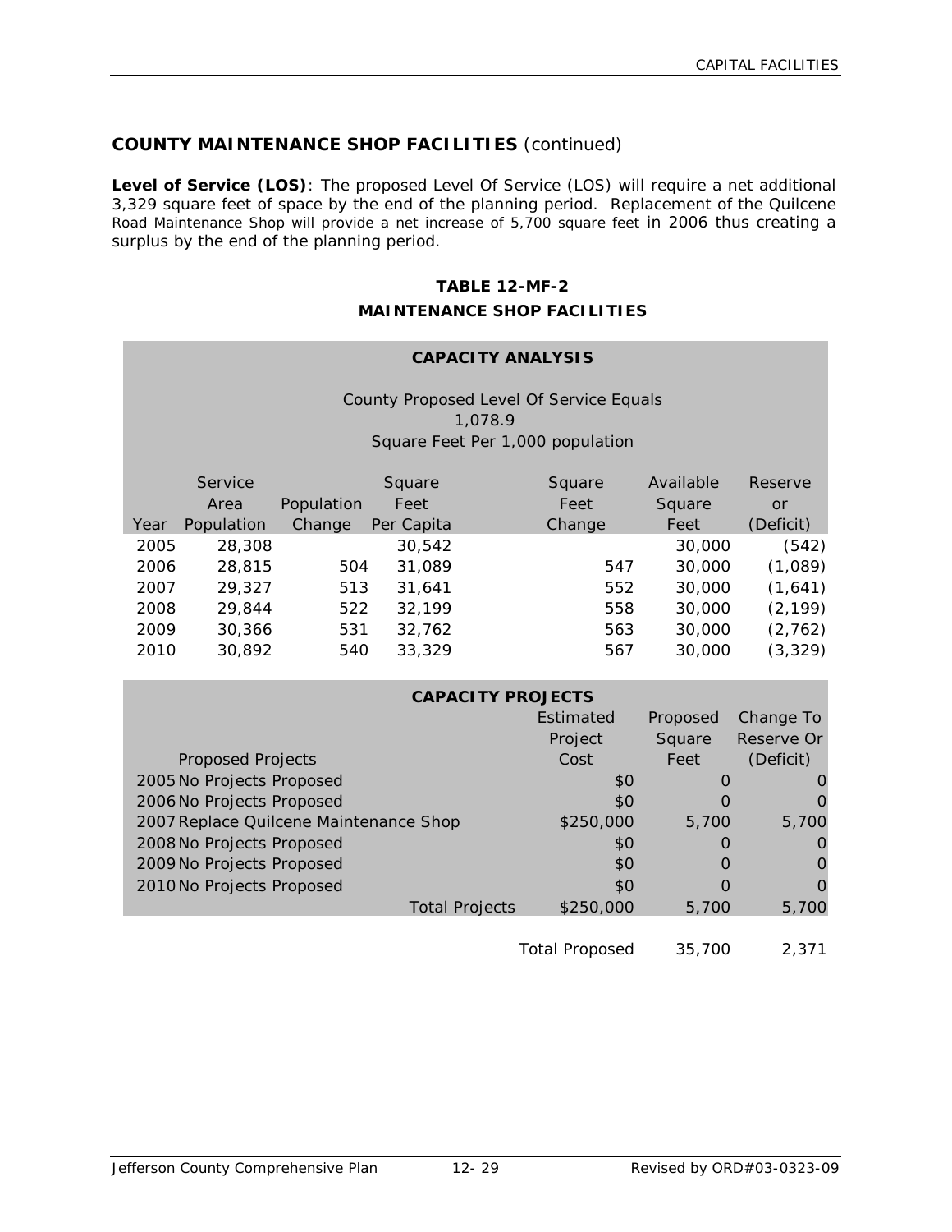## COUNTY MAINTENANCE SHOP FACILITIES (continued)

**Level of Service (LOS)**: The proposed Level Of Service (LOS) will require a net additional 3,329 square feet of space by the end of the planning period. Replacement of the Quilcene Road Maintenance Shop will provide a net increase of 5,700 square feet in 2006 thus creating a surplus by the end of the planning period.

### TABLE 12-MF-2
### MAINTENANCE SHOP FACILITIES

**CAPACITY ANALYSIS**

County Proposed Level Of Service Equals
1,078.9
Square Feet Per 1,000 population

| Year | Service Area Population | Population Change | Square Feet Per Capita | Square Feet Change | Available Square Feet | Reserve or (Deficit) |
|---|---|---|---|---|---|---|
| 2005 | 28,308 | | 30,542 | | 30,000 | (542) |
| 2006 | 28,815 | 504 | 31,089 | 547 | 30,000 | (1,089) |
| 2007 | 29,327 | 513 | 31,641 | 552 | 30,000 | (1,641) |
| 2008 | 29,844 | 522 | 32,199 | 558 | 30,000 | (2,199) |
| 2009 | 30,366 | 531 | 32,762 | 563 | 30,000 | (2,762) |
| 2010 | 30,892 | 540 | 33,329 | 567 | 30,000 | (3,329) |

**CAPACITY PROJECTS**

| Proposed Projects | Estimated Project Cost | Proposed Square Feet | Change To Reserve Or (Deficit) |
|---|---|---|---|
| 2005 No Projects Proposed | $0 | 0 | 0 |
| 2006 No Projects Proposed | $0 | 0 | 0 |
| 2007 Replace Quilcene Maintenance Shop | $250,000 | 5,700 | 5,700 |
| 2008 No Projects Proposed | $0 | 0 | 0 |
| 2009 No Projects Proposed | $0 | 0 | 0 |
| 2010 No Projects Proposed | $0 | 0 | 0 |
| Total Projects | $250,000 | 5,700 | 5,700 |
| | Total Proposed | 35,700 | 2,371 |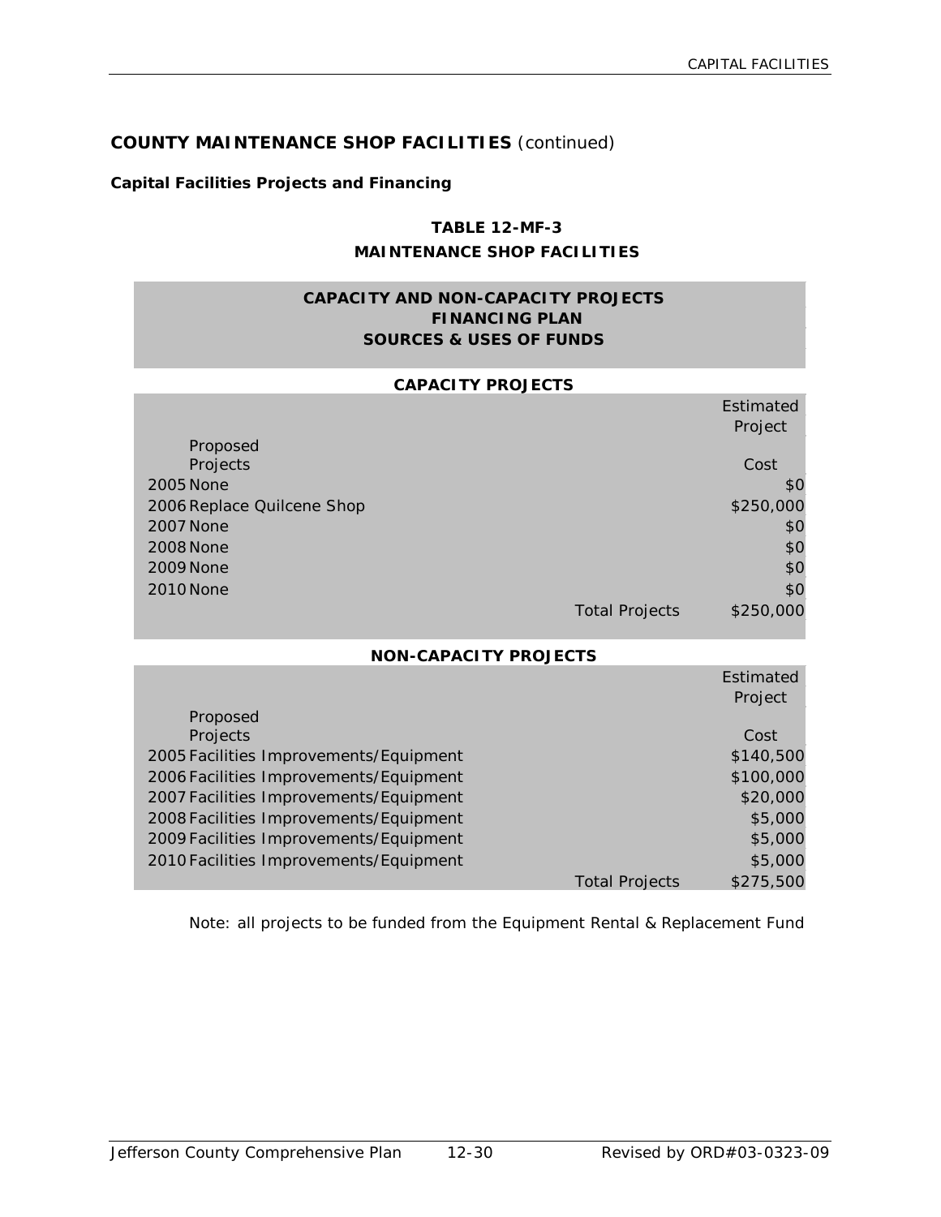## COUNTY MAINTENANCE SHOP FACILITIES (continued)

### Capital Facilities Projects and Financing

**TABLE 12-MF-3**

**MAINTENANCE SHOP FACILITIES**

**CAPACITY AND NON-CAPACITY PROJECTS**
**FINANCING PLAN**
**SOURCES & USES OF FUNDS**

**CAPACITY PROJECTS**

| | Proposed Projects | | Estimated Project Cost |
|---|---|---|---|
| 2005 | None | | $0 |
| 2006 | Replace Quilcene Shop | | $250,000 |
| 2007 | None | | $0 |
| 2008 | None | | $0 |
| 2009 | None | | $0 |
| 2010 | None | | $0 |
| | | Total Projects | $250,000 |

**NON-CAPACITY PROJECTS**

| | Proposed Projects | | Estimated Project Cost |
|---|---|---|---|
| 2005 | Facilities Improvements/Equipment | | $140,500 |
| 2006 | Facilities Improvements/Equipment | | $100,000 |
| 2007 | Facilities Improvements/Equipment | | $20,000 |
| 2008 | Facilities Improvements/Equipment | | $5,000 |
| 2009 | Facilities Improvements/Equipment | | $5,000 |
| 2010 | Facilities Improvements/Equipment | | $5,000 |
| | | Total Projects | $275,500 |

Note: all projects to be funded from the Equipment Rental & Replacement Fund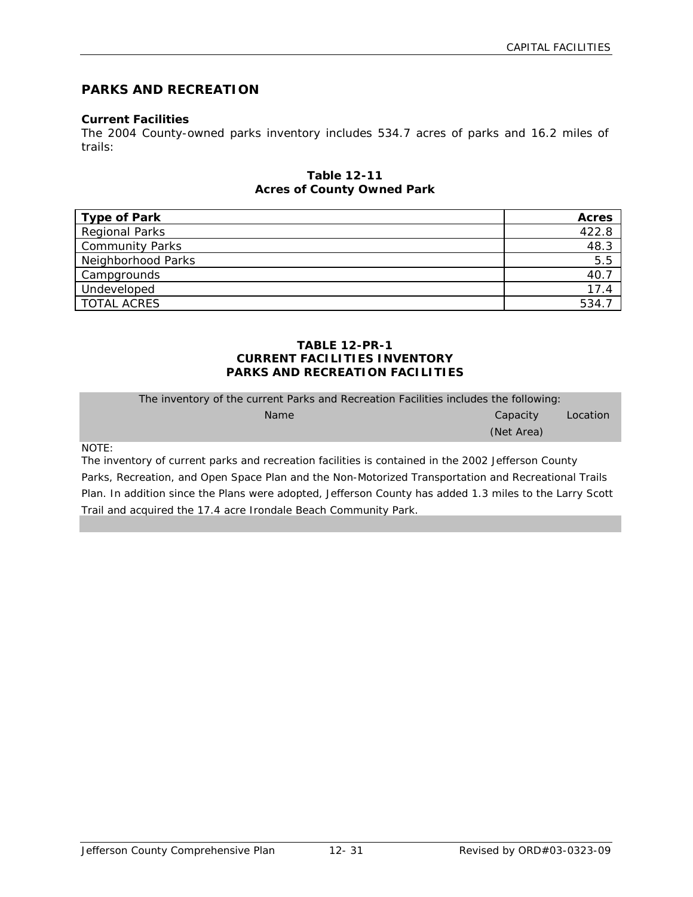## PARKS AND RECREATION

### Current Facilities

The 2004 County-owned parks inventory includes 534.7 acres of parks and 16.2 miles of trails:

**Table 12-11**
**Acres of County Owned Park**

| Type of Park | Acres |
|---|---:|
| Regional Parks | 422.8 |
| Community Parks | 48.3 |
| Neighborhood Parks | 5.5 |
| Campgrounds | 40.7 |
| Undeveloped | 17.4 |
| TOTAL ACRES | 534.7 |

**TABLE 12-PR-1**
**CURRENT FACILITIES INVENTORY**
**PARKS AND RECREATION FACILITIES**

| The inventory of the current Parks and Recreation Facilities includes the following: | | |
|---|---|---|
| Name | Capacity (Net Area) | Location |

NOTE:
The inventory of current parks and recreation facilities is contained in the 2002 Jefferson County Parks, Recreation, and Open Space Plan and the Non-Motorized Transportation and Recreational Trails Plan. In addition since the Plans were adopted, Jefferson County has added 1.3 miles to the Larry Scott Trail and acquired the 17.4 acre Irondale Beach Community Park.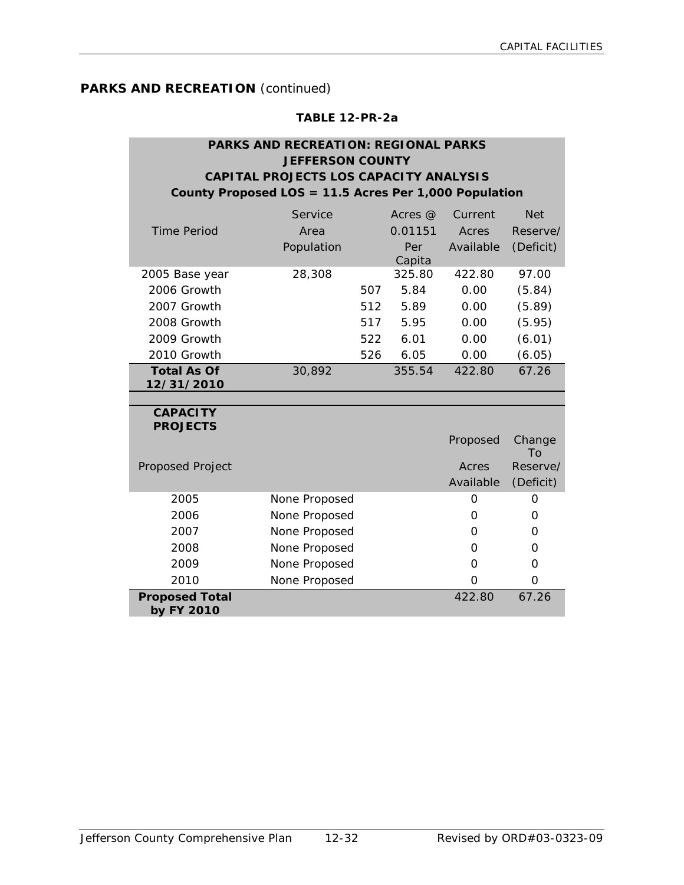**PARKS AND RECREATION** *(continued)*

**TABLE 12-PR-2a**

**PARKS AND RECREATION: REGIONAL PARKS**
**JEFFERSON COUNTY**
**CAPITAL PROJECTS LOS CAPACITY ANALYSIS**
**County Proposed LOS = 11.5 Acres Per 1,000 Population**

| Time Period | Service Area Population | | Acres @ 0.01151 Per Capita | Current Acres Available | Net Reserve/ (Deficit) |
|---|---|---|---|---|---|
| 2005 Base year | 28,308 | | 325.80 | 422.80 | 97.00 |
| 2006 Growth | | 507 | 5.84 | 0.00 | (5.84) |
| 2007 Growth | | 512 | 5.89 | 0.00 | (5.89) |
| 2008 Growth | | 517 | 5.95 | 0.00 | (5.95) |
| 2009 Growth | | 522 | 6.01 | 0.00 | (6.01) |
| 2010 Growth | | 526 | 6.05 | 0.00 | (6.05) |
| **Total As Of 12/31/2010** | 30,892 | | 355.54 | 422.80 | 67.26 |
| | | | | | |
| **CAPACITY PROJECTS** | | | | | |
| Proposed Project | | | | Proposed Acres Available | Change To Reserve/ (Deficit) |
| 2005 | None Proposed | | | 0 | 0 |
| 2006 | None Proposed | | | 0 | 0 |
| 2007 | None Proposed | | | 0 | 0 |
| 2008 | None Proposed | | | 0 | 0 |
| 2009 | None Proposed | | | 0 | 0 |
| 2010 | None Proposed | | | 0 | 0 |
| **Proposed Total by FY 2010** | | | | 422.80 | 67.26 |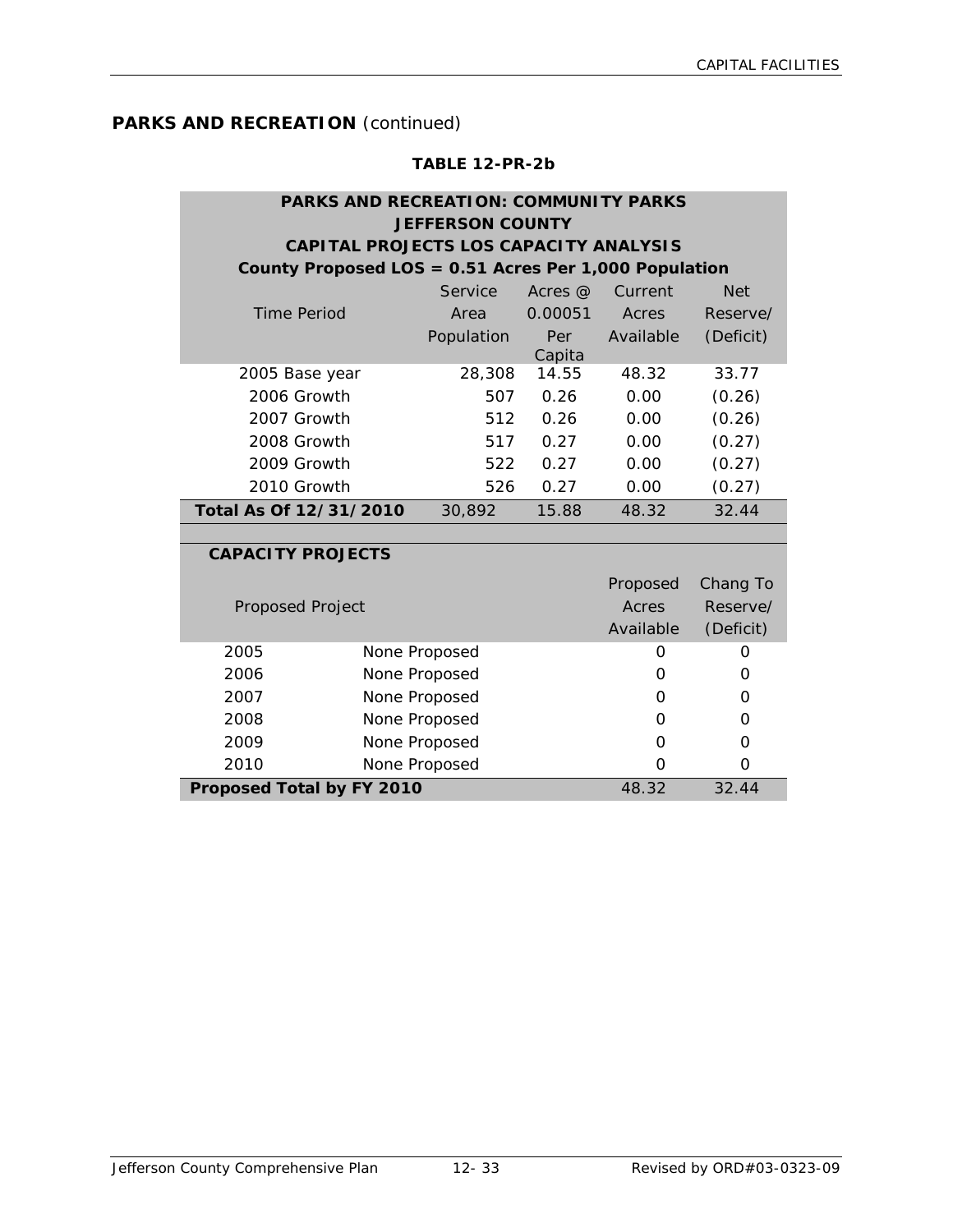## PARKS AND RECREATION *(continued)*

**TABLE 12-PR-2b**

**PARKS AND RECREATION: COMMUNITY PARKS**
**JEFFERSON COUNTY**
**CAPITAL PROJECTS LOS CAPACITY ANALYSIS**
**County Proposed LOS = 0.51 Acres Per 1,000 Population**

| Time Period | Service Area Population | Acres @ 0.00051 Per Capita | Current Acres Available | Net Reserve/ (Deficit) |
|---|---|---|---|---|
| 2005 Base year | 28,308 | 14.55 | 48.32 | 33.77 |
| 2006 Growth | 507 | 0.26 | 0.00 | (0.26) |
| 2007 Growth | 512 | 0.26 | 0.00 | (0.26) |
| 2008 Growth | 517 | 0.27 | 0.00 | (0.27) |
| 2009 Growth | 522 | 0.27 | 0.00 | (0.27) |
| 2010 Growth | 526 | 0.27 | 0.00 | (0.27) |
| **Total As Of 12/31/2010** | 30,892 | 15.88 | 48.32 | 32.44 |

**CAPACITY PROJECTS**

| Proposed Project | | Proposed Acres Available | Chang To Reserve/ (Deficit) |
|---|---|---|---|
| 2005 | None Proposed | 0 | 0 |
| 2006 | None Proposed | 0 | 0 |
| 2007 | None Proposed | 0 | 0 |
| 2008 | None Proposed | 0 | 0 |
| 2009 | None Proposed | 0 | 0 |
| 2010 | None Proposed | 0 | 0 |
| **Proposed Total by FY 2010** | | 48.32 | 32.44 |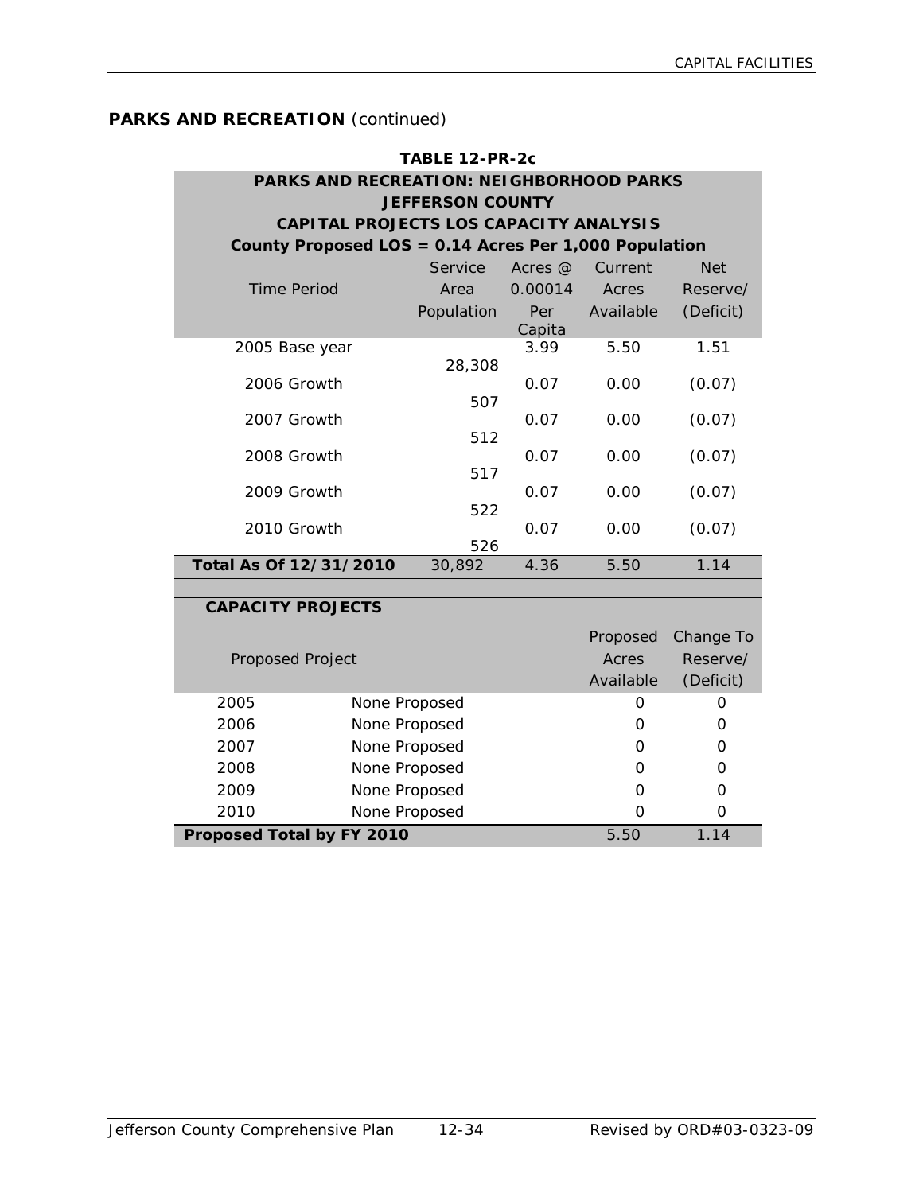## PARKS AND RECREATION *(continued)*

**TABLE 12-PR-2c**

**PARKS AND RECREATION: NEIGHBORHOOD PARKS**
**JEFFERSON COUNTY**
**CAPITAL PROJECTS LOS CAPACITY ANALYSIS**
**County Proposed LOS = 0.14 Acres Per 1,000 Population**

| Time Period | Service Area Population | Acres @ 0.00014 Per Capita | Current Acres Available | Net Reserve/ (Deficit) |
|---|---|---|---|---|
| 2005 Base year | 28,308 | 3.99 | 5.50 | 1.51 |
| 2006 Growth | 507 | 0.07 | 0.00 | (0.07) |
| 2007 Growth | 512 | 0.07 | 0.00 | (0.07) |
| 2008 Growth | 517 | 0.07 | 0.00 | (0.07) |
| 2009 Growth | 522 | 0.07 | 0.00 | (0.07) |
| 2010 Growth | 526 | 0.07 | 0.00 | (0.07) |
| **Total As Of 12/31/2010** | 30,892 | 4.36 | 5.50 | 1.14 |

**CAPACITY PROJECTS**

| Proposed Project | | Proposed Acres Available | Change To Reserve/ (Deficit) |
|---|---|---|---|
| 2005 | None Proposed | 0 | 0 |
| 2006 | None Proposed | 0 | 0 |
| 2007 | None Proposed | 0 | 0 |
| 2008 | None Proposed | 0 | 0 |
| 2009 | None Proposed | 0 | 0 |
| 2010 | None Proposed | 0 | 0 |
| **Proposed Total by FY 2010** | | 5.50 | 1.14 |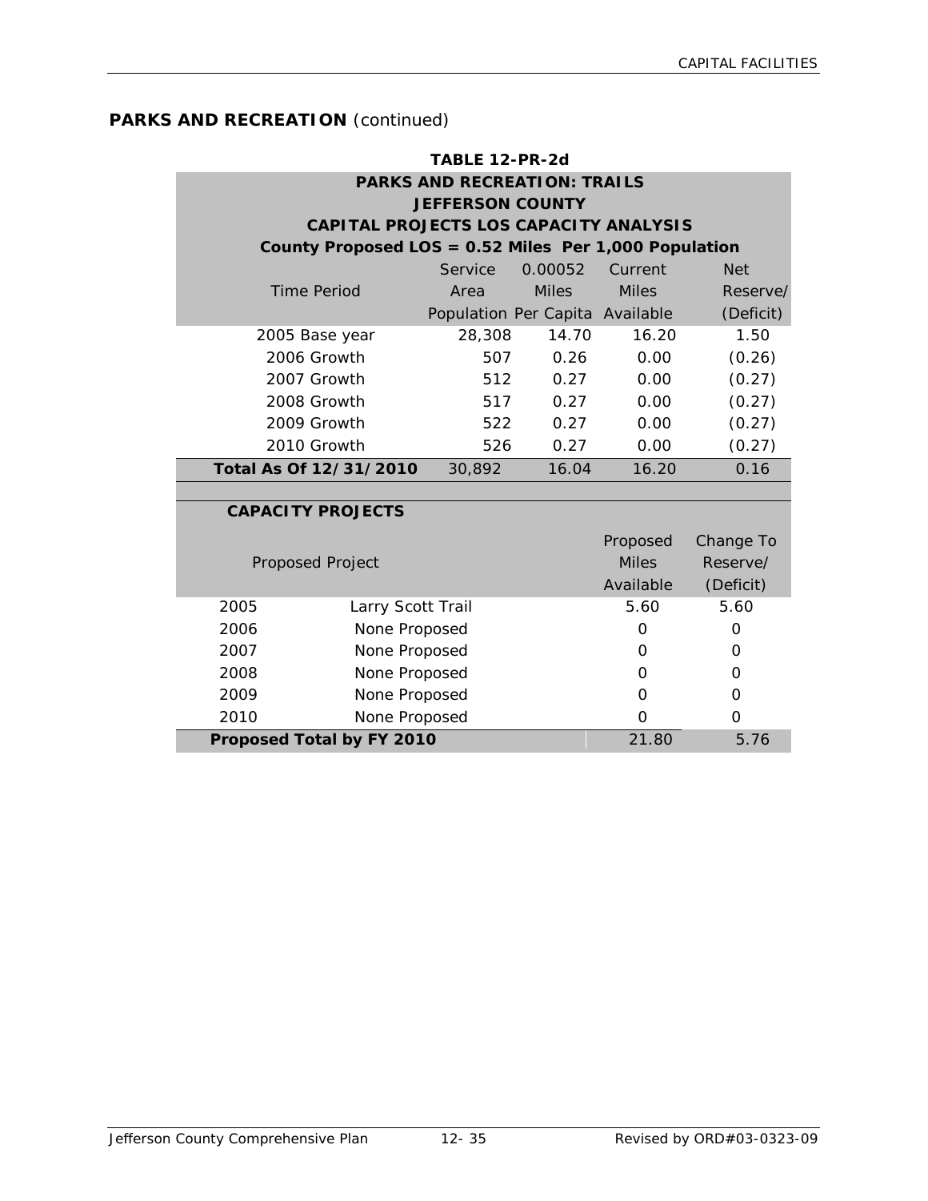## PARKS AND RECREATION *(continued)*

**TABLE 12-PR-2d**

**PARKS AND RECREATION: TRAILS**
**JEFFERSON COUNTY**
**CAPITAL PROJECTS LOS CAPACITY ANALYSIS**
**County Proposed LOS = 0.52 Miles Per 1,000 Population**

| Time Period | Service Area Population | 0.00052 Miles Per Capita | Current Miles Available | Net Reserve/ (Deficit) |
|---|---|---|---|---|
| 2005 Base year | 28,308 | 14.70 | 16.20 | 1.50 |
| 2006 Growth | 507 | 0.26 | 0.00 | (0.26) |
| 2007 Growth | 512 | 0.27 | 0.00 | (0.27) |
| 2008 Growth | 517 | 0.27 | 0.00 | (0.27) |
| 2009 Growth | 522 | 0.27 | 0.00 | (0.27) |
| 2010 Growth | 526 | 0.27 | 0.00 | (0.27) |
| **Total As Of 12/31/2010** | 30,892 | 16.04 | 16.20 | 0.16 |

**CAPACITY PROJECTS**

| Proposed Project | | Proposed Miles Available | Change To Reserve/ (Deficit) |
|---|---|---|---|
| 2005 | Larry Scott Trail | 5.60 | 5.60 |
| 2006 | None Proposed | 0 | 0 |
| 2007 | None Proposed | 0 | 0 |
| 2008 | None Proposed | 0 | 0 |
| 2009 | None Proposed | 0 | 0 |
| 2010 | None Proposed | 0 | 0 |
| **Proposed Total by FY 2010** | | 21.80 | 5.76 |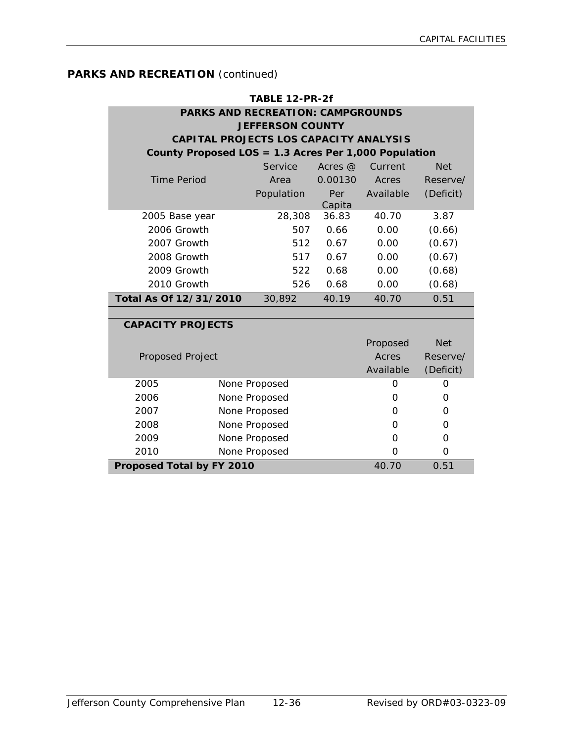## PARKS AND RECREATION *(continued)*

**TABLE 12-PR-2f**

| **PARKS AND RECREATION: CAMPGROUNDS<br>JEFFERSON COUNTY<br>CAPITAL PROJECTS LOS CAPACITY ANALYSIS<br>County Proposed LOS = 1.3 Acres Per 1,000 Population** | | | | |
|---|---|---|---|---|
| Time Period | Service Area Population | Acres @ 0.00130 Per Capita | Current Acres Available | Net Reserve/ (Deficit) |
| 2005 Base year | 28,308 | 36.83 | 40.70 | 3.87 |
| 2006 Growth | 507 | 0.66 | 0.00 | (0.66) |
| 2007 Growth | 512 | 0.67 | 0.00 | (0.67) |
| 2008 Growth | 517 | 0.67 | 0.00 | (0.67) |
| 2009 Growth | 522 | 0.68 | 0.00 | (0.68) |
| 2010 Growth | 526 | 0.68 | 0.00 | (0.68) |
| **Total As Of 12/31/2010** | 30,892 | 40.19 | 40.70 | 0.51 |

**CAPACITY PROJECTS**

| Proposed Project | | Proposed Acres Available | Net Reserve/ (Deficit) |
|---|---|---|---|
| 2005 | None Proposed | 0 | 0 |
| 2006 | None Proposed | 0 | 0 |
| 2007 | None Proposed | 0 | 0 |
| 2008 | None Proposed | 0 | 0 |
| 2009 | None Proposed | 0 | 0 |
| 2010 | None Proposed | 0 | 0 |
| **Proposed Total by FY 2010** | | 40.70 | 0.51 |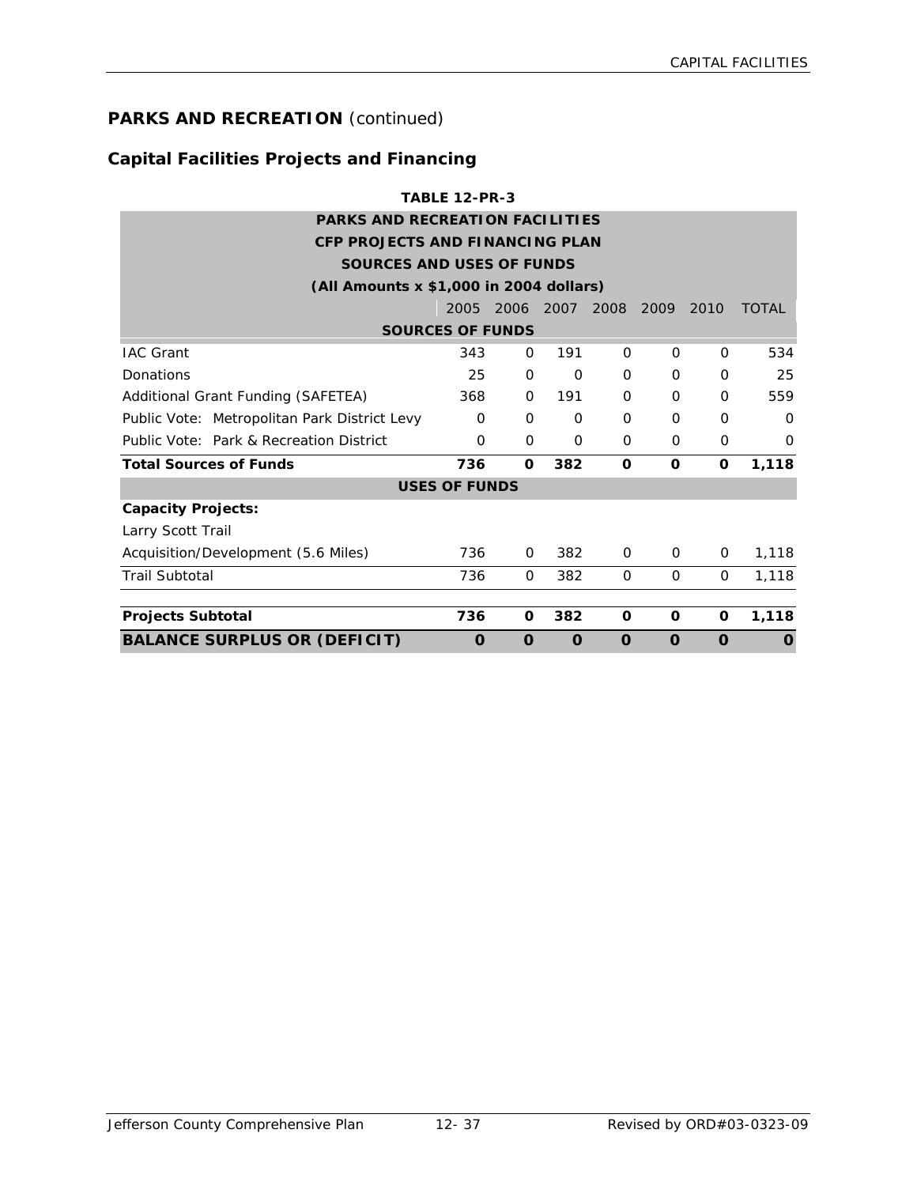## PARKS AND RECREATION *(continued)*

### Capital Facilities Projects and Financing

**TABLE 12-PR-3**

| PARKS AND RECREATION FACILITIES CFP PROJECTS AND FINANCING PLAN SOURCES AND USES OF FUNDS (All Amounts x $1,000 in 2004 dollars) | 2005 | 2006 | 2007 | 2008 | 2009 | 2010 | TOTAL |
|---|---|---|---|---|---|---|---|
| **SOURCES OF FUNDS** | | | | | | | |
| IAC Grant | 343 | 0 | 191 | 0 | 0 | 0 | 534 |
| Donations | 25 | 0 | 0 | 0 | 0 | 0 | 25 |
| Additional Grant Funding (SAFETEA) | 368 | 0 | 191 | 0 | 0 | 0 | 559 |
| Public Vote: Metropolitan Park District Levy | 0 | 0 | 0 | 0 | 0 | 0 | 0 |
| Public Vote: Park & Recreation District | 0 | 0 | 0 | 0 | 0 | 0 | 0 |
| **Total Sources of Funds** | **736** | **0** | **382** | **0** | **0** | **0** | **1,118** |
| **USES OF FUNDS** | | | | | | | |
| **Capacity Projects:** | | | | | | | |
| Larry Scott Trail | | | | | | | |
| Acquisition/Development (5.6 Miles) | 736 | 0 | 382 | 0 | 0 | 0 | 1,118 |
| Trail Subtotal | 736 | 0 | 382 | 0 | 0 | 0 | 1,118 |
| **Projects Subtotal** | **736** | **0** | **382** | **0** | **0** | **0** | **1,118** |
| **BALANCE SURPLUS OR (DEFICIT)** | **0** | **0** | **0** | **0** | **0** | **0** | **0** |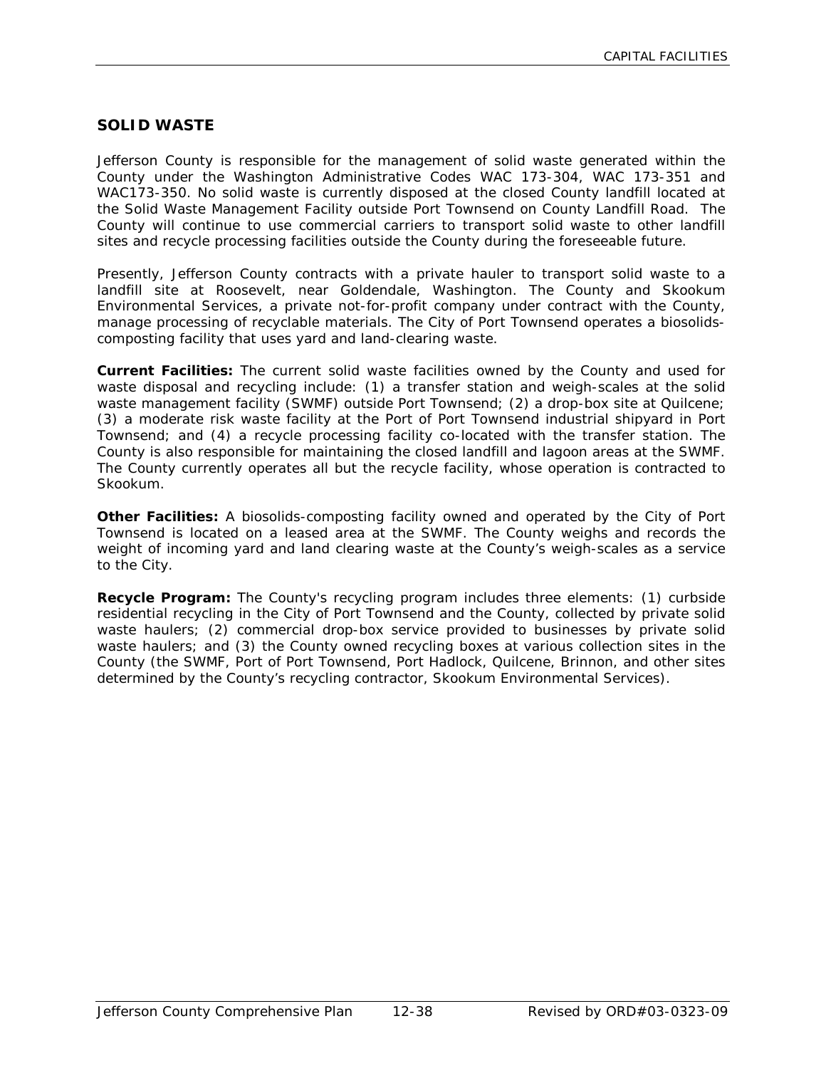## SOLID WASTE

Jefferson County is responsible for the management of solid waste generated within the County under the Washington Administrative Codes WAC 173-304, WAC 173-351 and WAC173-350. No solid waste is currently disposed at the closed County landfill located at the Solid Waste Management Facility outside Port Townsend on County Landfill Road. The County will continue to use commercial carriers to transport solid waste to other landfill sites and recycle processing facilities outside the County during the foreseeable future.

Presently, Jefferson County contracts with a private hauler to transport solid waste to a landfill site at Roosevelt, near Goldendale, Washington. The County and Skookum Environmental Services, a private not-for-profit company under contract with the County, manage processing of recyclable materials. The City of Port Townsend operates a biosolids-composting facility that uses yard and land-clearing waste.

**Current Facilities:** The current solid waste facilities owned by the County and used for waste disposal and recycling include: (1) a transfer station and weigh-scales at the solid waste management facility (SWMF) outside Port Townsend; (2) a drop-box site at Quilcene; (3) a moderate risk waste facility at the Port of Port Townsend industrial shipyard in Port Townsend; and (4) a recycle processing facility co-located with the transfer station. The County is also responsible for maintaining the closed landfill and lagoon areas at the SWMF. The County currently operates all but the recycle facility, whose operation is contracted to Skookum.

**Other Facilities:** A biosolids-composting facility owned and operated by the City of Port Townsend is located on a leased area at the SWMF. The County weighs and records the weight of incoming yard and land clearing waste at the County's weigh-scales as a service to the City.

**Recycle Program:** The County's recycling program includes three elements: (1) curbside residential recycling in the City of Port Townsend and the County, collected by private solid waste haulers; (2) commercial drop-box service provided to businesses by private solid waste haulers; and (3) the County owned recycling boxes at various collection sites in the County (the SWMF, Port of Port Townsend, Port Hadlock, Quilcene, Brinnon, and other sites determined by the County's recycling contractor, Skookum Environmental Services).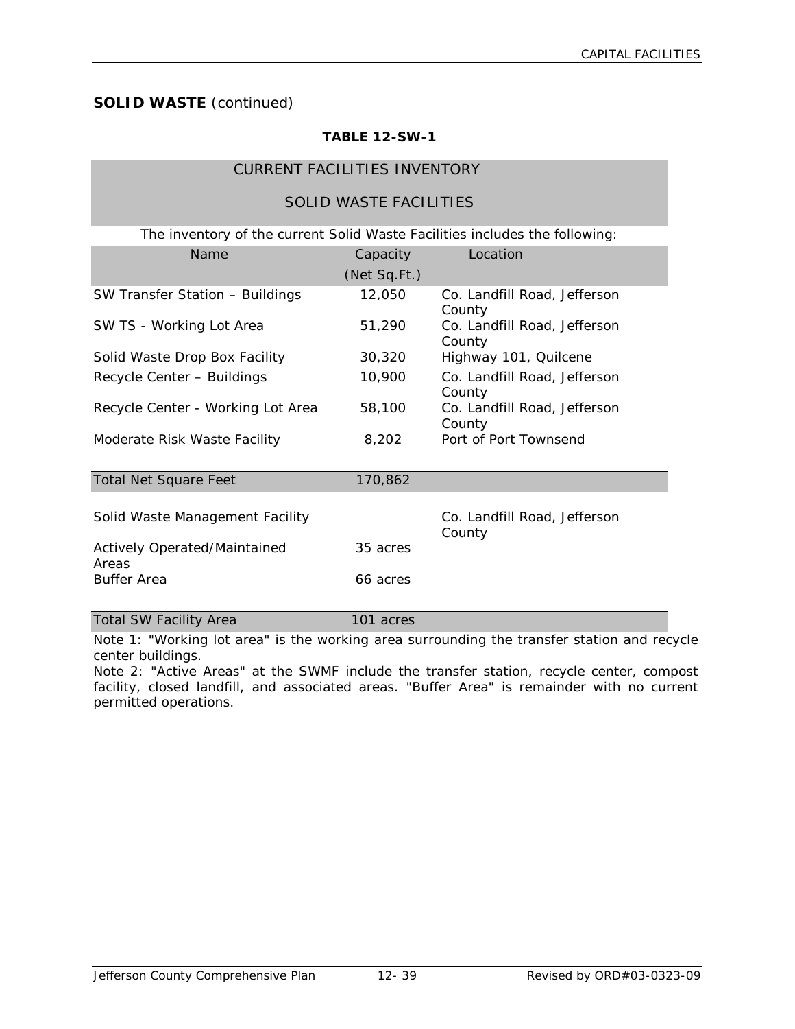**SOLID WASTE** *(continued)*

**TABLE 12-SW-1**

| CURRENT FACILITIES INVENTORY<br>SOLID WASTE FACILITIES | | |
|---|---|---|
| The inventory of the current Solid Waste Facilities includes the following: | | |
| Name | Capacity (Net Sq.Ft.) | Location |
| SW Transfer Station – Buildings | 12,050 | Co. Landfill Road, Jefferson County |
| SW TS - Working Lot Area | 51,290 | Co. Landfill Road, Jefferson County |
| Solid Waste Drop Box Facility | 30,320 | Highway 101, Quilcene |
| Recycle Center – Buildings | 10,900 | Co. Landfill Road, Jefferson County |
| Recycle Center - Working Lot Area | 58,100 | Co. Landfill Road, Jefferson County |
| Moderate Risk Waste Facility | 8,202 | Port of Port Townsend |
| Total Net Square Feet | 170,862 | |
| Solid Waste Management Facility | | Co. Landfill Road, Jefferson County |
| Actively Operated/Maintained Areas | 35 acres | |
| Buffer Area | 66 acres | |
| Total SW Facility Area | 101 acres | |

Note 1: "Working lot area" is the working area surrounding the transfer station and recycle center buildings.
Note 2: "Active Areas" at the SWMF include the transfer station, recycle center, compost facility, closed landfill, and associated areas. "Buffer Area" is remainder with no current permitted operations.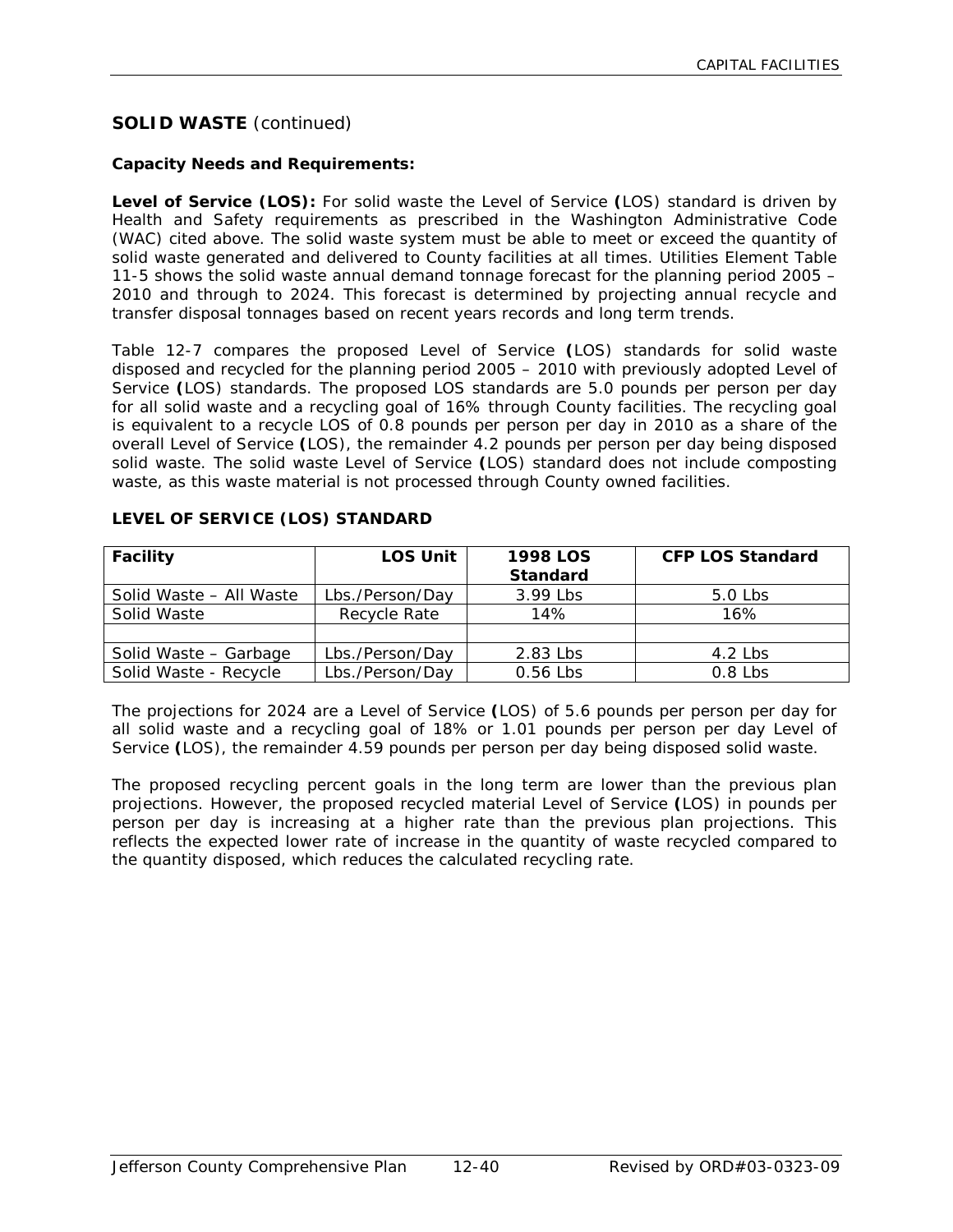## SOLID WASTE *(continued)*

**Capacity Needs and Requirements:**

**Level of Service (LOS):** For solid waste the Level of Service **(**LOS) standard is driven by Health and Safety requirements as prescribed in the Washington Administrative Code (WAC) cited above. The solid waste system must be able to meet or exceed the quantity of solid waste generated and delivered to County facilities at all times. Utilities Element Table 11-5 shows the solid waste annual demand tonnage forecast for the planning period 2005 – 2010 and through to 2024. This forecast is determined by projecting annual recycle and transfer disposal tonnages based on recent years records and long term trends.

Table 12-7 compares the proposed Level of Service **(**LOS) standards for solid waste disposed and recycled for the planning period 2005 – 2010 with previously adopted Level of Service **(**LOS) standards. The proposed LOS standards are 5.0 pounds per person per day for all solid waste and a recycling goal of 16% through County facilities. The recycling goal is equivalent to a recycle LOS of 0.8 pounds per person per day in 2010 as a share of the overall Level of Service **(**LOS), the remainder 4.2 pounds per person per day being disposed solid waste. The solid waste Level of Service **(**LOS) standard does not include composting waste, as this waste material is not processed through County owned facilities.

**LEVEL OF SERVICE (LOS) STANDARD**

| Facility | LOS Unit | 1998 LOS Standard | CFP LOS Standard |
|---|---|---|---|
| Solid Waste – All Waste | Lbs./Person/Day | 3.99 Lbs | 5.0 Lbs |
| Solid Waste | Recycle Rate | 14% | 16% |
| | | | |
| Solid Waste – Garbage | Lbs./Person/Day | 2.83 Lbs | 4.2 Lbs |
| Solid Waste - Recycle | Lbs./Person/Day | 0.56 Lbs | 0.8 Lbs |

The projections for 2024 are a Level of Service **(**LOS) of 5.6 pounds per person per day for all solid waste and a recycling goal of 18% or 1.01 pounds per person per day Level of Service **(**LOS), the remainder 4.59 pounds per person per day being disposed solid waste.

The proposed recycling percent goals in the long term are lower than the previous plan projections. However, the proposed recycled material Level of Service **(**LOS) in pounds per person per day is increasing at a higher rate than the previous plan projections. This reflects the expected lower rate of increase in the quantity of waste recycled compared to the quantity disposed, which reduces the calculated recycling rate.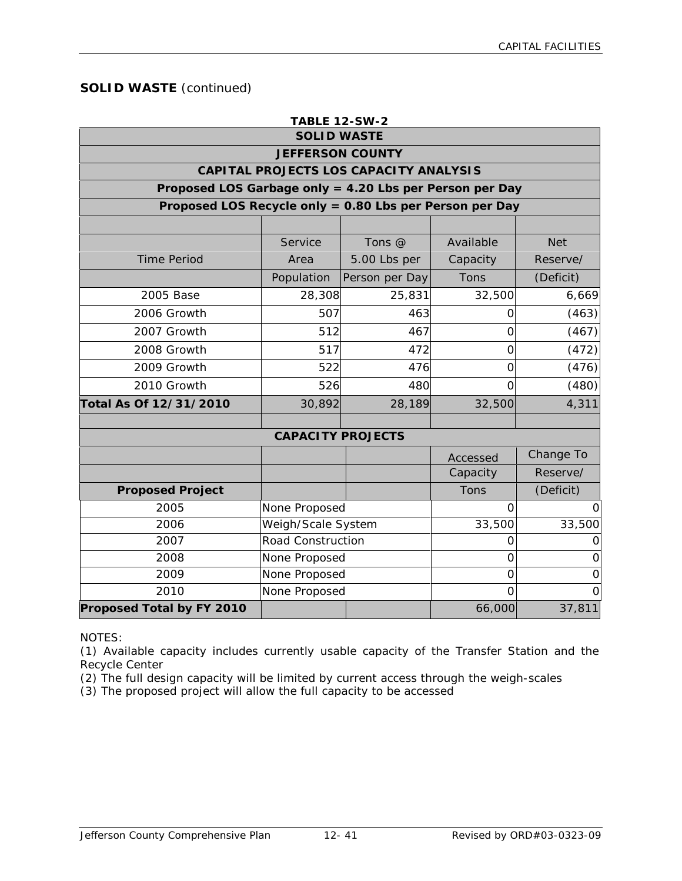## SOLID WASTE *(continued)*

**TABLE 12-SW-2**

| **SOLID WASTE** | | | | |
|---|---|---|---|---|
| **JEFFERSON COUNTY** | | | | |
| **CAPITAL PROJECTS LOS CAPACITY ANALYSIS** | | | | |
| **Proposed LOS Garbage only = 4.20 Lbs per Person per Day** | | | | |
| **Proposed LOS Recycle only = 0.80 Lbs per Person per Day** | | | | |
| Time Period | Service Area Population | Tons @ 5.00 Lbs per Person per Day | Available Capacity Tons | Net Reserve/ (Deficit) |
| 2005 Base | 28,308 | 25,831 | 32,500 | 6,669 |
| 2006 Growth | 507 | 463 | 0 | (463) |
| 2007 Growth | 512 | 467 | 0 | (467) |
| 2008 Growth | 517 | 472 | 0 | (472) |
| 2009 Growth | 522 | 476 | 0 | (476) |
| 2010 Growth | 526 | 480 | 0 | (480) |
| **Total As Of 12/31/2010** | 30,892 | 28,189 | 32,500 | 4,311 |
| | | | | |
| **CAPACITY PROJECTS** | | | | |
| **Proposed Project** | | | Accessed Capacity Tons | Change To Reserve/ (Deficit) |
| 2005 | None Proposed | | 0 | 0 |
| 2006 | Weigh/Scale System | | 33,500 | 33,500 |
| 2007 | Road Construction | | 0 | 0 |
| 2008 | None Proposed | | 0 | 0 |
| 2009 | None Proposed | | 0 | 0 |
| 2010 | None Proposed | | 0 | 0 |
| **Proposed Total by FY 2010** | | | 66,000 | 37,811 |

NOTES:

(1) Available capacity includes currently usable capacity of the Transfer Station and the Recycle Center

(2) The full design capacity will be limited by current access through the weigh-scales

(3) The proposed project will allow the full capacity to be accessed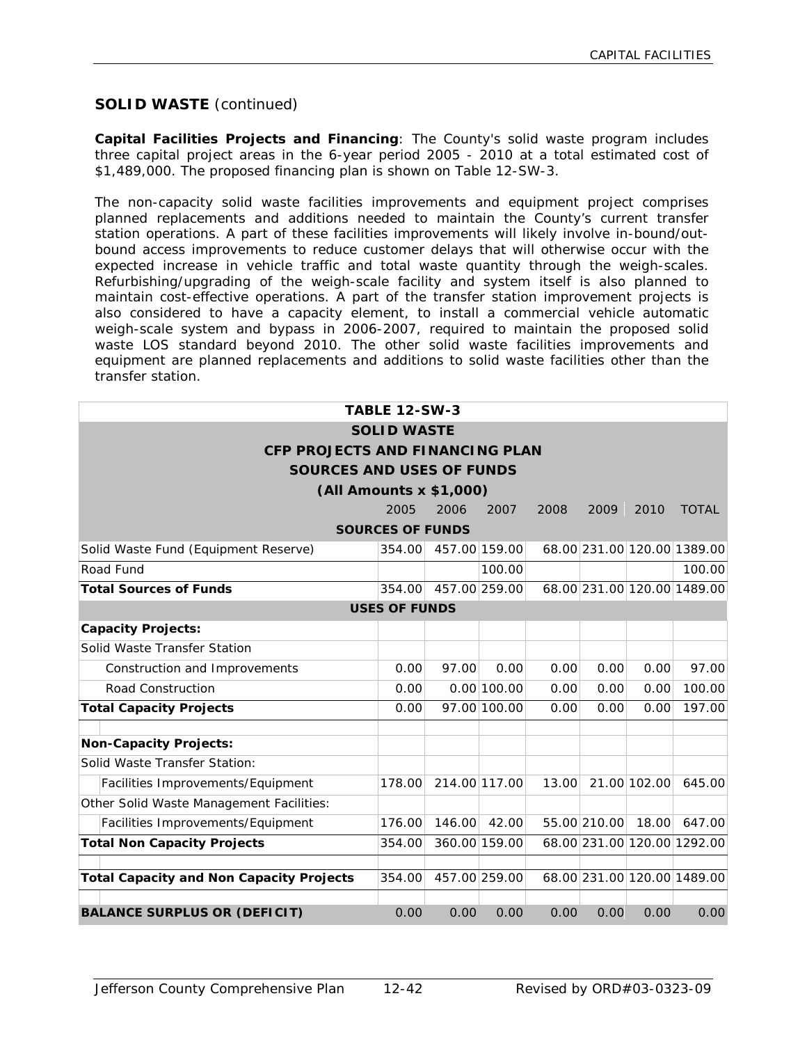## SOLID WASTE (continued)

**Capital Facilities Projects and Financing**: The County's solid waste program includes three capital project areas in the 6-year period 2005 - 2010 at a total estimated cost of $1,489,000. The proposed financing plan is shown on Table 12-SW-3.

The non-capacity solid waste facilities improvements and equipment project comprises planned replacements and additions needed to maintain the County's current transfer station operations. A part of these facilities improvements will likely involve in-bound/out-bound access improvements to reduce customer delays that will otherwise occur with the expected increase in vehicle traffic and total waste quantity through the weigh-scales. Refurbishing/upgrading of the weigh-scale facility and system itself is also planned to maintain cost-effective operations. A part of the transfer station improvement projects is also considered to have a capacity element, to install a commercial vehicle automatic weigh-scale system and bypass in 2006-2007, required to maintain the proposed solid waste LOS standard beyond 2010. The other solid waste facilities improvements and equipment are planned replacements and additions to solid waste facilities other than the transfer station.

**TABLE 12-SW-3**
**SOLID WASTE**
**CFP PROJECTS AND FINANCING PLAN**
**SOURCES AND USES OF FUNDS**
**(All Amounts x $1,000)**

| | 2005 | 2006 | 2007 | 2008 | 2009 | 2010 | TOTAL |
|---|---|---|---|---|---|---|---|
| **SOURCES OF FUNDS** | | | | | | | |
| Solid Waste Fund (Equipment Reserve) | 354.00 | 457.00 | 159.00 | 68.00 | 231.00 | 120.00 | 1389.00 |
| Road Fund | | | 100.00 | | | | 100.00 |
| **Total Sources of Funds** | 354.00 | 457.00 | 259.00 | 68.00 | 231.00 | 120.00 | 1489.00 |
| **USES OF FUNDS** | | | | | | | |
| **Capacity Projects:** | | | | | | | |
| Solid Waste Transfer Station | | | | | | | |
| Construction and Improvements | 0.00 | 97.00 | 0.00 | 0.00 | 0.00 | 0.00 | 97.00 |
| Road Construction | 0.00 | 0.00 | 100.00 | 0.00 | 0.00 | 0.00 | 100.00 |
| **Total Capacity Projects** | 0.00 | 97.00 | 100.00 | 0.00 | 0.00 | 0.00 | 197.00 |
| | | | | | | | |
| **Non-Capacity Projects:** | | | | | | | |
| Solid Waste Transfer Station: | | | | | | | |
| Facilities Improvements/Equipment | 178.00 | 214.00 | 117.00 | 13.00 | 21.00 | 102.00 | 645.00 |
| Other Solid Waste Management Facilities: | | | | | | | |
| Facilities Improvements/Equipment | 176.00 | 146.00 | 42.00 | 55.00 | 210.00 | 18.00 | 647.00 |
| **Total Non Capacity Projects** | 354.00 | 360.00 | 159.00 | 68.00 | 231.00 | 120.00 | 1292.00 |
| | | | | | | | |
| **Total Capacity and Non Capacity Projects** | 354.00 | 457.00 | 259.00 | 68.00 | 231.00 | 120.00 | 1489.00 |
| | | | | | | | |
| **BALANCE SURPLUS OR (DEFICIT)** | 0.00 | 0.00 | 0.00 | 0.00 | 0.00 | 0.00 | 0.00 |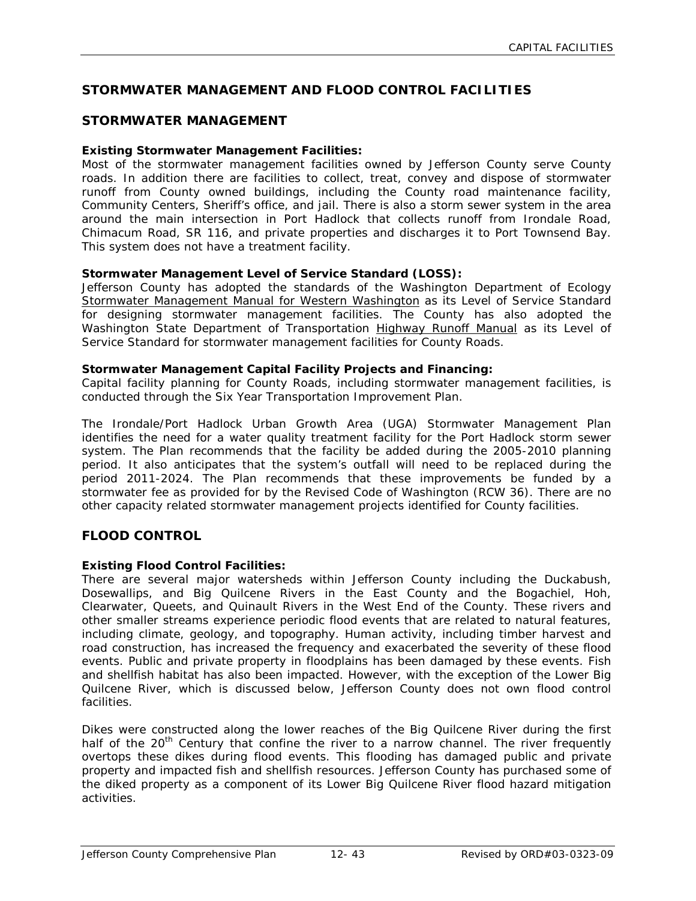# STORMWATER MANAGEMENT AND FLOOD CONTROL FACILITIES

## STORMWATER MANAGEMENT

**Existing Stormwater Management Facilities:**
Most of the stormwater management facilities owned by Jefferson County serve County roads. In addition there are facilities to collect, treat, convey and dispose of stormwater runoff from County owned buildings, including the County road maintenance facility, Community Centers, Sheriff's office, and jail. There is also a storm sewer system in the area around the main intersection in Port Hadlock that collects runoff from Irondale Road, Chimacum Road, SR 116, and private properties and discharges it to Port Townsend Bay. This system does not have a treatment facility.

**Stormwater Management Level of Service Standard (LOSS):**
Jefferson County has adopted the standards of the Washington Department of Ecology Stormwater Management Manual for Western Washington as its Level of Service Standard for designing stormwater management facilities. The County has also adopted the Washington State Department of Transportation Highway Runoff Manual as its Level of Service Standard for stormwater management facilities for County Roads.

**Stormwater Management Capital Facility Projects and Financing:**
Capital facility planning for County Roads, including stormwater management facilities, is conducted through the Six Year Transportation Improvement Plan.

The Irondale/Port Hadlock Urban Growth Area (UGA) Stormwater Management Plan identifies the need for a water quality treatment facility for the Port Hadlock storm sewer system. The Plan recommends that the facility be added during the 2005-2010 planning period. It also anticipates that the system's outfall will need to be replaced during the period 2011-2024. The Plan recommends that these improvements be funded by a stormwater fee as provided for by the Revised Code of Washington (RCW 36). There are no other capacity related stormwater management projects identified for County facilities.

## FLOOD CONTROL

**Existing Flood Control Facilities:**
There are several major watersheds within Jefferson County including the Duckabush, Dosewallips, and Big Quilcene Rivers in the East County and the Bogachiel, Hoh, Clearwater, Queets, and Quinault Rivers in the West End of the County. These rivers and other smaller streams experience periodic flood events that are related to natural features, including climate, geology, and topography. Human activity, including timber harvest and road construction, has increased the frequency and exacerbated the severity of these flood events. Public and private property in floodplains has been damaged by these events. Fish and shellfish habitat has also been impacted. However, with the exception of the Lower Big Quilcene River, which is discussed below, Jefferson County does not own flood control facilities.

Dikes were constructed along the lower reaches of the Big Quilcene River during the first half of the 20th Century that confine the river to a narrow channel. The river frequently overtops these dikes during flood events. This flooding has damaged public and private property and impacted fish and shellfish resources. Jefferson County has purchased some of the diked property as a component of its Lower Big Quilcene River flood hazard mitigation activities.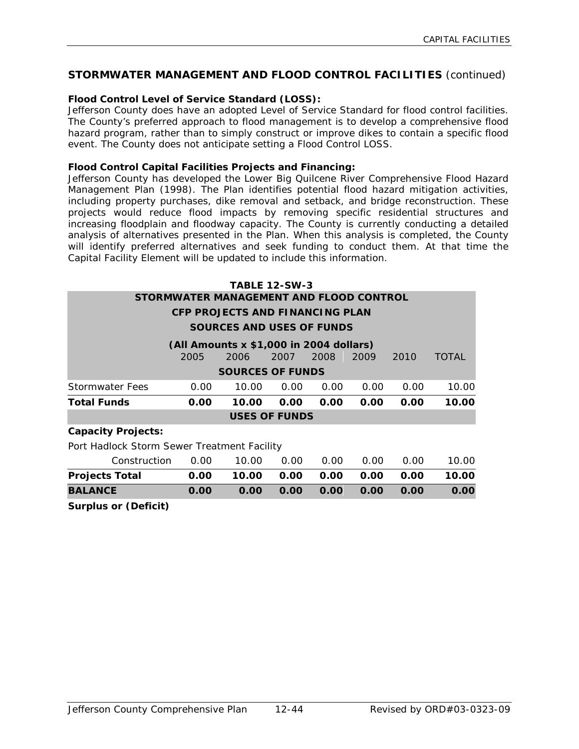## STORMWATER MANAGEMENT AND FLOOD CONTROL FACILITIES *(continued)*

**Flood Control Level of Service Standard (LOSS):**
Jefferson County does have an adopted Level of Service Standard for flood control facilities. The County's preferred approach to flood management is to develop a comprehensive flood hazard program, rather than to simply construct or improve dikes to contain a specific flood event. The County does not anticipate setting a Flood Control LOSS.

**Flood Control Capital Facilities Projects and Financing:**
Jefferson County has developed the Lower Big Quilcene River Comprehensive Flood Hazard Management Plan (1998). The Plan identifies potential flood hazard mitigation activities, including property purchases, dike removal and setback, and bridge reconstruction. These projects would reduce flood impacts by removing specific residential structures and increasing floodplain and floodway capacity. The County is currently conducting a detailed analysis of alternatives presented in the Plan. When this analysis is completed, the County will identify preferred alternatives and seek funding to conduct them. At that time the Capital Facility Element will be updated to include this information.

**TABLE 12-SW-3**
**STORMWATER MANAGEMENT AND FLOOD CONTROL**
**CFP PROJECTS AND FINANCING PLAN**
**SOURCES AND USES OF FUNDS**
**(All Amounts x $1,000 in 2004 dollars)**

| | 2005 | 2006 | 2007 | 2008 | 2009 | 2010 | TOTAL |
|---|---|---|---|---|---|---|---|
| **SOURCES OF FUNDS** | | | | | | | |
| Stormwater Fees | 0.00 | 10.00 | 0.00 | 0.00 | 0.00 | 0.00 | 10.00 |
| **Total Funds** | **0.00** | **10.00** | **0.00** | **0.00** | **0.00** | **0.00** | **10.00** |
| **USES OF FUNDS** | | | | | | | |
| **Capacity Projects:** | | | | | | | |
| Port Hadlock Storm Sewer Treatment Facility | | | | | | | |
| Construction | 0.00 | 10.00 | 0.00 | 0.00 | 0.00 | 0.00 | 10.00 |
| **Projects Total** | **0.00** | **10.00** | **0.00** | **0.00** | **0.00** | **0.00** | **10.00** |
| **BALANCE** | **0.00** | **0.00** | **0.00** | **0.00** | **0.00** | **0.00** | **0.00** |
| **Surplus or (Deficit)** | | | | | | | |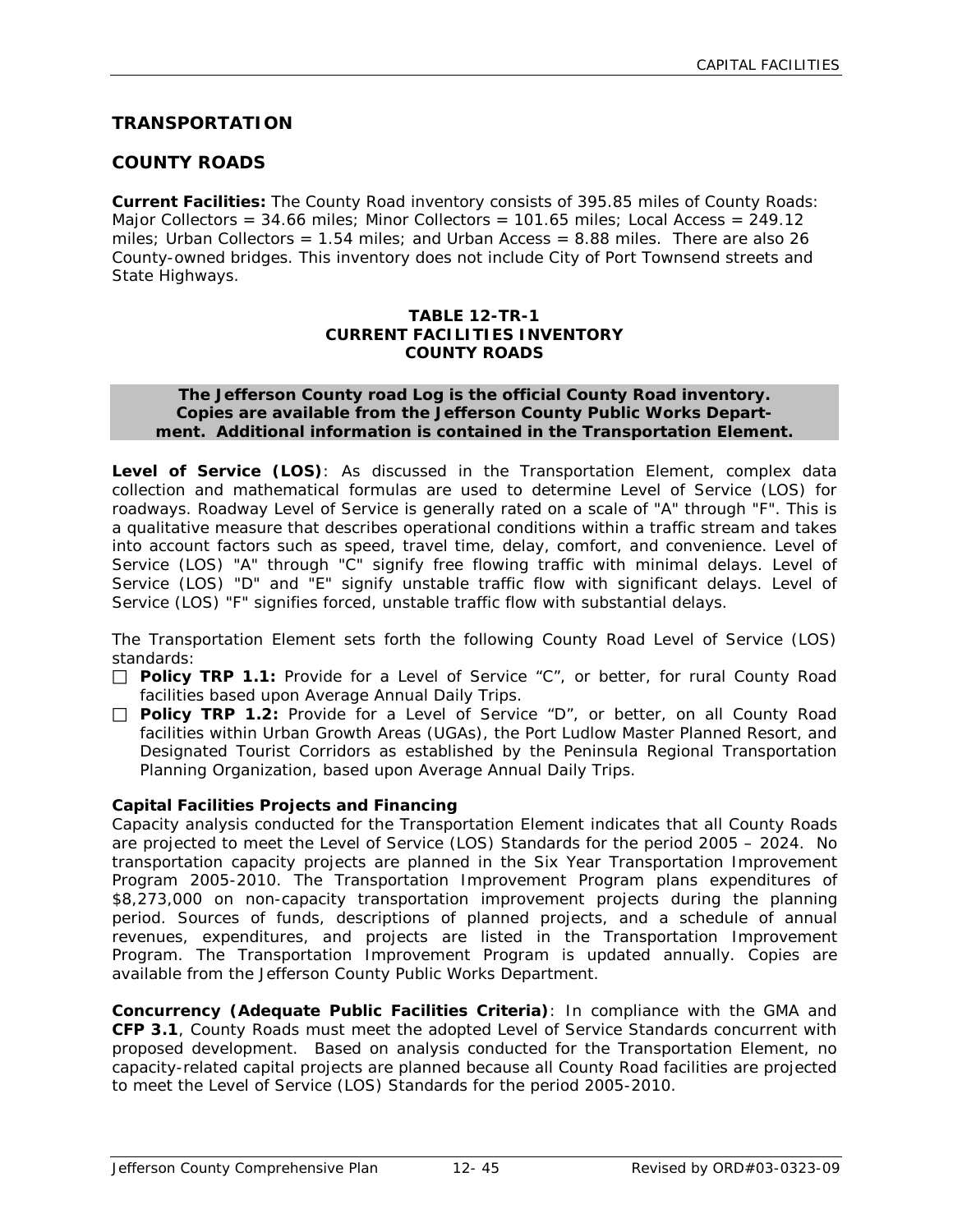## TRANSPORTATION

## COUNTY ROADS

**Current Facilities:** The County Road inventory consists of 395.85 miles of County Roads: Major Collectors = 34.66 miles; Minor Collectors = 101.65 miles; Local Access = 249.12 miles; Urban Collectors = 1.54 miles; and Urban Access = 8.88 miles. There are also 26 County-owned bridges. This inventory does not include City of Port Townsend streets and State Highways.

**TABLE 12-TR-1**
**CURRENT FACILITIES INVENTORY**
**COUNTY ROADS**

| The Jefferson County road Log is the official County Road inventory. Copies are available from the Jefferson County Public Works Department. Additional information is contained in the Transportation Element. |
|---|

**Level of Service (LOS)**: As discussed in the Transportation Element, complex data collection and mathematical formulas are used to determine Level of Service (LOS) for roadways. Roadway Level of Service is generally rated on a scale of "A" through "F". This is a qualitative measure that describes operational conditions within a traffic stream and takes into account factors such as speed, travel time, delay, comfort, and convenience. Level of Service (LOS) "A" through "C" signify free flowing traffic with minimal delays. Level of Service (LOS) "D" and "E" signify unstable traffic flow with significant delays. Level of Service (LOS) "F" signifies forced, unstable traffic flow with substantial delays.

The Transportation Element sets forth the following County Road Level of Service (LOS) standards:

- **Policy TRP 1.1:** Provide for a Level of Service "C", or better, for rural County Road facilities based upon Average Annual Daily Trips.
- **Policy TRP 1.2:** Provide for a Level of Service "D", or better, on all County Road facilities within Urban Growth Areas (UGAs), the Port Ludlow Master Planned Resort, and Designated Tourist Corridors as established by the Peninsula Regional Transportation Planning Organization, based upon Average Annual Daily Trips.

**Capital Facilities Projects and Financing**

Capacity analysis conducted for the Transportation Element indicates that all County Roads are projected to meet the Level of Service (LOS) Standards for the period 2005 – 2024. No transportation capacity projects are planned in the Six Year Transportation Improvement Program 2005-2010. The Transportation Improvement Program plans expenditures of $8,273,000 on non-capacity transportation improvement projects during the planning period. Sources of funds, descriptions of planned projects, and a schedule of annual revenues, expenditures, and projects are listed in the Transportation Improvement Program. The Transportation Improvement Program is updated annually. Copies are available from the Jefferson County Public Works Department.

**Concurrency (Adequate Public Facilities Criteria)**: In compliance with the GMA and **CFP 3.1**, County Roads must meet the adopted Level of Service Standards concurrent with proposed development. Based on analysis conducted for the Transportation Element, no capacity-related capital projects are planned because all County Road facilities are projected to meet the Level of Service (LOS) Standards for the period 2005-2010.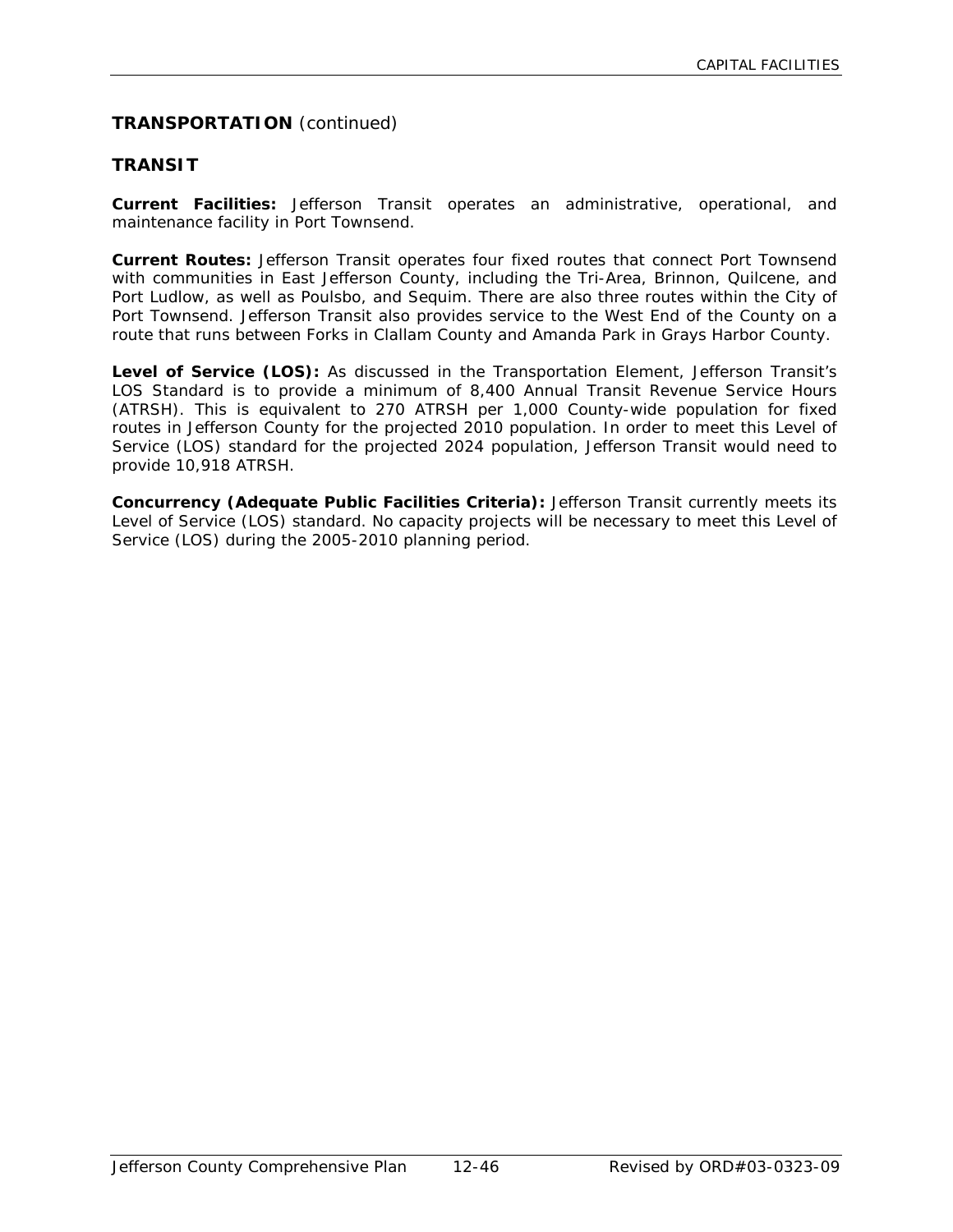## TRANSPORTATION *(continued)*

## TRANSIT

**Current Facilities:** Jefferson Transit operates an administrative, operational, and maintenance facility in Port Townsend.

**Current Routes:** Jefferson Transit operates four fixed routes that connect Port Townsend with communities in East Jefferson County, including the Tri-Area, Brinnon, Quilcene, and Port Ludlow, as well as Poulsbo, and Sequim. There are also three routes within the City of Port Townsend. Jefferson Transit also provides service to the West End of the County on a route that runs between Forks in Clallam County and Amanda Park in Grays Harbor County.

**Level of Service (LOS):** As discussed in the Transportation Element, Jefferson Transit's LOS Standard is to provide a minimum of 8,400 Annual Transit Revenue Service Hours (ATRSH). This is equivalent to 270 ATRSH per 1,000 County-wide population for fixed routes in Jefferson County for the projected 2010 population. In order to meet this Level of Service (LOS) standard for the projected 2024 population, Jefferson Transit would need to provide 10,918 ATRSH.

**Concurrency (Adequate Public Facilities Criteria):** Jefferson Transit currently meets its Level of Service (LOS) standard. No capacity projects will be necessary to meet this Level of Service (LOS) during the 2005-2010 planning period.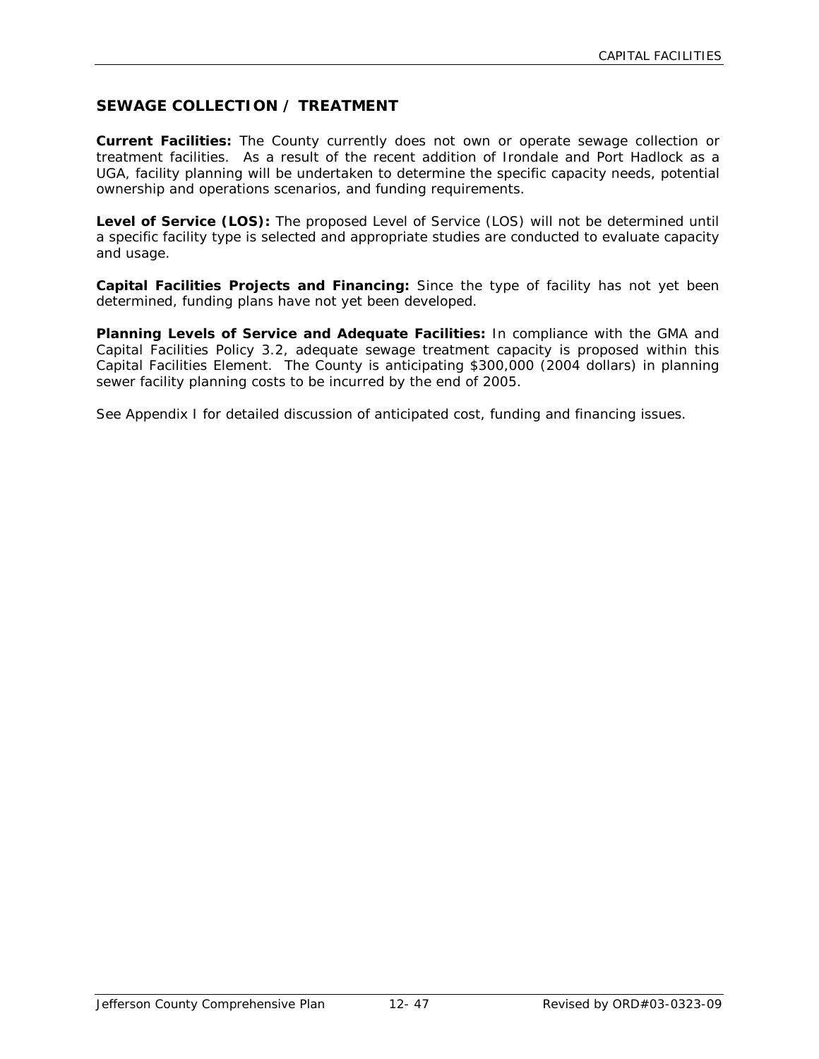## SEWAGE COLLECTION / TREATMENT

**Current Facilities:** The County currently does not own or operate sewage collection or treatment facilities. As a result of the recent addition of Irondale and Port Hadlock as a UGA, facility planning will be undertaken to determine the specific capacity needs, potential ownership and operations scenarios, and funding requirements.

**Level of Service (LOS):** The proposed Level of Service (LOS) will not be determined until a specific facility type is selected and appropriate studies are conducted to evaluate capacity and usage.

**Capital Facilities Projects and Financing:** Since the type of facility has not yet been determined, funding plans have not yet been developed.

**Planning Levels of Service and Adequate Facilities:** In compliance with the GMA and Capital Facilities Policy 3.2, adequate sewage treatment capacity is proposed within this Capital Facilities Element. The County is anticipating $300,000 (2004 dollars) in planning sewer facility planning costs to be incurred by the end of 2005.

See Appendix I for detailed discussion of anticipated cost, funding and financing issues.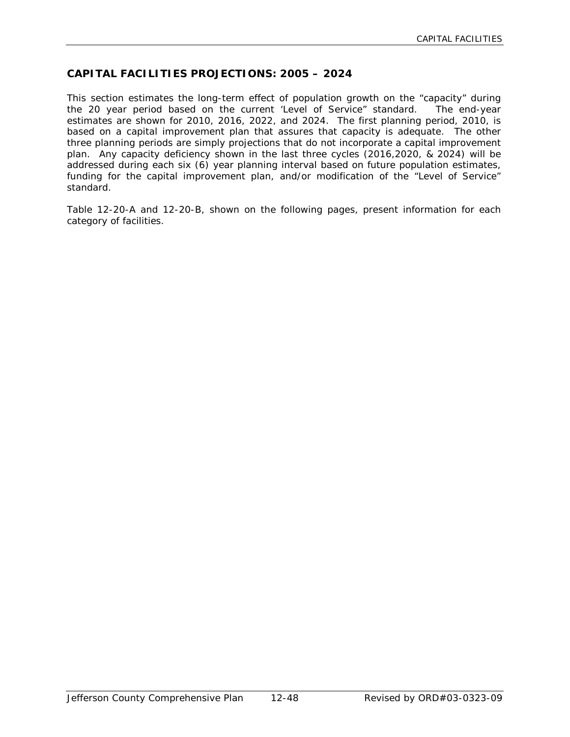## CAPITAL FACILITIES PROJECTIONS: 2005 – 2024

This section estimates the long-term effect of population growth on the "capacity" during the 20 year period based on the current 'Level of Service" standard. The end-year estimates are shown for 2010, 2016, 2022, and 2024. The first planning period, 2010, is based on a capital improvement plan that assures that capacity is adequate. The other three planning periods are simply projections that do not incorporate a capital improvement plan. Any capacity deficiency shown in the last three cycles (2016,2020, & 2024) will be addressed during each six (6) year planning interval based on future population estimates, funding for the capital improvement plan, and/or modification of the "Level of Service" standard.

Table 12-20-A and 12-20-B, shown on the following pages, present information for each category of facilities.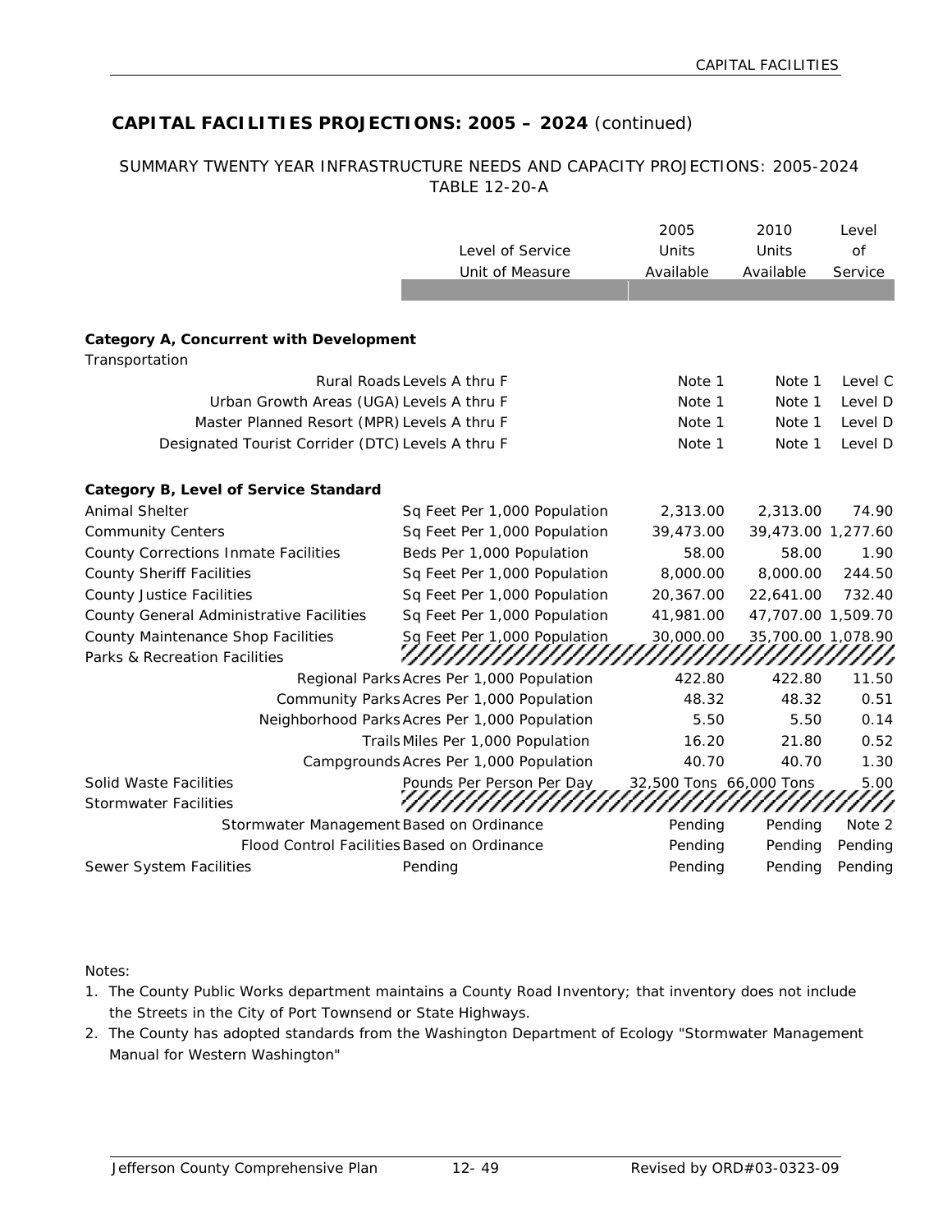## CAPITAL FACILITIES PROJECTIONS: 2005 – 2024 (continued)

SUMMARY TWENTY YEAR INFRASTRUCTURE NEEDS AND CAPACITY PROJECTIONS: 2005-2024
TABLE 12-20-A

| | Level of Service Unit of Measure | 2005 Units Available | 2010 Units Available | Level of Service |
|---|---|---|---|---|
| **Category A, Concurrent with Development** | | | | |
| Transportation | | | | |
| Rural Roads | Levels A thru F | Note 1 | Note 1 | Level C |
| Urban Growth Areas (UGA) | Levels A thru F | Note 1 | Note 1 | Level D |
| Master Planned Resort (MPR) | Levels A thru F | Note 1 | Note 1 | Level D |
| Designated Tourist Corridor (DTC) | Levels A thru F | Note 1 | Note 1 | Level D |
| **Category B, Level of Service Standard** | | | | |
| Animal Shelter | Sq Feet Per 1,000 Population | 2,313.00 | 2,313.00 | 74.90 |
| Community Centers | Sq Feet Per 1,000 Population | 39,473.00 | 39,473.00 | 1,277.60 |
| County Corrections Inmate Facilities | Beds Per 1,000 Population | 58.00 | 58.00 | 1.90 |
| County Sheriff Facilities | Sq Feet Per 1,000 Population | 8,000.00 | 8,000.00 | 244.50 |
| County Justice Facilities | Sq Feet Per 1,000 Population | 20,367.00 | 22,641.00 | 732.40 |
| County General Administrative Facilities | Sq Feet Per 1,000 Population | 41,981.00 | 47,707.00 | 1,509.70 |
| County Maintenance Shop Facilities | Sq Feet Per 1,000 Population | 30,000.00 | 35,700.00 | 1,078.90 |
| Parks & Recreation Facilities | | | | |
| Regional Parks | Acres Per 1,000 Population | 422.80 | 422.80 | 11.50 |
| Community Parks | Acres Per 1,000 Population | 48.32 | 48.32 | 0.51 |
| Neighborhood Parks | Acres Per 1,000 Population | 5.50 | 5.50 | 0.14 |
| Trails | Miles Per 1,000 Population | 16.20 | 21.80 | 0.52 |
| Campgrounds | Acres Per 1,000 Population | 40.70 | 40.70 | 1.30 |
| Solid Waste Facilities | Pounds Per Person Per Day | 32,500 Tons | 66,000 Tons | 5.00 |
| Stormwater Facilities | | | | |
| Stormwater Management | Based on Ordinance | Pending | Pending | Note 2 |
| Flood Control Facilities | Based on Ordinance | Pending | Pending | Pending |
| Sewer System Facilities | Pending | Pending | Pending | Pending |

Notes:

1. The County Public Works department maintains a County Road Inventory; that inventory does not include the Streets in the City of Port Townsend or State Highways.
2. The County has adopted standards from the Washington Department of Ecology "Stormwater Management Manual for Western Washington"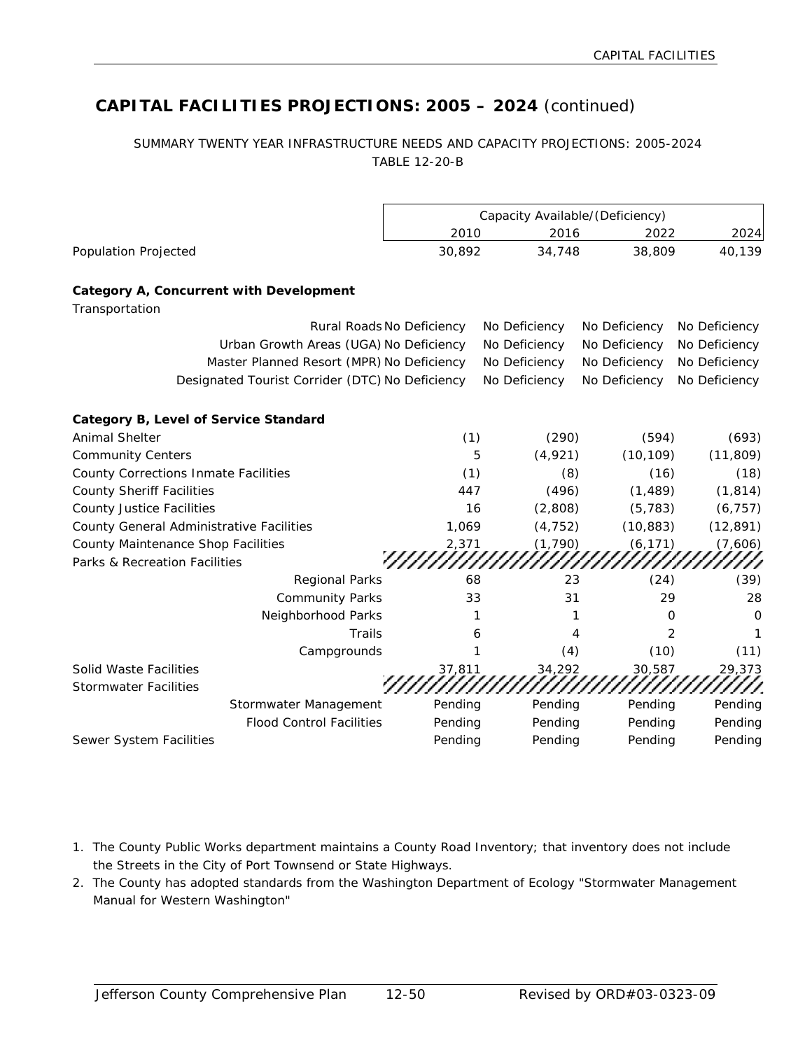## CAPITAL FACILITIES PROJECTIONS: 2005 – 2024 (continued)

SUMMARY TWENTY YEAR INFRASTRUCTURE NEEDS AND CAPACITY PROJECTIONS: 2005-2024
TABLE 12-20-B

| | Capacity Available/(Deficiency) | | | |
|---|---|---|---|---|
| | 2010 | 2016 | 2022 | 2024 |
| Population Projected | 30,892 | 34,748 | 38,809 | 40,139 |
| **Category A, Concurrent with Development** | | | | |
| Transportation | | | | |
| Rural Roads | No Deficiency | No Deficiency | No Deficiency | No Deficiency |
| Urban Growth Areas (UGA) | No Deficiency | No Deficiency | No Deficiency | No Deficiency |
| Master Planned Resort (MPR) | No Deficiency | No Deficiency | No Deficiency | No Deficiency |
| Designated Tourist Corridor (DTC) | No Deficiency | No Deficiency | No Deficiency | No Deficiency |
| **Category B, Level of Service Standard** | | | | |
| Animal Shelter | (1) | (290) | (594) | (693) |
| Community Centers | 5 | (4,921) | (10,109) | (11,809) |
| County Corrections Inmate Facilities | (1) | (8) | (16) | (18) |
| County Sheriff Facilities | 447 | (496) | (1,489) | (1,814) |
| County Justice Facilities | 16 | (2,808) | (5,783) | (6,757) |
| County General Administrative Facilities | 1,069 | (4,752) | (10,883) | (12,891) |
| County Maintenance Shop Facilities | 2,371 | (1,790) | (6,171) | (7,606) |
| Parks & Recreation Facilities | | | | |
| Regional Parks | 68 | 23 | (24) | (39) |
| Community Parks | 33 | 31 | 29 | 28 |
| Neighborhood Parks | 1 | 1 | 0 | 0 |
| Trails | 6 | 4 | 2 | 1 |
| Campgrounds | 1 | (4) | (10) | (11) |
| Solid Waste Facilities | 37,811 | 34,292 | 30,587 | 29,373 |
| Stormwater Facilities | | | | |
| Stormwater Management | Pending | Pending | Pending | Pending |
| Flood Control Facilities | Pending | Pending | Pending | Pending |
| Sewer System Facilities | Pending | Pending | Pending | Pending |

1. The County Public Works department maintains a County Road Inventory; that inventory does not include the Streets in the City of Port Townsend or State Highways.
2. The County has adopted standards from the Washington Department of Ecology "Stormwater Management Manual for Western Washington"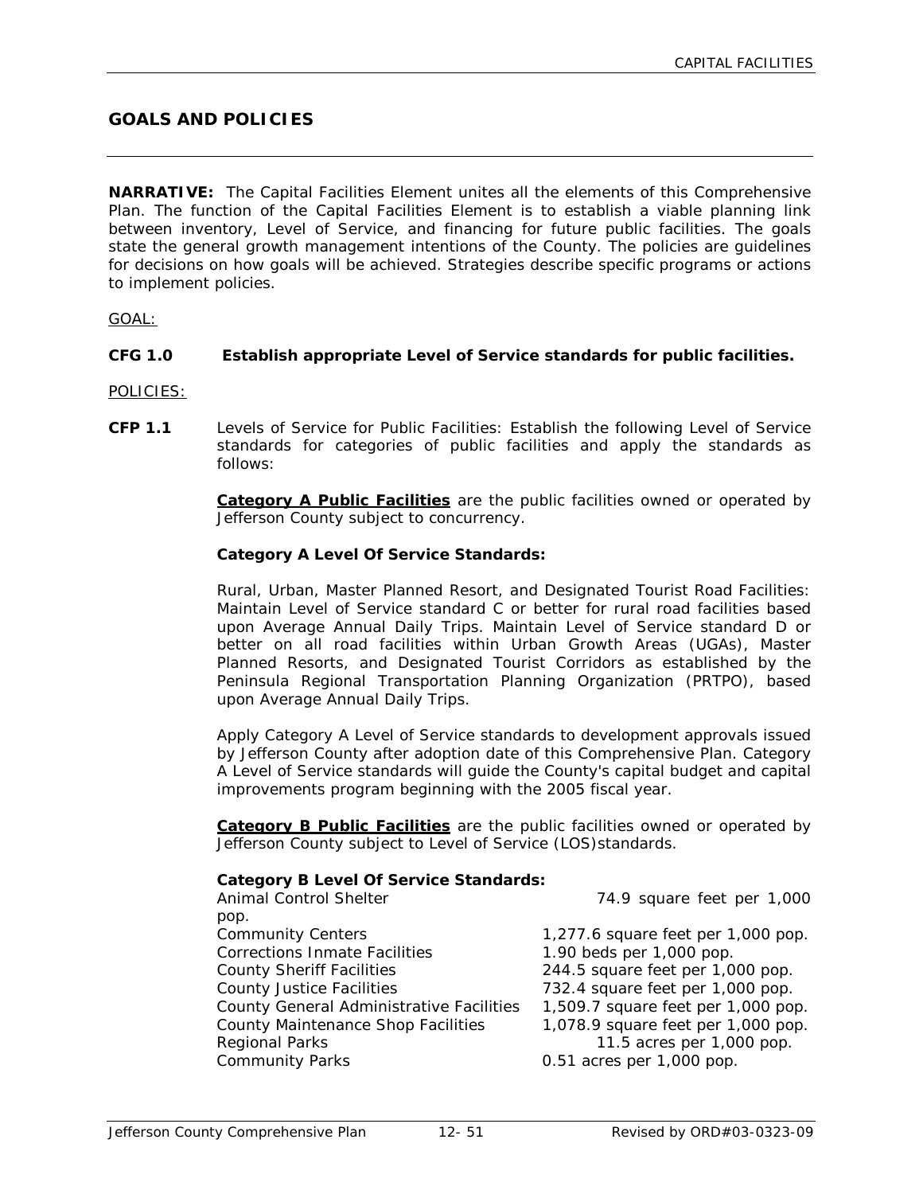## GOALS AND POLICIES

**NARRATIVE:** The Capital Facilities Element unites all the elements of this Comprehensive Plan. The function of the Capital Facilities Element is to establish a viable planning link between inventory, Level of Service, and financing for future public facilities. The goals state the general growth management intentions of the County. The policies are guidelines for decisions on how goals will be achieved. Strategies describe specific programs or actions to implement policies.

GOAL:

**CFG 1.0 Establish appropriate Level of Service standards for public facilities.**

POLICIES:

**CFP 1.1** Levels of Service for Public Facilities: Establish the following Level of Service standards for categories of public facilities and apply the standards as follows:

**Category A Public Facilities** are the public facilities owned or operated by Jefferson County subject to concurrency.

**Category A Level Of Service Standards:**

Rural, Urban, Master Planned Resort, and Designated Tourist Road Facilities: Maintain Level of Service standard C or better for rural road facilities based upon Average Annual Daily Trips. Maintain Level of Service standard D or better on all road facilities within Urban Growth Areas (UGAs), Master Planned Resorts, and Designated Tourist Corridors as established by the Peninsula Regional Transportation Planning Organization (PRTPO), based upon Average Annual Daily Trips.

Apply Category A Level of Service standards to development approvals issued by Jefferson County after adoption date of this Comprehensive Plan. Category A Level of Service standards will guide the County's capital budget and capital improvements program beginning with the 2005 fiscal year.

**Category B Public Facilities** are the public facilities owned or operated by Jefferson County subject to Level of Service (LOS)standards.

**Category B Level Of Service Standards:**

| | |
|---|---|
| Animal Control Shelter | 74.9 square feet per 1,000 pop. |
| Community Centers | 1,277.6 square feet per 1,000 pop. |
| Corrections Inmate Facilities | 1.90 beds per 1,000 pop. |
| County Sheriff Facilities | 244.5 square feet per 1,000 pop. |
| County Justice Facilities | 732.4 square feet per 1,000 pop. |
| County General Administrative Facilities | 1,509.7 square feet per 1,000 pop. |
| County Maintenance Shop Facilities | 1,078.9 square feet per 1,000 pop. |
| Regional Parks | 11.5 acres per 1,000 pop. |
| Community Parks | 0.51 acres per 1,000 pop. |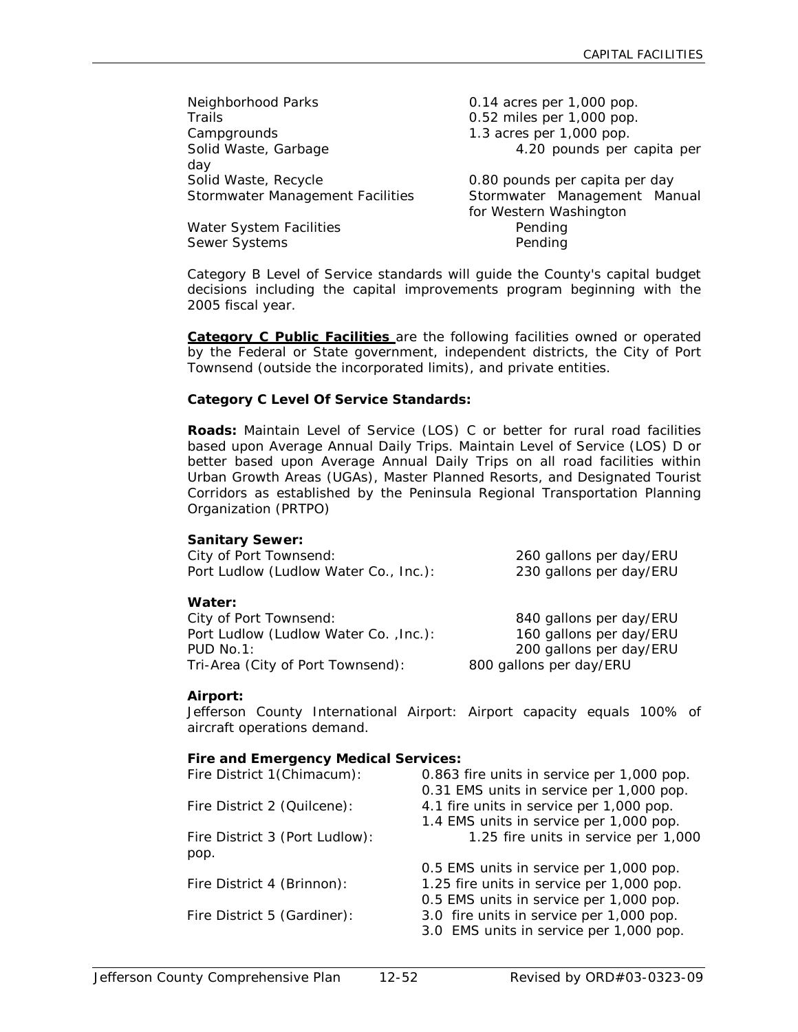| | |
|---|---|
| Neighborhood Parks | 0.14 acres per 1,000 pop. |
| Trails | 0.52 miles per 1,000 pop. |
| Campgrounds | 1.3 acres per 1,000 pop. |
| Solid Waste, Garbage | 4.20 pounds per capita per day |
| Solid Waste, Recycle | 0.80 pounds per capita per day |
| Stormwater Management Facilities | Stormwater Management Manual for Western Washington |
| Water System Facilities | Pending |
| Sewer Systems | Pending |

Category B Level of Service standards will guide the County's capital budget decisions including the capital improvements program beginning with the 2005 fiscal year.

**Category C Public Facilities** are the following facilities owned or operated by the Federal or State government, independent districts, the City of Port Townsend (outside the incorporated limits), and private entities.

**Category C Level Of Service Standards:**

**Roads:** Maintain Level of Service (LOS) C or better for rural road facilities based upon Average Annual Daily Trips. Maintain Level of Service (LOS) D or better based upon Average Annual Daily Trips on all road facilities within Urban Growth Areas (UGAs), Master Planned Resorts, and Designated Tourist Corridors as established by the Peninsula Regional Transportation Planning Organization (PRTPO)

**Sanitary Sewer:**

| | |
|---|---|
| City of Port Townsend: | 260 gallons per day/ERU |
| Port Ludlow (Ludlow Water Co., Inc.): | 230 gallons per day/ERU |

**Water:**

| | |
|---|---|
| City of Port Townsend: | 840 gallons per day/ERU |
| Port Ludlow (Ludlow Water Co. ,Inc.): | 160 gallons per day/ERU |
| PUD No.1: | 200 gallons per day/ERU |
| Tri-Area (City of Port Townsend): | 800 gallons per day/ERU |

**Airport:**

Jefferson County International Airport: Airport capacity equals 100% of aircraft operations demand.

**Fire and Emergency Medical Services:**

| | |
|---|---|
| Fire District 1(Chimacum): | 0.863 fire units in service per 1,000 pop.<br>0.31 EMS units in service per 1,000 pop. |
| Fire District 2 (Quilcene): | 4.1 fire units in service per 1,000 pop.<br>1.4 EMS units in service per 1,000 pop. |
| Fire District 3 (Port Ludlow): | 1.25 fire units in service per 1,000 pop.<br>0.5 EMS units in service per 1,000 pop. |
| Fire District 4 (Brinnon): | 1.25 fire units in service per 1,000 pop.<br>0.5 EMS units in service per 1,000 pop. |
| Fire District 5 (Gardiner): | 3.0 fire units in service per 1,000 pop.<br>3.0 EMS units in service per 1,000 pop. |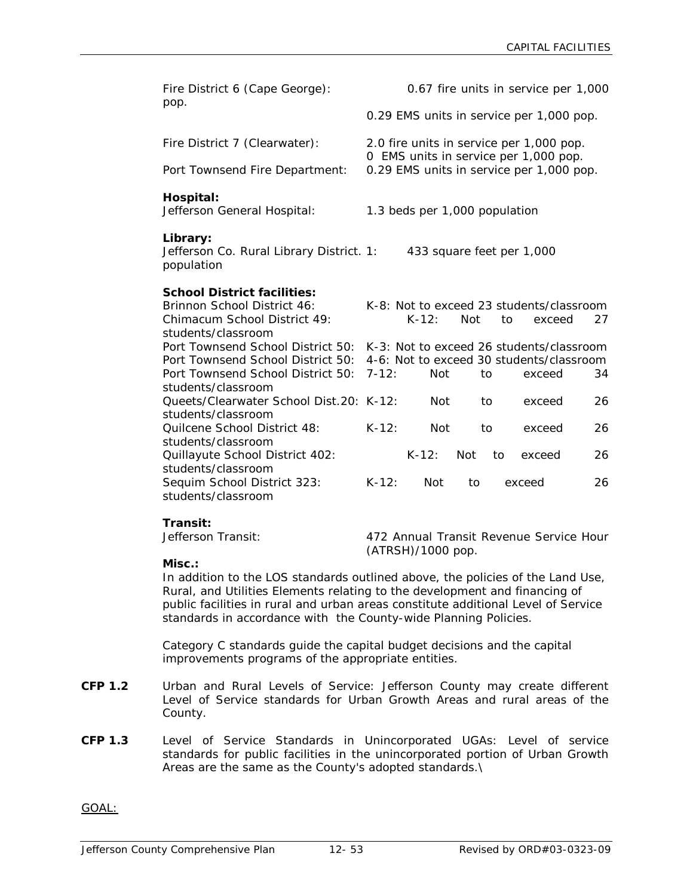Fire District 6 (Cape George): 0.67 fire units in service per 1,000 pop.

0.29 EMS units in service per 1,000 pop.

Fire District 7 (Clearwater): 2.0 fire units in service per 1,000 pop.
0 EMS units in service per 1,000 pop.

Port Townsend Fire Department: 0.29 EMS units in service per 1,000 pop.

**Hospital:**
Jefferson General Hospital: 1.3 beds per 1,000 population

**Library:**
Jefferson Co. Rural Library District. 1: 433 square feet per 1,000 population

**School District facilities:**
Brinnon School District 46: K-8: Not to exceed 23 students/classroom
Chimacum School District 49: K-12: Not to exceed 27 students/classroom
Port Townsend School District 50: K-3: Not to exceed 26 students/classroom
Port Townsend School District 50: 4-6: Not to exceed 30 students/classroom
Port Townsend School District 50: 7-12: Not to exceed 34 students/classroom
Queets/Clearwater School Dist.20: K-12: Not to exceed 26 students/classroom
Quilcene School District 48: K-12: Not to exceed 26 students/classroom
Quillayute School District 402: K-12: Not to exceed 26 students/classroom
Sequim School District 323: K-12: Not to exceed 26 students/classroom

**Transit:**
Jefferson Transit: 472 Annual Transit Revenue Service Hour (ATRSH)/1000 pop.

**Misc.:**
In addition to the LOS standards outlined above, the policies of the Land Use, Rural, and Utilities Elements relating to the development and financing of public facilities in rural and urban areas constitute additional Level of Service standards in accordance with the County-wide Planning Policies.

Category C standards guide the capital budget decisions and the capital improvements programs of the appropriate entities.

**CFP 1.2** Urban and Rural Levels of Service: Jefferson County may create different Level of Service standards for Urban Growth Areas and rural areas of the County.

**CFP 1.3** Level of Service Standards in Unincorporated UGAs: Level of service standards for public facilities in the unincorporated portion of Urban Growth Areas are the same as the County's adopted standards.\

GOAL: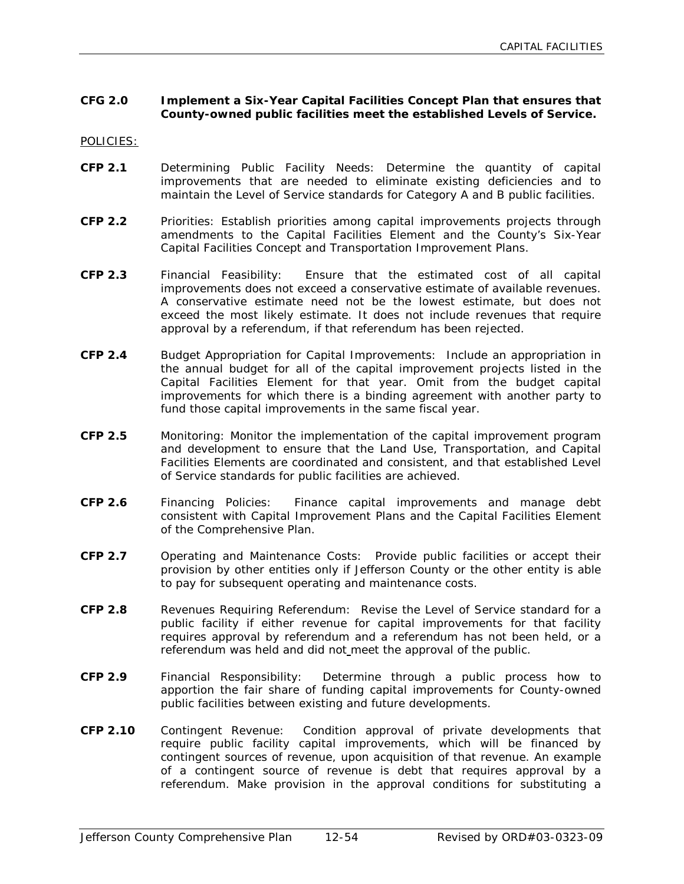**CFG 2.0 Implement a Six-Year Capital Facilities Concept Plan that ensures that County-owned public facilities meet the established Levels of Service.**

POLICIES:

**CFP 2.1** Determining Public Facility Needs: Determine the quantity of capital improvements that are needed to eliminate existing deficiencies and to maintain the Level of Service standards for Category A and B public facilities.

**CFP 2.2** Priorities: Establish priorities among capital improvements projects through amendments to the Capital Facilities Element and the County's Six-Year Capital Facilities Concept and Transportation Improvement Plans.

**CFP 2.3** Financial Feasibility: Ensure that the estimated cost of all capital improvements does not exceed a conservative estimate of available revenues. A conservative estimate need not be the lowest estimate, but does not exceed the most likely estimate. It does not include revenues that require approval by a referendum, if that referendum has been rejected.

**CFP 2.4** Budget Appropriation for Capital Improvements: Include an appropriation in the annual budget for all of the capital improvement projects listed in the Capital Facilities Element for that year. Omit from the budget capital improvements for which there is a binding agreement with another party to fund those capital improvements in the same fiscal year.

**CFP 2.5** Monitoring: Monitor the implementation of the capital improvement program and development to ensure that the Land Use, Transportation, and Capital Facilities Elements are coordinated and consistent, and that established Level of Service standards for public facilities are achieved.

**CFP 2.6** Financing Policies: Finance capital improvements and manage debt consistent with Capital Improvement Plans and the Capital Facilities Element of the Comprehensive Plan.

**CFP 2.7** Operating and Maintenance Costs: Provide public facilities or accept their provision by other entities only if Jefferson County or the other entity is able to pay for subsequent operating and maintenance costs.

**CFP 2.8** Revenues Requiring Referendum: Revise the Level of Service standard for a public facility if either revenue for capital improvements for that facility requires approval by referendum and a referendum has not been held, or a referendum was held and did not meet the approval of the public.

**CFP 2.9** Financial Responsibility: Determine through a public process how to apportion the fair share of funding capital improvements for County-owned public facilities between existing and future developments.

**CFP 2.10** Contingent Revenue: Condition approval of private developments that require public facility capital improvements, which will be financed by contingent sources of revenue, upon acquisition of that revenue. An example of a contingent source of revenue is debt that requires approval by a referendum. Make provision in the approval conditions for substituting a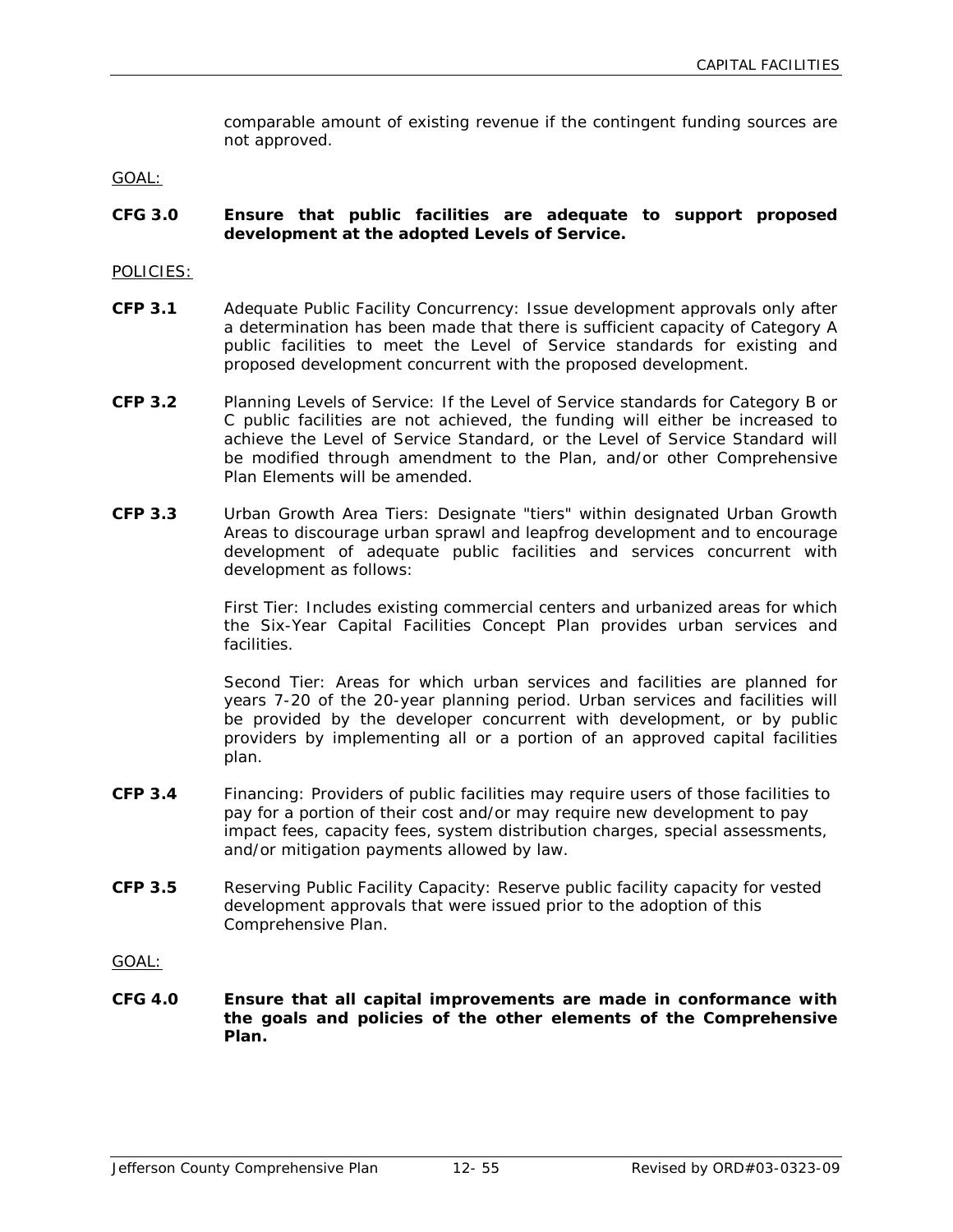comparable amount of existing revenue if the contingent funding sources are not approved.

GOAL:

**CFG 3.0 Ensure that public facilities are adequate to support proposed development at the adopted Levels of Service.**

POLICIES:

**CFP 3.1** Adequate Public Facility Concurrency: Issue development approvals only after a determination has been made that there is sufficient capacity of Category A public facilities to meet the Level of Service standards for existing and proposed development concurrent with the proposed development.

**CFP 3.2** Planning Levels of Service: If the Level of Service standards for Category B or C public facilities are not achieved, the funding will either be increased to achieve the Level of Service Standard, or the Level of Service Standard will be modified through amendment to the Plan, and/or other Comprehensive Plan Elements will be amended.

**CFP 3.3** Urban Growth Area Tiers: Designate "tiers" within designated Urban Growth Areas to discourage urban sprawl and leapfrog development and to encourage development of adequate public facilities and services concurrent with development as follows:

First Tier: Includes existing commercial centers and urbanized areas for which the Six-Year Capital Facilities Concept Plan provides urban services and facilities.

Second Tier: Areas for which urban services and facilities are planned for years 7-20 of the 20-year planning period. Urban services and facilities will be provided by the developer concurrent with development, or by public providers by implementing all or a portion of an approved capital facilities plan.

**CFP 3.4** Financing: Providers of public facilities may require users of those facilities to pay for a portion of their cost and/or may require new development to pay impact fees, capacity fees, system distribution charges, special assessments, and/or mitigation payments allowed by law.

**CFP 3.5** Reserving Public Facility Capacity: Reserve public facility capacity for vested development approvals that were issued prior to the adoption of this Comprehensive Plan.

GOAL:

**CFG 4.0 Ensure that all capital improvements are made in conformance with the goals and policies of the other elements of the Comprehensive Plan.**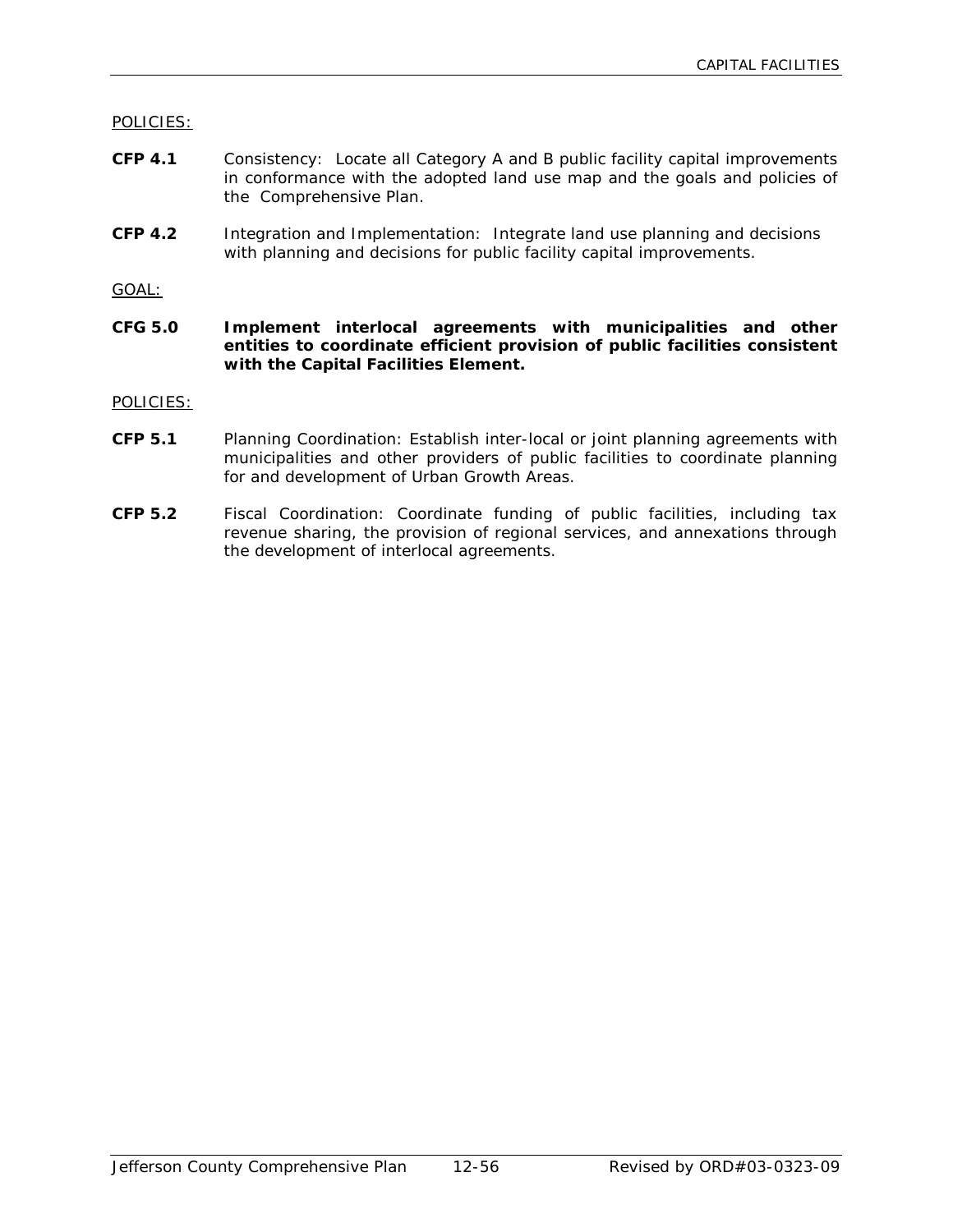POLICIES:

**CFP 4.1** Consistency: Locate all Category A and B public facility capital improvements in conformance with the adopted land use map and the goals and policies of the Comprehensive Plan.

**CFP 4.2** Integration and Implementation: Integrate land use planning and decisions with planning and decisions for public facility capital improvements.

GOAL:

**CFG 5.0 Implement interlocal agreements with municipalities and other entities to coordinate efficient provision of public facilities consistent with the Capital Facilities Element.**

POLICIES:

**CFP 5.1** Planning Coordination: Establish inter-local or joint planning agreements with municipalities and other providers of public facilities to coordinate planning for and development of Urban Growth Areas.

**CFP 5.2** Fiscal Coordination: Coordinate funding of public facilities, including tax revenue sharing, the provision of regional services, and annexations through the development of interlocal agreements.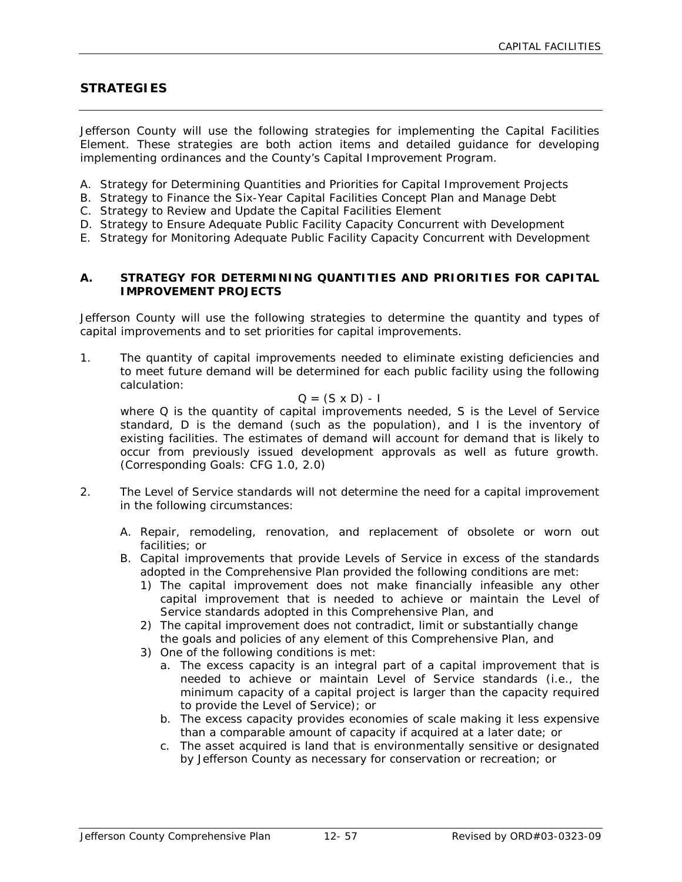## STRATEGIES

Jefferson County will use the following strategies for implementing the Capital Facilities Element. These strategies are both action items and detailed guidance for developing implementing ordinances and the County's Capital Improvement Program.

A. Strategy for Determining Quantities and Priorities for Capital Improvement Projects
B. Strategy to Finance the Six-Year Capital Facilities Concept Plan and Manage Debt
C. Strategy to Review and Update the Capital Facilities Element
D. Strategy to Ensure Adequate Public Facility Capacity Concurrent with Development
E. Strategy for Monitoring Adequate Public Facility Capacity Concurrent with Development

### A. STRATEGY FOR DETERMINING QUANTITIES AND PRIORITIES FOR CAPITAL IMPROVEMENT PROJECTS

Jefferson County will use the following strategies to determine the quantity and types of capital improvements and to set priorities for capital improvements.

1. The quantity of capital improvements needed to eliminate existing deficiencies and to meet future demand will be determined for each public facility using the following calculation:

$$Q = (S \times D) - I$$

where Q is the quantity of capital improvements needed, S is the Level of Service standard, D is the demand (such as the population), and I is the inventory of existing facilities. The estimates of demand will account for demand that is likely to occur from previously issued development approvals as well as future growth. (Corresponding Goals: CFG 1.0, 2.0)

2. The Level of Service standards will not determine the need for a capital improvement in the following circumstances:

   A. Repair, remodeling, renovation, and replacement of obsolete or worn out facilities; or
   B. Capital improvements that provide Levels of Service in excess of the standards adopted in the Comprehensive Plan provided the following conditions are met:
      1) The capital improvement does not make financially infeasible any other capital improvement that is needed to achieve or maintain the Level of Service standards adopted in this Comprehensive Plan, and
      2) The capital improvement does not contradict, limit or substantially change the goals and policies of any element of this Comprehensive Plan, and
      3) One of the following conditions is met:
         a. The excess capacity is an integral part of a capital improvement that is needed to achieve or maintain Level of Service standards (i.e., the minimum capacity of a capital project is larger than the capacity required to provide the Level of Service); or
         b. The excess capacity provides economies of scale making it less expensive than a comparable amount of capacity if acquired at a later date; or
         c. The asset acquired is land that is environmentally sensitive or designated by Jefferson County as necessary for conservation or recreation; or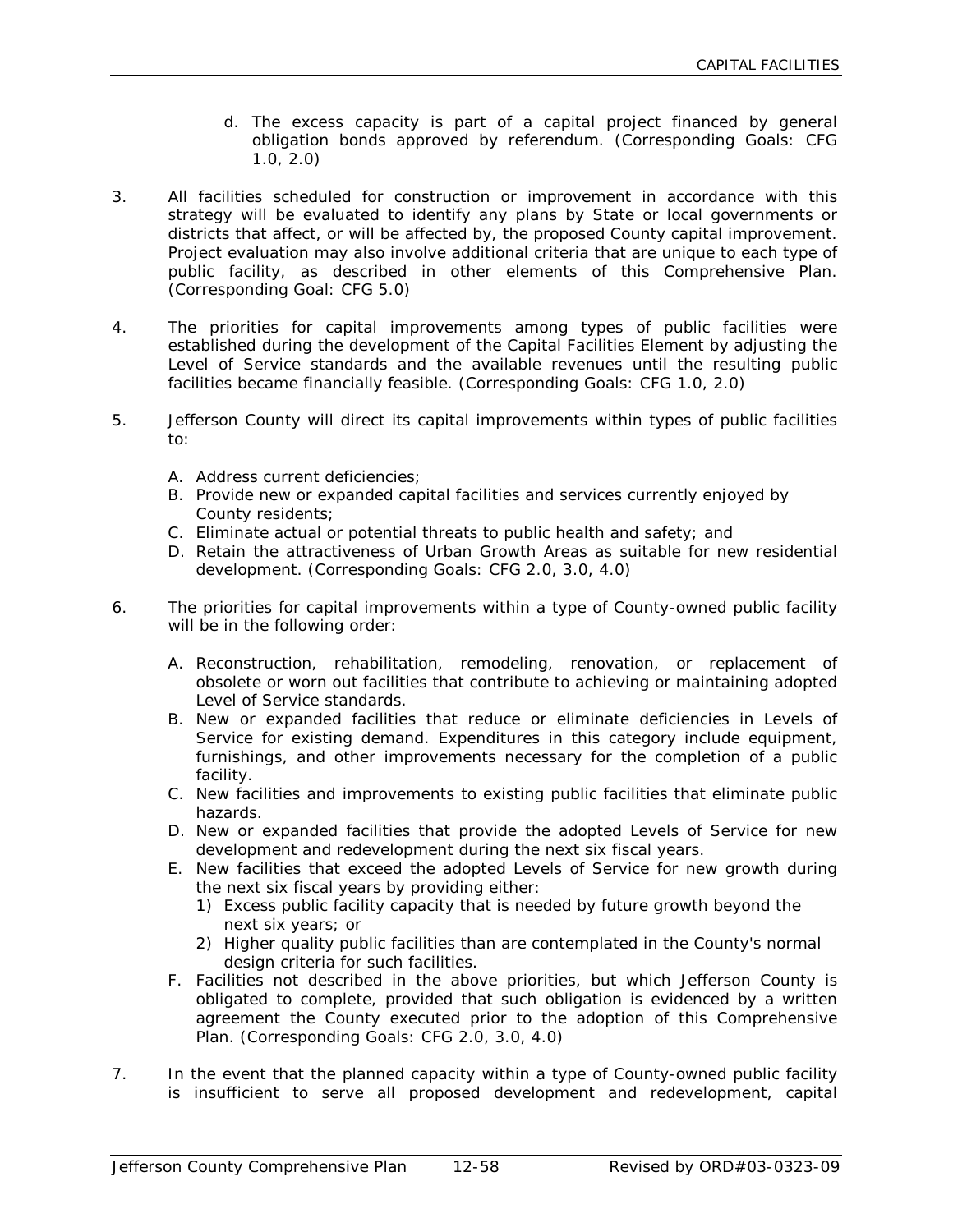d. The excess capacity is part of a capital project financed by general obligation bonds approved by referendum. (Corresponding Goals: CFG 1.0, 2.0)

3. All facilities scheduled for construction or improvement in accordance with this strategy will be evaluated to identify any plans by State or local governments or districts that affect, or will be affected by, the proposed County capital improvement. Project evaluation may also involve additional criteria that are unique to each type of public facility, as described in other elements of this Comprehensive Plan. (Corresponding Goal: CFG 5.0)

4. The priorities for capital improvements among types of public facilities were established during the development of the Capital Facilities Element by adjusting the Level of Service standards and the available revenues until the resulting public facilities became financially feasible. (Corresponding Goals: CFG 1.0, 2.0)

5. Jefferson County will direct its capital improvements within types of public facilities to:

   A. Address current deficiencies;
   B. Provide new or expanded capital facilities and services currently enjoyed by County residents;
   C. Eliminate actual or potential threats to public health and safety; and
   D. Retain the attractiveness of Urban Growth Areas as suitable for new residential development. (Corresponding Goals: CFG 2.0, 3.0, 4.0)

6. The priorities for capital improvements within a type of County-owned public facility will be in the following order:

   A. Reconstruction, rehabilitation, remodeling, renovation, or replacement of obsolete or worn out facilities that contribute to achieving or maintaining adopted Level of Service standards.
   B. New or expanded facilities that reduce or eliminate deficiencies in Levels of Service for existing demand. Expenditures in this category include equipment, furnishings, and other improvements necessary for the completion of a public facility.
   C. New facilities and improvements to existing public facilities that eliminate public hazards.
   D. New or expanded facilities that provide the adopted Levels of Service for new development and redevelopment during the next six fiscal years.
   E. New facilities that exceed the adopted Levels of Service for new growth during the next six fiscal years by providing either:
      1) Excess public facility capacity that is needed by future growth beyond the next six years; or
      2) Higher quality public facilities than are contemplated in the County's normal design criteria for such facilities.
   F. Facilities not described in the above priorities, but which Jefferson County is obligated to complete, provided that such obligation is evidenced by a written agreement the County executed prior to the adoption of this Comprehensive Plan. (Corresponding Goals: CFG 2.0, 3.0, 4.0)

7. In the event that the planned capacity within a type of County-owned public facility is insufficient to serve all proposed development and redevelopment, capital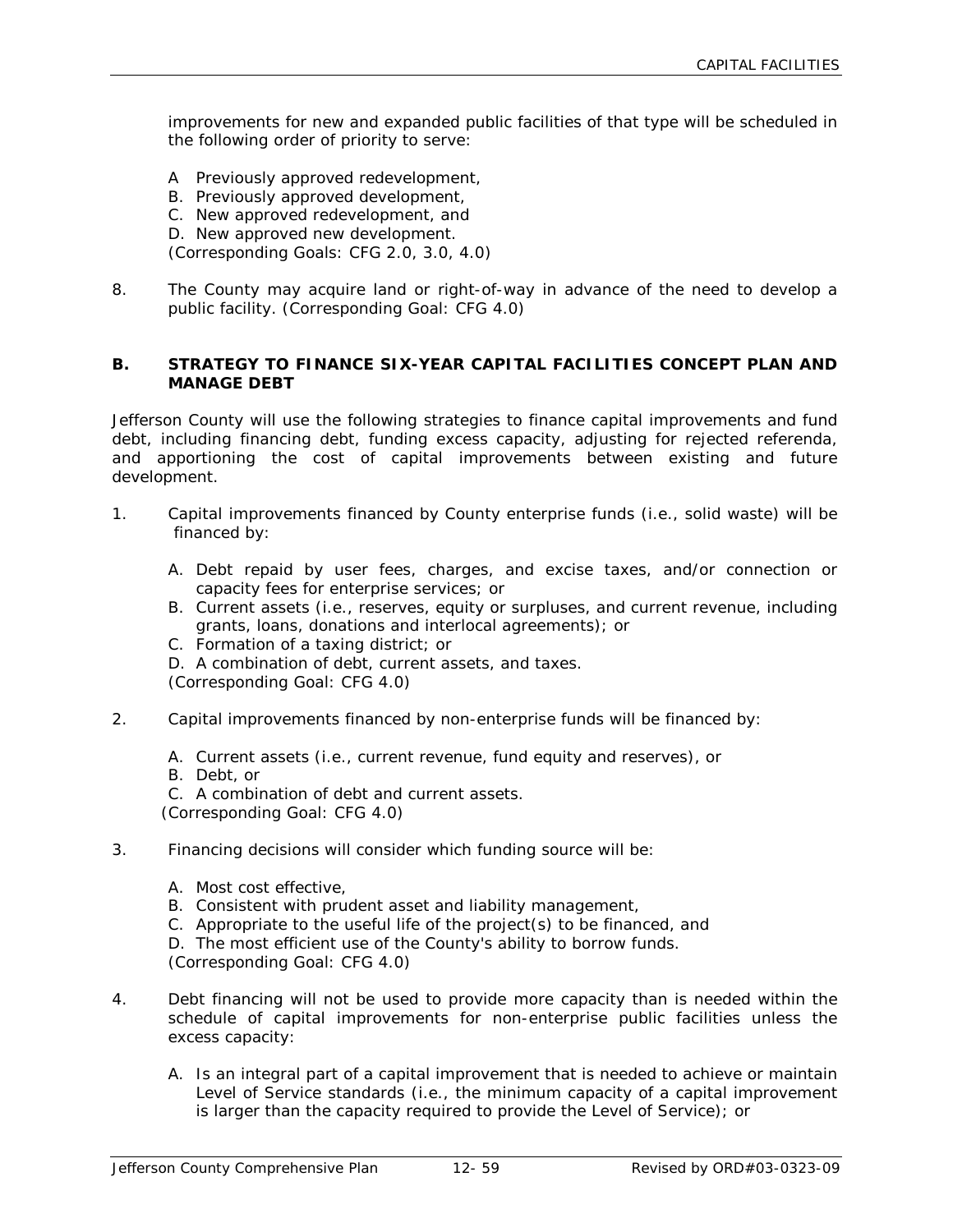improvements for new and expanded public facilities of that type will be scheduled in the following order of priority to serve:

A Previously approved redevelopment,
B. Previously approved development,
C. New approved redevelopment, and
D. New approved new development.
(Corresponding Goals: CFG 2.0, 3.0, 4.0)

8. The County may acquire land or right-of-way in advance of the need to develop a public facility. (Corresponding Goal: CFG 4.0)

## B. STRATEGY TO FINANCE SIX-YEAR CAPITAL FACILITIES CONCEPT PLAN AND MANAGE DEBT

Jefferson County will use the following strategies to finance capital improvements and fund debt, including financing debt, funding excess capacity, adjusting for rejected referenda, and apportioning the cost of capital improvements between existing and future development.

1. Capital improvements financed by County enterprise funds (i.e., solid waste) will be financed by:

   A. Debt repaid by user fees, charges, and excise taxes, and/or connection or capacity fees for enterprise services; or
   B. Current assets (i.e., reserves, equity or surpluses, and current revenue, including grants, loans, donations and interlocal agreements); or
   C. Formation of a taxing district; or
   D. A combination of debt, current assets, and taxes.
   (Corresponding Goal: CFG 4.0)

2. Capital improvements financed by non-enterprise funds will be financed by:

   A. Current assets (i.e., current revenue, fund equity and reserves), or
   B. Debt, or
   C. A combination of debt and current assets.
   (Corresponding Goal: CFG 4.0)

3. Financing decisions will consider which funding source will be:

   A. Most cost effective,
   B. Consistent with prudent asset and liability management,
   C. Appropriate to the useful life of the project(s) to be financed, and
   D. The most efficient use of the County's ability to borrow funds.
   (Corresponding Goal: CFG 4.0)

4. Debt financing will not be used to provide more capacity than is needed within the schedule of capital improvements for non-enterprise public facilities unless the excess capacity:

   A. Is an integral part of a capital improvement that is needed to achieve or maintain Level of Service standards (i.e., the minimum capacity of a capital improvement is larger than the capacity required to provide the Level of Service); or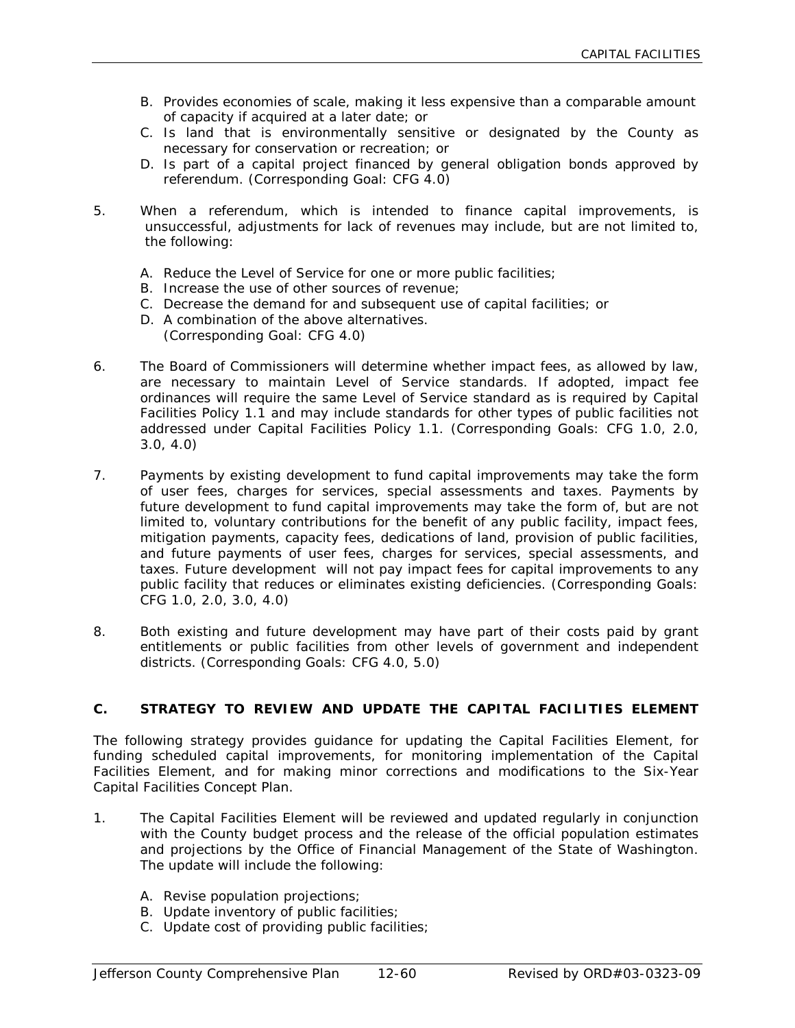B. Provides economies of scale, making it less expensive than a comparable amount of capacity if acquired at a later date; or
C. Is land that is environmentally sensitive or designated by the County as necessary for conservation or recreation; or
D. Is part of a capital project financed by general obligation bonds approved by referendum. (Corresponding Goal: CFG 4.0)

5. When a referendum, which is intended to finance capital improvements, is unsuccessful, adjustments for lack of revenues may include, but are not limited to, the following:

   A. Reduce the Level of Service for one or more public facilities;
   B. Increase the use of other sources of revenue;
   C. Decrease the demand for and subsequent use of capital facilities; or
   D. A combination of the above alternatives.
   (Corresponding Goal: CFG 4.0)

6. The Board of Commissioners will determine whether impact fees, as allowed by law, are necessary to maintain Level of Service standards. If adopted, impact fee ordinances will require the same Level of Service standard as is required by Capital Facilities Policy 1.1 and may include standards for other types of public facilities not addressed under Capital Facilities Policy 1.1. (Corresponding Goals: CFG 1.0, 2.0, 3.0, 4.0)

7. Payments by existing development to fund capital improvements may take the form of user fees, charges for services, special assessments and taxes. Payments by future development to fund capital improvements may take the form of, but are not limited to, voluntary contributions for the benefit of any public facility, impact fees, mitigation payments, capacity fees, dedications of land, provision of public facilities, and future payments of user fees, charges for services, special assessments, and taxes. Future development will not pay impact fees for capital improvements to any public facility that reduces or eliminates existing deficiencies. (Corresponding Goals: CFG 1.0, 2.0, 3.0, 4.0)

8. Both existing and future development may have part of their costs paid by grant entitlements or public facilities from other levels of government and independent districts. (Corresponding Goals: CFG 4.0, 5.0)

## C. STRATEGY TO REVIEW AND UPDATE THE CAPITAL FACILITIES ELEMENT

The following strategy provides guidance for updating the Capital Facilities Element, for funding scheduled capital improvements, for monitoring implementation of the Capital Facilities Element, and for making minor corrections and modifications to the Six-Year Capital Facilities Concept Plan.

1. The Capital Facilities Element will be reviewed and updated regularly in conjunction with the County budget process and the release of the official population estimates and projections by the Office of Financial Management of the State of Washington. The update will include the following:

   A. Revise population projections;
   B. Update inventory of public facilities;
   C. Update cost of providing public facilities;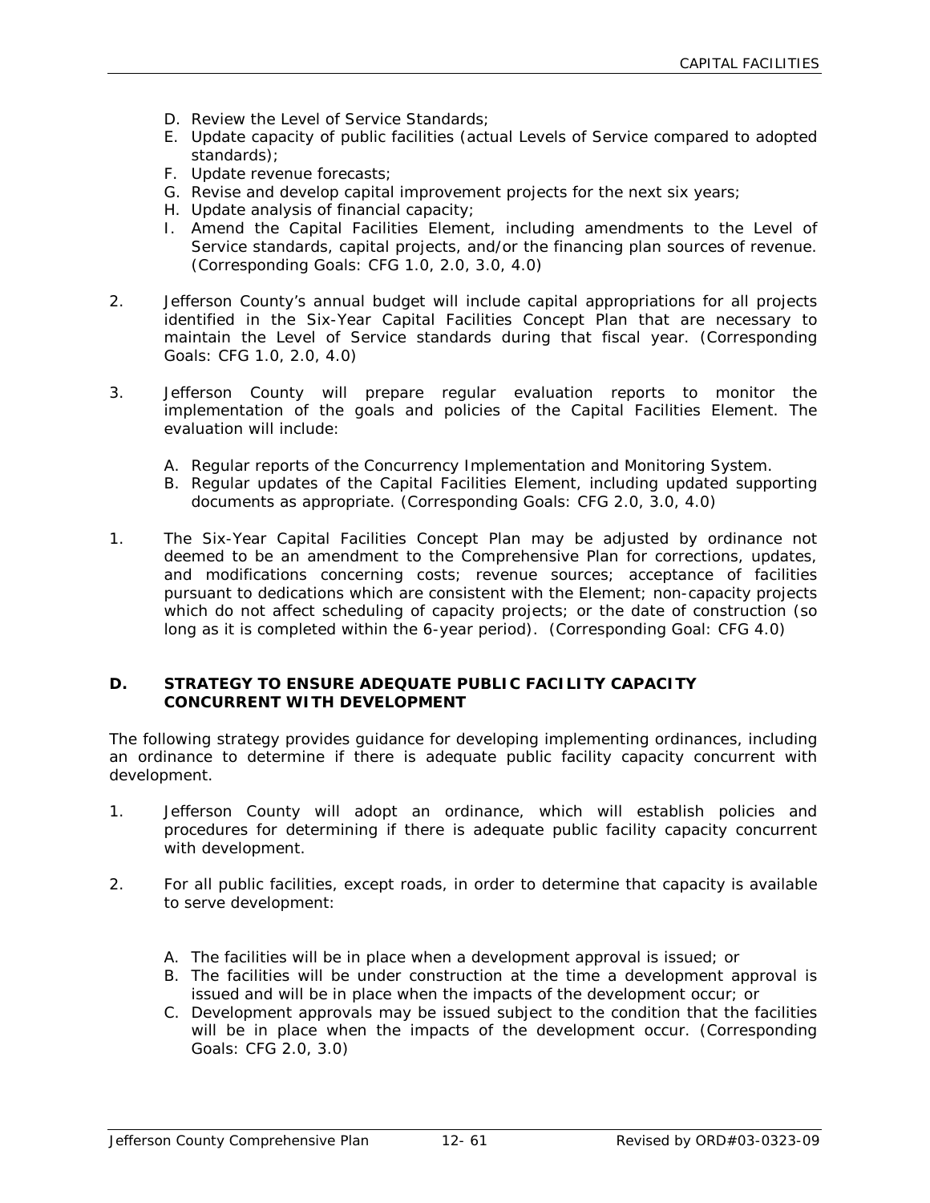D. Review the Level of Service Standards;
E. Update capacity of public facilities (actual Levels of Service compared to adopted standards);
F. Update revenue forecasts;
G. Revise and develop capital improvement projects for the next six years;
H. Update analysis of financial capacity;
I. Amend the Capital Facilities Element, including amendments to the Level of Service standards, capital projects, and/or the financing plan sources of revenue. (Corresponding Goals: CFG 1.0, 2.0, 3.0, 4.0)

2. Jefferson County's annual budget will include capital appropriations for all projects identified in the Six-Year Capital Facilities Concept Plan that are necessary to maintain the Level of Service standards during that fiscal year. (Corresponding Goals: CFG 1.0, 2.0, 4.0)

3. Jefferson County will prepare regular evaluation reports to monitor the implementation of the goals and policies of the Capital Facilities Element. The evaluation will include:

   A. Regular reports of the Concurrency Implementation and Monitoring System.
   B. Regular updates of the Capital Facilities Element, including updated supporting documents as appropriate. (Corresponding Goals: CFG 2.0, 3.0, 4.0)

1. The Six-Year Capital Facilities Concept Plan may be adjusted by ordinance not deemed to be an amendment to the Comprehensive Plan for corrections, updates, and modifications concerning costs; revenue sources; acceptance of facilities pursuant to dedications which are consistent with the Element; non-capacity projects which do not affect scheduling of capacity projects; or the date of construction (so long as it is completed within the 6-year period). (Corresponding Goal: CFG 4.0)

## D. STRATEGY TO ENSURE ADEQUATE PUBLIC FACILITY CAPACITY CONCURRENT WITH DEVELOPMENT

The following strategy provides guidance for developing implementing ordinances, including an ordinance to determine if there is adequate public facility capacity concurrent with development.

1. Jefferson County will adopt an ordinance, which will establish policies and procedures for determining if there is adequate public facility capacity concurrent with development.

2. For all public facilities, except roads, in order to determine that capacity is available to serve development:

   A. The facilities will be in place when a development approval is issued; or
   B. The facilities will be under construction at the time a development approval is issued and will be in place when the impacts of the development occur; or
   C. Development approvals may be issued subject to the condition that the facilities will be in place when the impacts of the development occur. (Corresponding Goals: CFG 2.0, 3.0)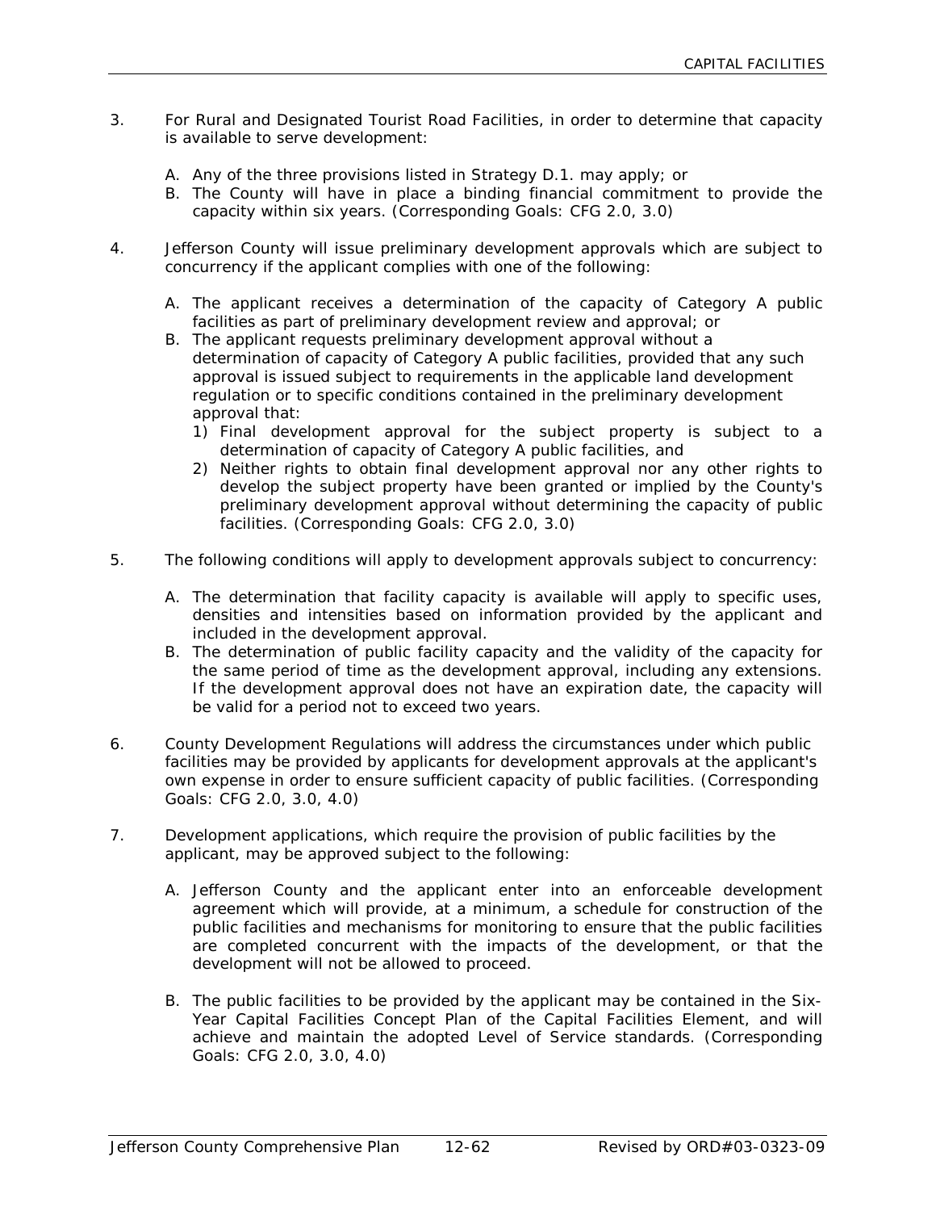3. For Rural and Designated Tourist Road Facilities, in order to determine that capacity is available to serve development:

   A. Any of the three provisions listed in Strategy D.1. may apply; or
   B. The County will have in place a binding financial commitment to provide the capacity within six years. (Corresponding Goals: CFG 2.0, 3.0)

4. Jefferson County will issue preliminary development approvals which are subject to concurrency if the applicant complies with one of the following:

   A. The applicant receives a determination of the capacity of Category A public facilities as part of preliminary development review and approval; or
   B. The applicant requests preliminary development approval without a determination of capacity of Category A public facilities, provided that any such approval is issued subject to requirements in the applicable land development regulation or to specific conditions contained in the preliminary development approval that:
      1) Final development approval for the subject property is subject to a determination of capacity of Category A public facilities, and
      2) Neither rights to obtain final development approval nor any other rights to develop the subject property have been granted or implied by the County's preliminary development approval without determining the capacity of public facilities. (Corresponding Goals: CFG 2.0, 3.0)

5. The following conditions will apply to development approvals subject to concurrency:

   A. The determination that facility capacity is available will apply to specific uses, densities and intensities based on information provided by the applicant and included in the development approval.
   B. The determination of public facility capacity and the validity of the capacity for the same period of time as the development approval, including any extensions. If the development approval does not have an expiration date, the capacity will be valid for a period not to exceed two years.

6. County Development Regulations will address the circumstances under which public facilities may be provided by applicants for development approvals at the applicant's own expense in order to ensure sufficient capacity of public facilities. (Corresponding Goals: CFG 2.0, 3.0, 4.0)

7. Development applications, which require the provision of public facilities by the applicant, may be approved subject to the following:

   A. Jefferson County and the applicant enter into an enforceable development agreement which will provide, at a minimum, a schedule for construction of the public facilities and mechanisms for monitoring to ensure that the public facilities are completed concurrent with the impacts of the development, or that the development will not be allowed to proceed.

   B. The public facilities to be provided by the applicant may be contained in the Six-Year Capital Facilities Concept Plan of the Capital Facilities Element, and will achieve and maintain the adopted Level of Service standards. (Corresponding Goals: CFG 2.0, 3.0, 4.0)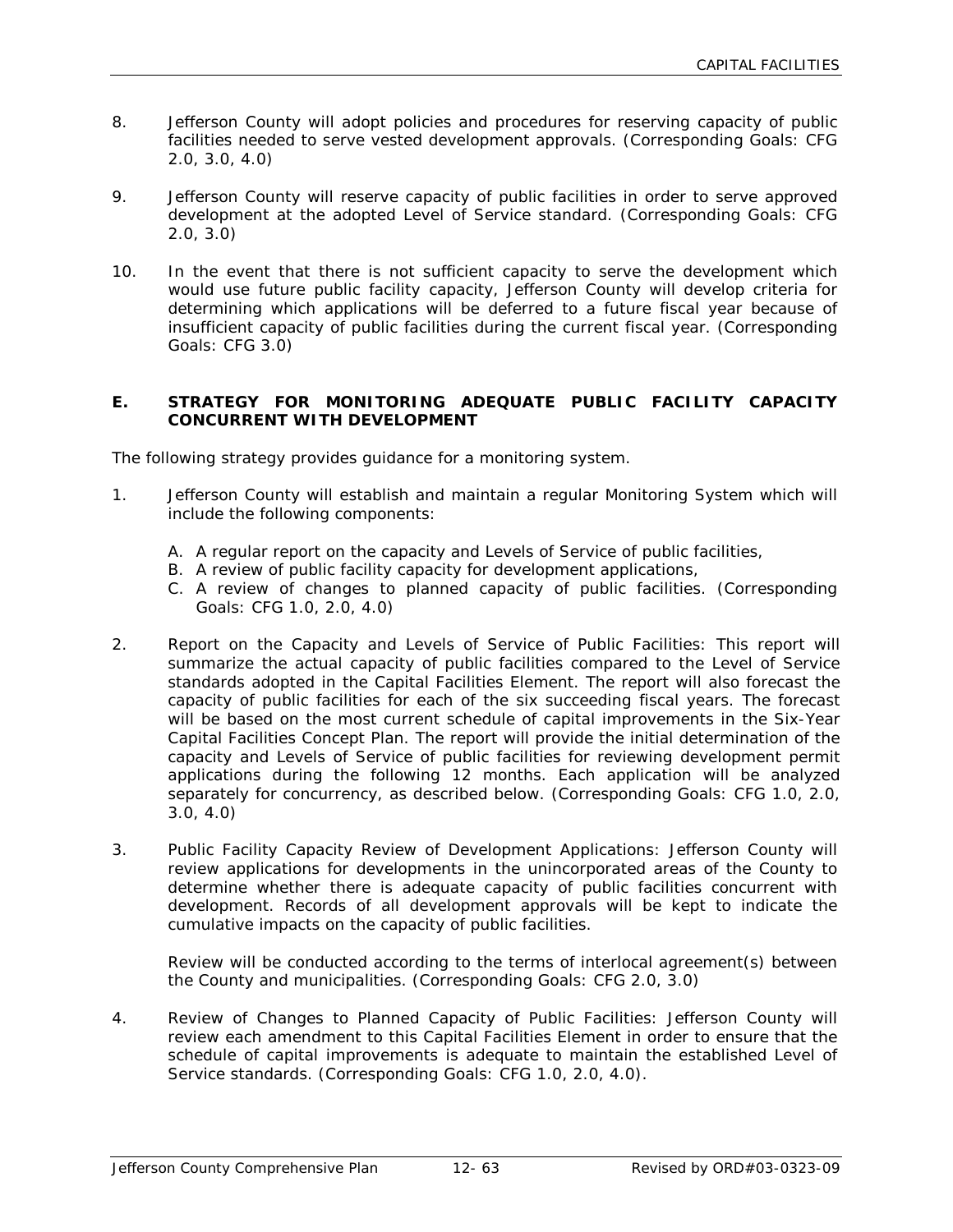8. Jefferson County will adopt policies and procedures for reserving capacity of public facilities needed to serve vested development approvals. (Corresponding Goals: CFG 2.0, 3.0, 4.0)

9. Jefferson County will reserve capacity of public facilities in order to serve approved development at the adopted Level of Service standard. (Corresponding Goals: CFG 2.0, 3.0)

10. In the event that there is not sufficient capacity to serve the development which would use future public facility capacity, Jefferson County will develop criteria for determining which applications will be deferred to a future fiscal year because of insufficient capacity of public facilities during the current fiscal year. (Corresponding Goals: CFG 3.0)

## E. STRATEGY FOR MONITORING ADEQUATE PUBLIC FACILITY CAPACITY CONCURRENT WITH DEVELOPMENT

The following strategy provides guidance for a monitoring system.

1. Jefferson County will establish and maintain a regular Monitoring System which will include the following components:

   A. A regular report on the capacity and Levels of Service of public facilities,
   B. A review of public facility capacity for development applications,
   C. A review of changes to planned capacity of public facilities. (Corresponding Goals: CFG 1.0, 2.0, 4.0)

2. Report on the Capacity and Levels of Service of Public Facilities: This report will summarize the actual capacity of public facilities compared to the Level of Service standards adopted in the Capital Facilities Element. The report will also forecast the capacity of public facilities for each of the six succeeding fiscal years. The forecast will be based on the most current schedule of capital improvements in the Six-Year Capital Facilities Concept Plan. The report will provide the initial determination of the capacity and Levels of Service of public facilities for reviewing development permit applications during the following 12 months. Each application will be analyzed separately for concurrency, as described below. (Corresponding Goals: CFG 1.0, 2.0, 3.0, 4.0)

3. Public Facility Capacity Review of Development Applications: Jefferson County will review applications for developments in the unincorporated areas of the County to determine whether there is adequate capacity of public facilities concurrent with development. Records of all development approvals will be kept to indicate the cumulative impacts on the capacity of public facilities.

   Review will be conducted according to the terms of interlocal agreement(s) between the County and municipalities. (Corresponding Goals: CFG 2.0, 3.0)

4. Review of Changes to Planned Capacity of Public Facilities: Jefferson County will review each amendment to this Capital Facilities Element in order to ensure that the schedule of capital improvements is adequate to maintain the established Level of Service standards. (Corresponding Goals: CFG 1.0, 2.0, 4.0).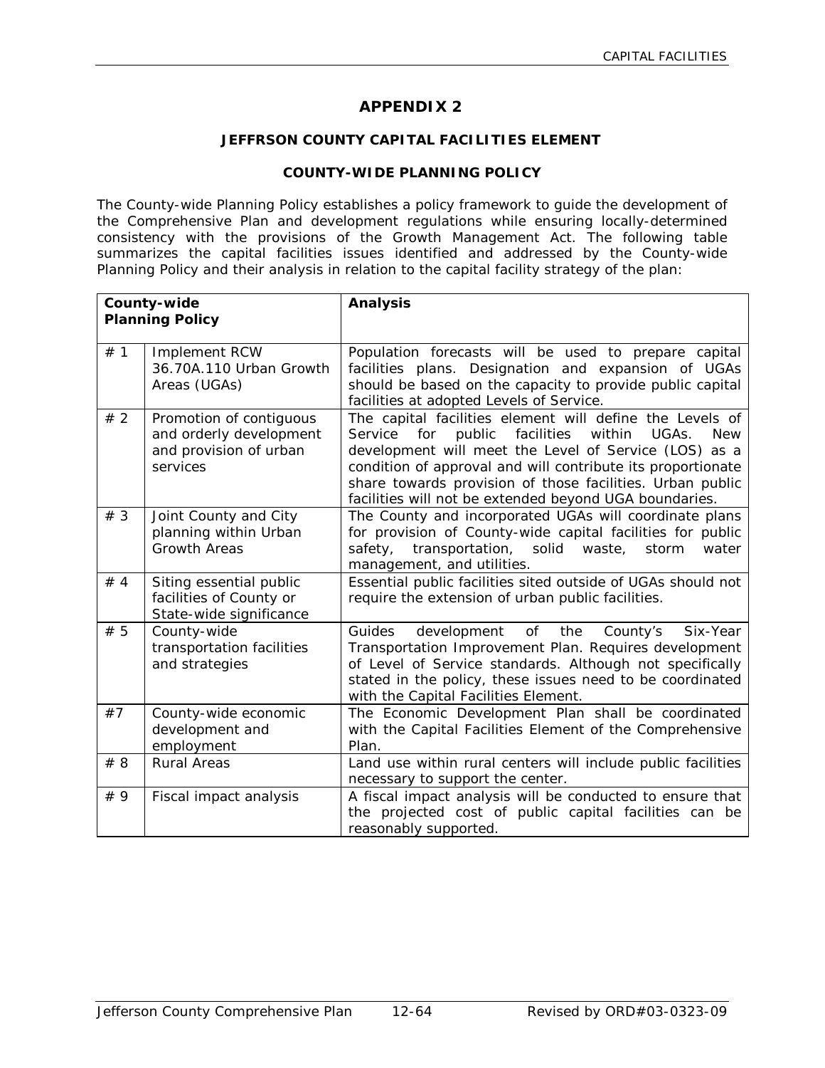# APPENDIX 2

## JEFFRSON COUNTY CAPITAL FACILITIES ELEMENT

### COUNTY-WIDE PLANNING POLICY

The County-wide Planning Policy establishes a policy framework to guide the development of the Comprehensive Plan and development regulations while ensuring locally-determined consistency with the provisions of the Growth Management Act. The following table summarizes the capital facilities issues identified and addressed by the County-wide Planning Policy and their analysis in relation to the capital facility strategy of the plan:

| **County-wide Planning Policy** | | **Analysis** |
|---|---|---|
| # 1 | Implement RCW 36.70A.110 Urban Growth Areas (UGAs) | Population forecasts will be used to prepare capital facilities plans. Designation and expansion of UGAs should be based on the capacity to provide public capital facilities at adopted Levels of Service. |
| # 2 | Promotion of contiguous and orderly development and provision of urban services | The capital facilities element will define the Levels of Service for public facilities within UGAs. New development will meet the Level of Service (LOS) as a condition of approval and will contribute its proportionate share towards provision of those facilities. Urban public facilities will not be extended beyond UGA boundaries. |
| # 3 | Joint County and City planning within Urban Growth Areas | The County and incorporated UGAs will coordinate plans for provision of County-wide capital facilities for public safety, transportation, solid waste, storm water management, and utilities. |
| # 4 | Siting essential public facilities of County or State-wide significance | Essential public facilities sited outside of UGAs should not require the extension of urban public facilities. |
| # 5 | County-wide transportation facilities and strategies | Guides development of the County's Six-Year Transportation Improvement Plan. Requires development of Level of Service standards. Although not specifically stated in the policy, these issues need to be coordinated with the Capital Facilities Element. |
| #7 | County-wide economic development and employment | The Economic Development Plan shall be coordinated with the Capital Facilities Element of the Comprehensive Plan. |
| # 8 | Rural Areas | Land use within rural centers will include public facilities necessary to support the center. |
| # 9 | Fiscal impact analysis | A fiscal impact analysis will be conducted to ensure that the projected cost of public capital facilities can be reasonably supported. |